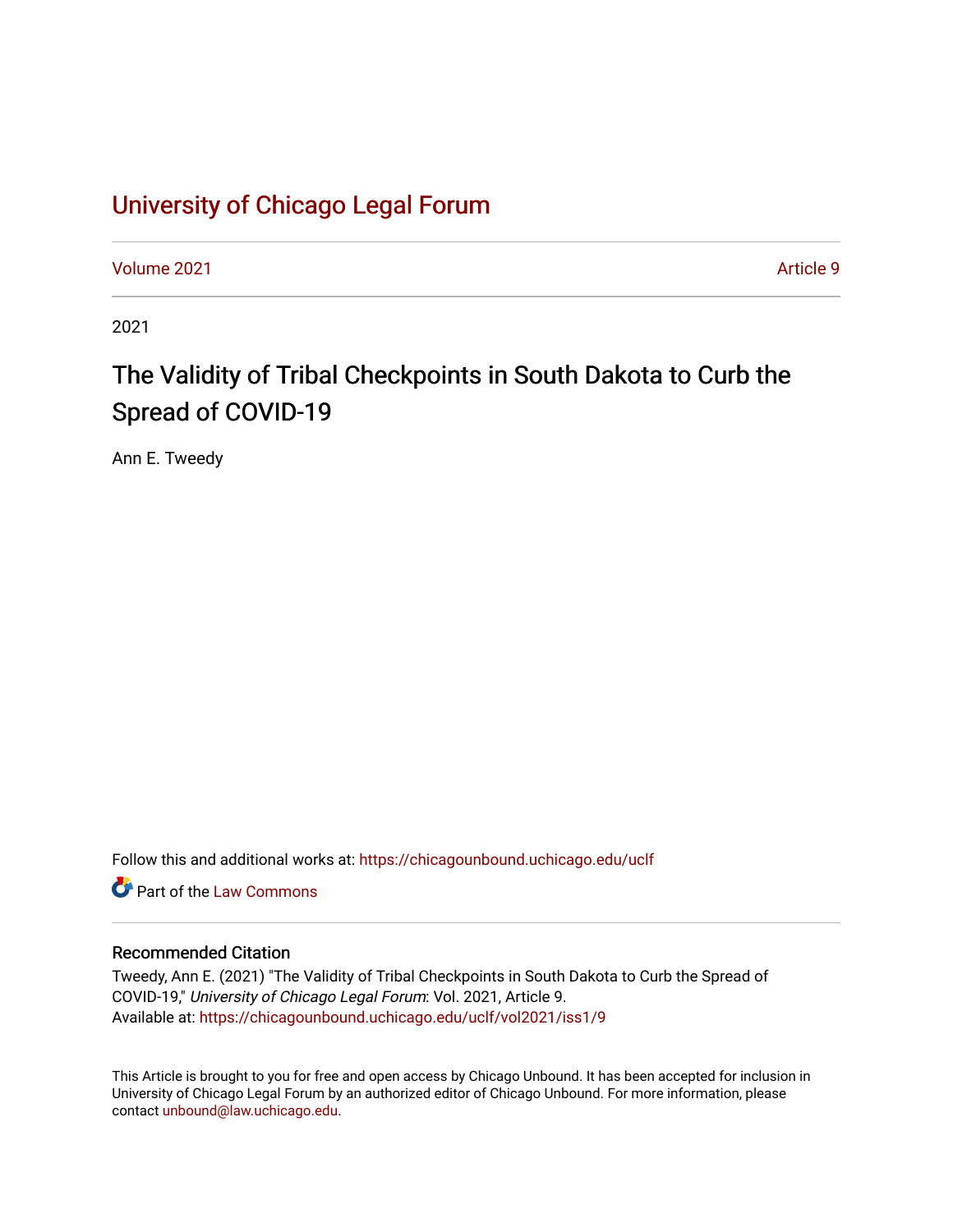# University of Chicago Legal Forum

Volume 2021 Article 9

2021

## The Validity of Tribal Checkpoints in South Dakota to Curb the Spread of COVID-19

Ann E. Tweedy

Follow this and additional works at: https://chicagounbound.uchicago.edu/uclf

Part of the Law Commons

### Recommended Citation

Tweedy, Ann E. (2021) "The Validity of Tribal Checkpoints in South Dakota to Curb the Spread of COVID-19," *University of Chicago Legal Forum*: Vol. 2021, Article 9.
Available at: https://chicagounbound.uchicago.edu/uclf/vol2021/iss1/9

This Article is brought to you for free and open access by Chicago Unbound. It has been accepted for inclusion in University of Chicago Legal Forum by an authorized editor of Chicago Unbound. For more information, please contact unbound@law.uchicago.edu.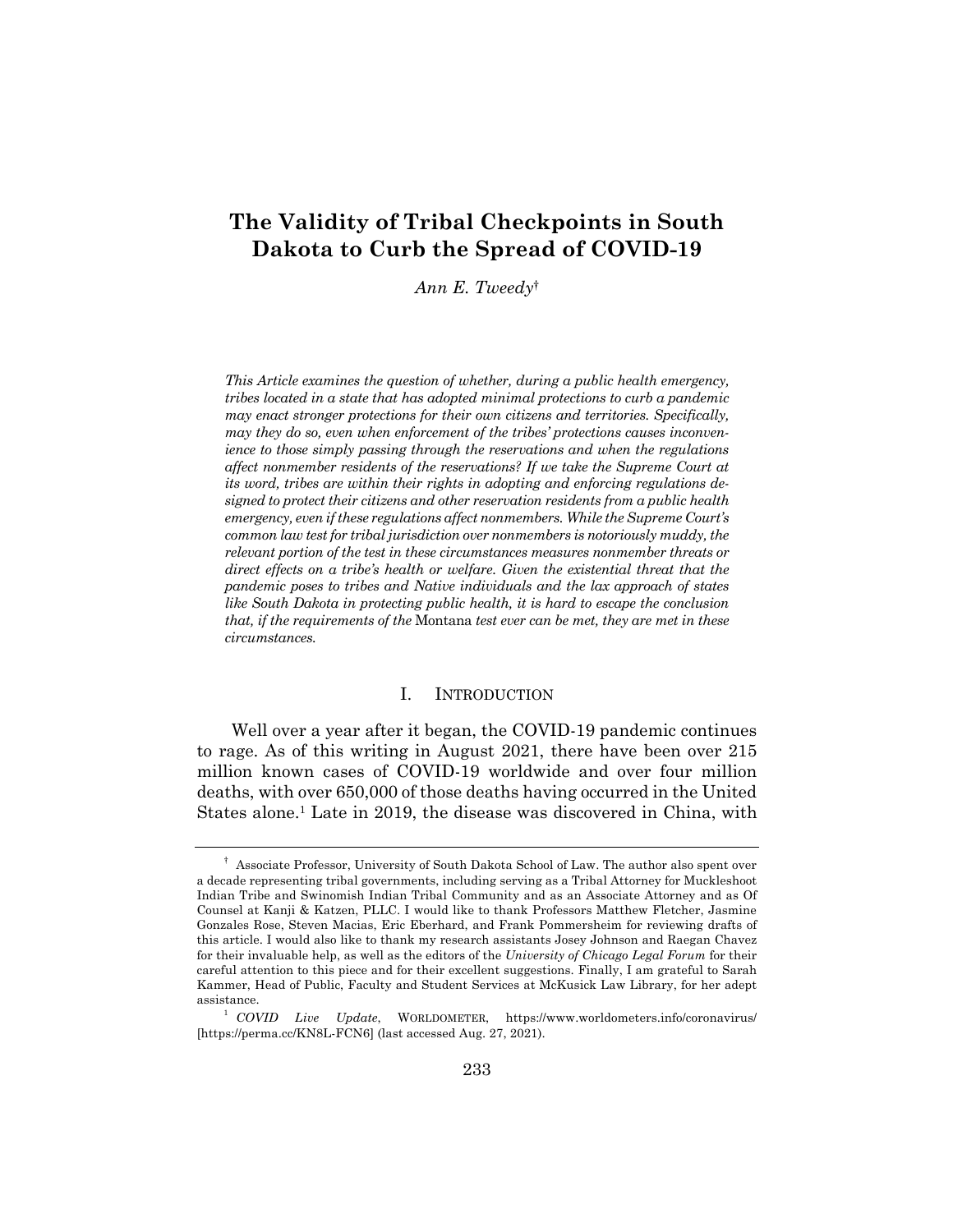# The Validity of Tribal Checkpoints in South Dakota to Curb the Spread of COVID-19

*Ann E. Tweedy*†

*This Article examines the question of whether, during a public health emergency, tribes located in a state that has adopted minimal protections to curb a pandemic may enact stronger protections for their own citizens and territories. Specifically, may they do so, even when enforcement of the tribes' protections causes inconvenience to those simply passing through the reservations and when the regulations affect nonmember residents of the reservations? If we take the Supreme Court at its word, tribes are within their rights in adopting and enforcing regulations designed to protect their citizens and other reservation residents from a public health emergency, even if these regulations affect nonmembers. While the Supreme Court's common law test for tribal jurisdiction over nonmembers is notoriously muddy, the relevant portion of the test in these circumstances measures nonmember threats or direct effects on a tribe's health or welfare. Given the existential threat that the pandemic poses to tribes and Native individuals and the lax approach of states like South Dakota in protecting public health, it is hard to escape the conclusion that, if the requirements of the* Montana *test ever can be met, they are met in these circumstances.*

## I. Introduction

Well over a year after it began, the COVID-19 pandemic continues to rage. As of this writing in August 2021, there have been over 215 million known cases of COVID-19 worldwide and over four million deaths, with over 650,000 of those deaths having occurred in the United States alone.[1] Late in 2019, the disease was discovered in China, with

---

† Associate Professor, University of South Dakota School of Law. The author also spent over a decade representing tribal governments, including serving as a Tribal Attorney for Muckleshoot Indian Tribe and Swinomish Indian Tribal Community and as an Associate Attorney and as Of Counsel at Kanji & Katzen, PLLC. I would like to thank Professors Matthew Fletcher, Jasmine Gonzales Rose, Steven Macias, Eric Eberhard, and Frank Pommersheim for reviewing drafts of this article. I would also like to thank my research assistants Josey Johnson and Raegan Chavez for their invaluable help, as well as the editors of the *University of Chicago Legal Forum* for their careful attention to this piece and for their excellent suggestions. Finally, I am grateful to Sarah Kammer, Head of Public, Faculty and Student Services at McKusick Law Library, for her adept assistance.

[1] *COVID Live Update*, WORLDOMETER, https://www.worldometers.info/coronavirus/ [https://perma.cc/KN8L-FCN6] (last accessed Aug. 27, 2021).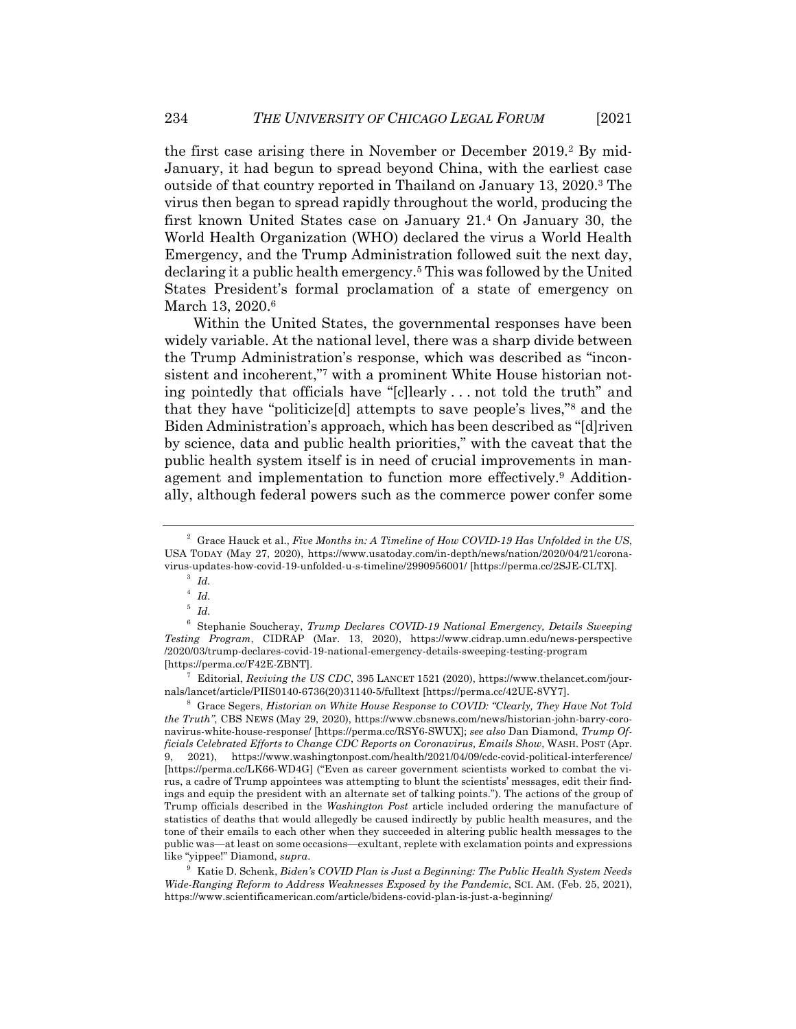the first case arising there in November or December 2019.[2] By mid-January, it had begun to spread beyond China, with the earliest case outside of that country reported in Thailand on January 13, 2020.[3] The virus then began to spread rapidly throughout the world, producing the first known United States case on January 21.[4] On January 30, the World Health Organization (WHO) declared the virus a World Health Emergency, and the Trump Administration followed suit the next day, declaring it a public health emergency.[5] This was followed by the United States President's formal proclamation of a state of emergency on March 13, 2020.[6]

Within the United States, the governmental responses have been widely variable. At the national level, there was a sharp divide between the Trump Administration's response, which was described as "inconsistent and incoherent,"[7] with a prominent White House historian noting pointedly that officials have "[c]learly . . . not told the truth" and that they have "politicize[d] attempts to save people's lives,"[8] and the Biden Administration's approach, which has been described as "[d]riven by science, data and public health priorities," with the caveat that the public health system itself is in need of crucial improvements in management and implementation to function more effectively.[9] Additionally, although federal powers such as the commerce power confer some

---

[2] Grace Hauck et al., *Five Months in: A Timeline of How COVID-19 Has Unfolded in the US*, USA TODAY (May 27, 2020), https://www.usatoday.com/in-depth/news/nation/2020/04/21/coronavirus-updates-how-covid-19-unfolded-u-s-timeline/2990956001/ [https://perma.cc/2SJE-CLTX].

[3] *Id.*

[4] *Id.*

[5] *Id.*

[6] Stephanie Soucheray, *Trump Declares COVID-19 National Emergency, Details Sweeping Testing Program*, CIDRAP (Mar. 13, 2020), https://www.cidrap.umn.edu/news-perspective/2020/03/trump-declares-covid-19-national-emergency-details-sweeping-testing-program [https://perma.cc/F42E-ZBNT].

[7] Editorial, *Reviving the US CDC*, 395 LANCET 1521 (2020), https://www.thelancet.com/journals/lancet/article/PIIS0140-6736(20)31140-5/fulltext [https://perma.cc/42UE-8VY7].

[8] Grace Segers, *Historian on White House Response to COVID: "Clearly, They Have Not Told the Truth"*, CBS NEWS (May 29, 2020), https://www.cbsnews.com/news/historian-john-barry-coronavirus-white-house-response/ [https://perma.cc/RSY6-SWUX]; *see also* Dan Diamond, *Trump Officials Celebrated Efforts to Change CDC Reports on Coronavirus, Emails Show*, WASH. POST (Apr. 9, 2021), https://www.washingtonpost.com/health/2021/04/09/cdc-covid-political-interference/ [https://perma.cc/LK66-WD4G] ("Even as career government scientists worked to combat the virus, a cadre of Trump appointees was attempting to blunt the scientists' messages, edit their findings and equip the president with an alternate set of talking points."). The actions of the group of Trump officials described in the *Washington Post* article included ordering the manufacture of statistics of deaths that would allegedly be caused indirectly by public health measures, and the tone of their emails to each other when they succeeded in altering public health messages to the public was—at least on some occasions—exultant, replete with exclamation points and expressions like "yippee!" Diamond, *supra*.

[9] Katie D. Schenk, *Biden's COVID Plan is Just a Beginning: The Public Health System Needs Wide-Ranging Reform to Address Weaknesses Exposed by the Pandemic*, SCI. AM. (Feb. 25, 2021), https://www.scientificamerican.com/article/bidens-covid-plan-is-just-a-beginning/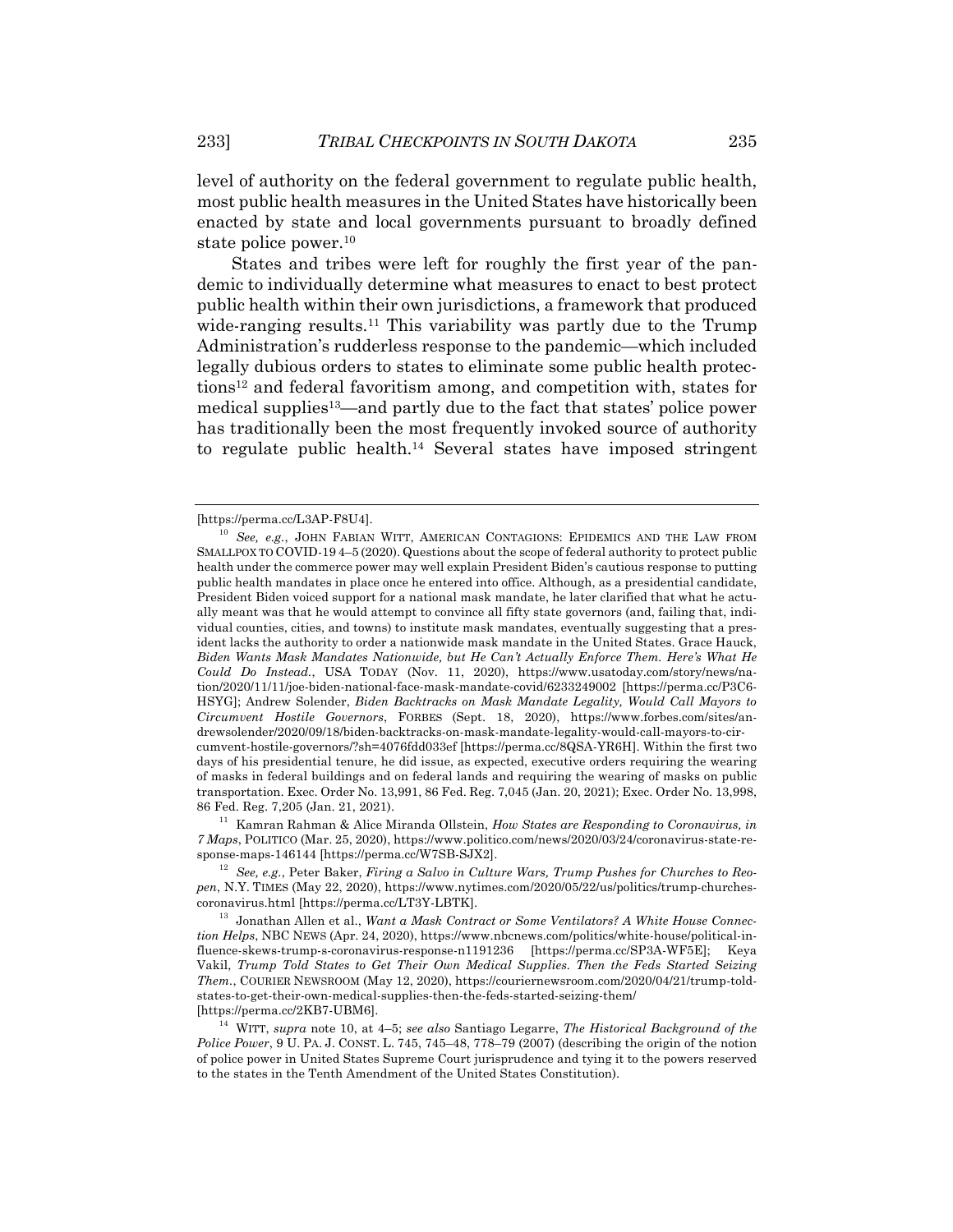level of authority on the federal government to regulate public health, most public health measures in the United States have historically been enacted by state and local governments pursuant to broadly defined state police power.[10]

States and tribes were left for roughly the first year of the pandemic to individually determine what measures to enact to best protect public health within their own jurisdictions, a framework that produced wide-ranging results.[11] This variability was partly due to the Trump Administration's rudderless response to the pandemic—which included legally dubious orders to states to eliminate some public health protections[12] and federal favoritism among, and competition with, states for medical supplies[13]—and partly due to the fact that states' police power has traditionally been the most frequently invoked source of authority to regulate public health.[14] Several states have imposed stringent

---

[https://perma.cc/L3AP-F8U4].

[10] *See, e.g.*, JOHN FABIAN WITT, AMERICAN CONTAGIONS: EPIDEMICS AND THE LAW FROM SMALLPOX TO COVID-19 4–5 (2020). Questions about the scope of federal authority to protect public health under the commerce power may well explain President Biden's cautious response to putting public health mandates in place once he entered into office. Although, as a presidential candidate, President Biden voiced support for a national mask mandate, he later clarified that what he actually meant was that he would attempt to convince all fifty state governors (and, failing that, individual counties, cities, and towns) to institute mask mandates, eventually suggesting that a president lacks the authority to order a nationwide mask mandate in the United States. Grace Hauck, *Biden Wants Mask Mandates Nationwide, but He Can't Actually Enforce Them. Here's What He Could Do Instead.*, USA TODAY (Nov. 11, 2020), https://www.usatoday.com/story/news/nation/2020/11/11/joe-biden-national-face-mask-mandate-covid/6233249002 [https://perma.cc/P3C6-HSYG]; Andrew Solender, *Biden Backtracks on Mask Mandate Legality, Would Call Mayors to Circumvent Hostile Governors*, FORBES (Sept. 18, 2020), https://www.forbes.com/sites/andrewsolender/2020/09/18/biden-backtracks-on-mask-mandate-legality-would-call-mayors-to-circumvent-hostile-governors/?sh=4076fdd033ef [https://perma.cc/8QSA-YR6H]. Within the first two days of his presidential tenure, he did issue, as expected, executive orders requiring the wearing of masks in federal buildings and on federal lands and requiring the wearing of masks on public transportation. Exec. Order No. 13,991, 86 Fed. Reg. 7,045 (Jan. 20, 2021); Exec. Order No. 13,998, 86 Fed. Reg. 7,205 (Jan. 21, 2021).

[11] Kamran Rahman & Alice Miranda Ollstein, *How States are Responding to Coronavirus, in 7 Maps*, POLITICO (Mar. 25, 2020), https://www.politico.com/news/2020/03/24/coronavirus-state-response-maps-146144 [https://perma.cc/W7SB-SJX2].

[12] *See, e.g.*, Peter Baker, *Firing a Salvo in Culture Wars, Trump Pushes for Churches to Reopen*, N.Y. TIMES (May 22, 2020), https://www.nytimes.com/2020/05/22/us/politics/trump-churches-coronavirus.html [https://perma.cc/LT3Y-LBTK].

[13] Jonathan Allen et al., *Want a Mask Contract or Some Ventilators? A White House Connection Helps*, NBC NEWS (Apr. 24, 2020), https://www.nbcnews.com/politics/white-house/political-influence-skews-trump-s-coronavirus-response-n1191236 [https://perma.cc/SP3A-WF5E]; Keya Vakil, *Trump Told States to Get Their Own Medical Supplies. Then the Feds Started Seizing Them.*, COURIER NEWSROOM (May 12, 2020), https://couriernewsroom.com/2020/04/21/trump-told-states-to-get-their-own-medical-supplies-then-the-feds-started-seizing-them/ [https://perma.cc/2KB7-UBM6].

[14] WITT, *supra* note 10, at 4–5; *see also* Santiago Legarre, *The Historical Background of the Police Power*, 9 U. PA. J. CONST. L. 745, 745–48, 778–79 (2007) (describing the origin of the notion of police power in United States Supreme Court jurisprudence and tying it to the powers reserved to the states in the Tenth Amendment of the United States Constitution).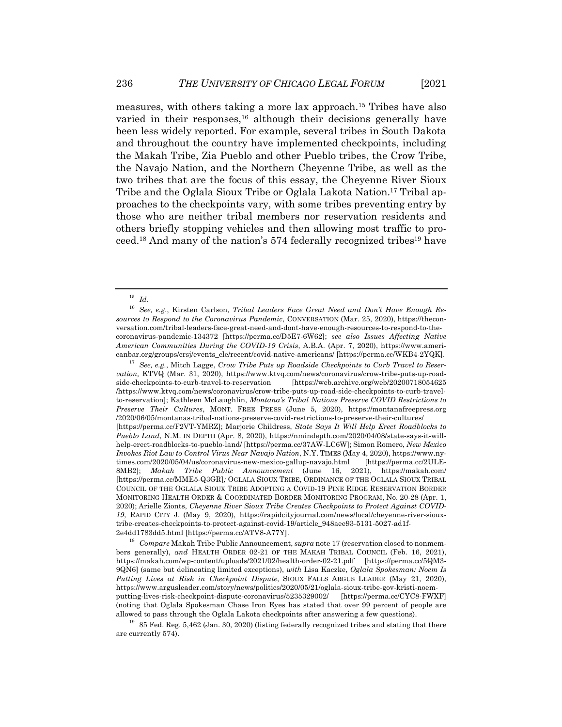measures, with others taking a more lax approach.[15] Tribes have also varied in their responses,[16] although their decisions generally have been less widely reported. For example, several tribes in South Dakota and throughout the country have implemented checkpoints, including the Makah Tribe, Zia Pueblo and other Pueblo tribes, the Crow Tribe, the Navajo Nation, and the Northern Cheyenne Tribe, as well as the two tribes that are the focus of this essay, the Cheyenne River Sioux Tribe and the Oglala Sioux Tribe or Oglala Lakota Nation.[17] Tribal approaches to the checkpoints vary, with some tribes preventing entry by those who are neither tribal members nor reservation residents and others briefly stopping vehicles and then allowing most traffic to proceed.[18] And many of the nation's 574 federally recognized tribes[19] have

---

[15] *Id.*

[16] *See, e.g.*, Kirsten Carlson, *Tribal Leaders Face Great Need and Don't Have Enough Resources to Respond to the Coronavirus Pandemic*, CONVERSATION (Mar. 25, 2020), https://theconversation.com/tribal-leaders-face-great-need-and-dont-have-enough-resources-to-respond-to-the-coronavirus-pandemic-134372 [https://perma.cc/D5E7-6W62]; *see also Issues Affecting Native American Communities During the COVID-19 Crisis*, A.B.A. (Apr. 7, 2020), https://www.americanbar.org/groups/crsj/events_cle/recent/covid-native-americans/ [https://perma.cc/WKB4-2YQK].

[17] *See, e.g.*, Mitch Lagge, *Crow Tribe Puts up Roadside Checkpoints to Curb Travel to Reservation,* KTVQ (Mar. 31, 2020), https://www.ktvq.com/news/coronavirus/crow-tribe-puts-up-road-side-checkpoints-to-curb-travel-to-reservation [https://web.archive.org/web/20200718054625/https://www.ktvq.com/news/coronavirus/crow-tribe-puts-up-road-side-checkpoints-to-curb-travel-to-reservation]; Kathleen McLaughlin, *Montana's Tribal Nations Preserve COVID Restrictions to Preserve Their Cultures*, MONT. FREE PRESS (June 5, 2020), https://montanafreepress.org/2020/06/05/montanas-tribal-nations-preserve-covid-restrictions-to-preserve-their-cultures/ [https://perma.cc/F2VT-YMRZ]; Marjorie Childress, *State Says It Will Help Erect Roadblocks to Pueblo Land*, N.M. IN DEPTH (Apr. 8, 2020), https://nmindepth.com/2020/04/08/state-says-it-will-help-erect-roadblocks-to-pueblo-land/ [https://perma.cc/37AW-LC6W]; Simon Romero, *New Mexico Invokes Riot Law to Control Virus Near Navajo Nation*, N.Y. TIMES (May 4, 2020), https://www.nytimes.com/2020/05/04/us/coronavirus-new-mexico-gallup-navajo.html [https://perma.cc/2ULE-8MB2]; *Makah Tribe Public Announcement* (June 16, 2021), https://makah.com/ [https://perma.cc/MME5-Q3GR]*;* OGLALA SIOUX TRIBE, ORDINANCE OF THE OGLALA SIOUX TRIBAL COUNCIL OF THE OGLALA SIOUX TRIBE ADOPTING A COVID-19 PINE RIDGE RESERVATION BORDER MONITORING HEALTH ORDER & COORDINATED BORDER MONITORING PROGRAM, No. 20-28 (Apr. 1, 2020); Arielle Zionts, *Cheyenne River Sioux Tribe Creates Checkpoints to Protect Against COVID-19*, RAPID CITY J. (May 9, 2020), https://rapidcityjournal.com/news/local/cheyenne-river-sioux-tribe-creates-checkpoints-to-protect-against-covid-19/article_948aee93-5131-5027-ad1f-2e4dd1783dd5.html [https://perma.cc/ATV8-A77Y].

[18] *Compare* Makah Tribe Public Announcement, *supra* note 17 (reservation closed to nonmembers generally), *and* HEALTH ORDER 02-21 OF THE MAKAH TRIBAL COUNCIL (Feb. 16, 2021), https://makah.com/wp-content/uploads/2021/02/health-order-02-21.pdf [https://perma.cc/5QM3-9QN6] (same but delineating limited exceptions), *with* Lisa Kaczke, *Oglala Spokesman: Noem Is Putting Lives at Risk in Checkpoint Dispute*, SIOUX FALLS ARGUS LEADER (May 21, 2020), https://www.argusleader.com/story/news/politics/2020/05/21/oglala-sioux-tribe-gov-kristi-noem-putting-lives-risk-checkpoint-dispute-coronavirus/5235329002/ [https://perma.cc/CYC8-FWXF] (noting that Oglala Spokesman Chase Iron Eyes has stated that over 99 percent of people are allowed to pass through the Oglala Lakota checkpoints after answering a few questions).

[19] 85 Fed. Reg. 5,462 (Jan. 30, 2020) (listing federally recognized tribes and stating that there are currently 574).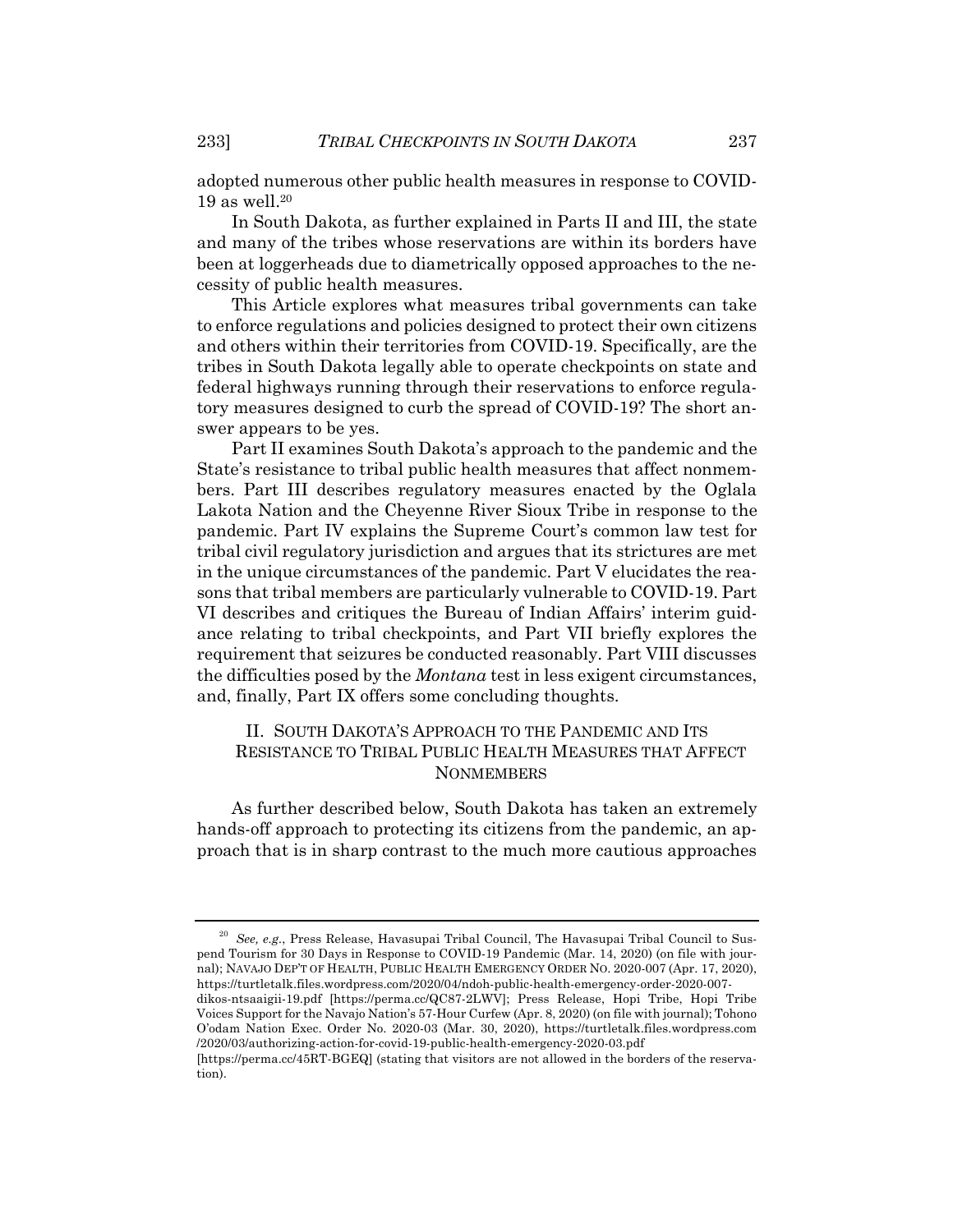adopted numerous other public health measures in response to COVID-19 as well.[20]

In South Dakota, as further explained in Parts II and III, the state and many of the tribes whose reservations are within its borders have been at loggerheads due to diametrically opposed approaches to the necessity of public health measures.

This Article explores what measures tribal governments can take to enforce regulations and policies designed to protect their own citizens and others within their territories from COVID-19. Specifically, are the tribes in South Dakota legally able to operate checkpoints on state and federal highways running through their reservations to enforce regulatory measures designed to curb the spread of COVID-19? The short answer appears to be yes.

Part II examines South Dakota's approach to the pandemic and the State's resistance to tribal public health measures that affect nonmembers. Part III describes regulatory measures enacted by the Oglala Lakota Nation and the Cheyenne River Sioux Tribe in response to the pandemic. Part IV explains the Supreme Court's common law test for tribal civil regulatory jurisdiction and argues that its strictures are met in the unique circumstances of the pandemic. Part V elucidates the reasons that tribal members are particularly vulnerable to COVID-19. Part VI describes and critiques the Bureau of Indian Affairs' interim guidance relating to tribal checkpoints, and Part VII briefly explores the requirement that seizures be conducted reasonably. Part VIII discusses the difficulties posed by the *Montana* test in less exigent circumstances, and, finally, Part IX offers some concluding thoughts.

## II. SOUTH DAKOTA'S APPROACH TO THE PANDEMIC AND ITS RESISTANCE TO TRIBAL PUBLIC HEALTH MEASURES THAT AFFECT NONMEMBERS

As further described below, South Dakota has taken an extremely hands-off approach to protecting its citizens from the pandemic, an approach that is in sharp contrast to the much more cautious approaches

---

[20] *See, e.g.*, Press Release, Havasupai Tribal Council, The Havasupai Tribal Council to Suspend Tourism for 30 Days in Response to COVID-19 Pandemic (Mar. 14, 2020) (on file with journal); NAVAJO DEP'T OF HEALTH, PUBLIC HEALTH EMERGENCY ORDER NO. 2020-007 (Apr. 17, 2020), https://turtletalk.files.wordpress.com/2020/04/ndoh-public-health-emergency-order-2020-007-dikos-ntsaaigii-19.pdf [https://perma.cc/QC87-2LWV]; Press Release, Hopi Tribe, Hopi Tribe Voices Support for the Navajo Nation's 57-Hour Curfew (Apr. 8, 2020) (on file with journal); Tohono O'odam Nation Exec. Order No. 2020-03 (Mar. 30, 2020), https://turtletalk.files.wordpress.com/2020/03/authorizing-action-for-covid-19-public-health-emergency-2020-03.pdf [https://perma.cc/45RT-BGEQ] (stating that visitors are not allowed in the borders of the reservation).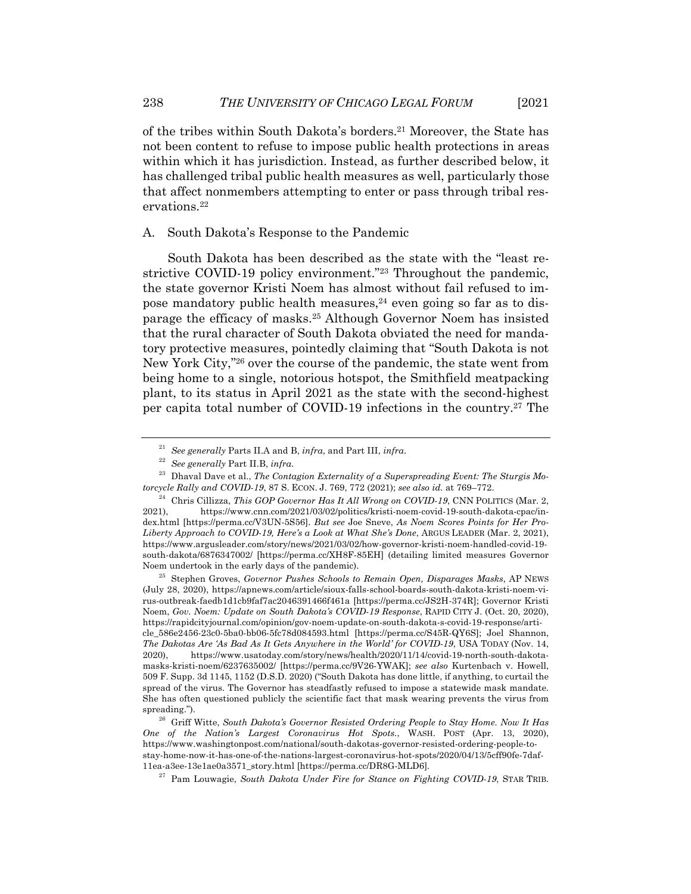of the tribes within South Dakota's borders.[21] Moreover, the State has not been content to refuse to impose public health protections in areas within which it has jurisdiction. Instead, as further described below, it has challenged tribal public health measures as well, particularly those that affect nonmembers attempting to enter or pass through tribal reservations.[22]

A. South Dakota's Response to the Pandemic

South Dakota has been described as the state with the "least restrictive COVID-19 policy environment."[23] Throughout the pandemic, the state governor Kristi Noem has almost without fail refused to impose mandatory public health measures,[24] even going so far as to disparage the efficacy of masks.[25] Although Governor Noem has insisted that the rural character of South Dakota obviated the need for mandatory protective measures, pointedly claiming that "South Dakota is not New York City,"[26] over the course of the pandemic, the state went from being home to a single, notorious hotspot, the Smithfield meatpacking plant, to its status in April 2021 as the state with the second-highest per capita total number of COVID-19 infections in the country.[27] The

---

[21] *See generally* Parts II.A and B, *infra*, and Part III, *infra*.

[22] *See generally* Part II.B, *infra*.

[23] Dhaval Dave et al., *The Contagion Externality of a Superspreading Event: The Sturgis Motorcycle Rally and COVID-19*, 87 S. ECON. J. 769, 772 (2021); *see also id.* at 769–772.

[24] Chris Cillizza, *This GOP Governor Has It All Wrong on COVID-19*, CNN POLITICS (Mar. 2, 2021), https://www.cnn.com/2021/03/02/politics/kristi-noem-covid-19-south-dakota-cpac/index.html [https://perma.cc/V3UN-5S56]. *But see* Joe Sneve, *As Noem Scores Points for Her Pro-Liberty Approach to COVID-19, Here's a Look at What She's Done*, ARGUS LEADER (Mar. 2, 2021), https://www.argusleader.com/story/news/2021/03/02/how-governor-kristi-noem-handled-covid-19-south-dakota/6876347002/ [https://perma.cc/XH8F-85EH] (detailing limited measures Governor Noem undertook in the early days of the pandemic).

[25] Stephen Groves, *Governor Pushes Schools to Remain Open, Disparages Masks*, AP NEWS (July 28, 2020), https://apnews.com/article/sioux-falls-school-boards-south-dakota-kristi-noem-virus-outbreak-faedb1d1cb9faf7ac2046391466f461a [https://perma.cc/JS2H-374R]; Governor Kristi Noem, *Gov. Noem: Update on South Dakota's COVID-19 Response*, RAPID CITY J. (Oct. 20, 2020), https://rapidcityjournal.com/opinion/gov-noem-update-on-south-dakota-s-covid-19-response/article_586e2456-23c0-5ba0-bb06-5fc78d084593.html [https://perma.cc/S45R-QY6S]; Joel Shannon, *The Dakotas Are 'As Bad As It Gets Anywhere in the World' for COVID-19*, USA TODAY (Nov. 14, 2020), https://www.usatoday.com/story/news/health/2020/11/14/covid-19-north-south-dakota-masks-kristi-noem/6237635002/ [https://perma.cc/9V26-YWAK]; *see also* Kurtenbach v. Howell, 509 F. Supp. 3d 1145, 1152 (D.S.D. 2020) ("South Dakota has done little, if anything, to curtail the spread of the virus. The Governor has steadfastly refused to impose a statewide mask mandate. She has often questioned publicly the scientific fact that mask wearing prevents the virus from spreading.").

[26] Griff Witte, *South Dakota's Governor Resisted Ordering People to Stay Home. Now It Has One of the Nation's Largest Coronavirus Hot Spots.*, WASH. POST (Apr. 13, 2020), https://www.washingtonpost.com/national/south-dakotas-governor-resisted-ordering-people-to-stay-home-now-it-has-one-of-the-nations-largest-coronavirus-hot-spots/2020/04/13/5cff90fe-7daf-11ea-a3ee-13e1ae0a3571_story.html [https://perma.cc/DR8G-MLD6].

[27] Pam Louwagie, *South Dakota Under Fire for Stance on Fighting COVID-19*, STAR TRIB.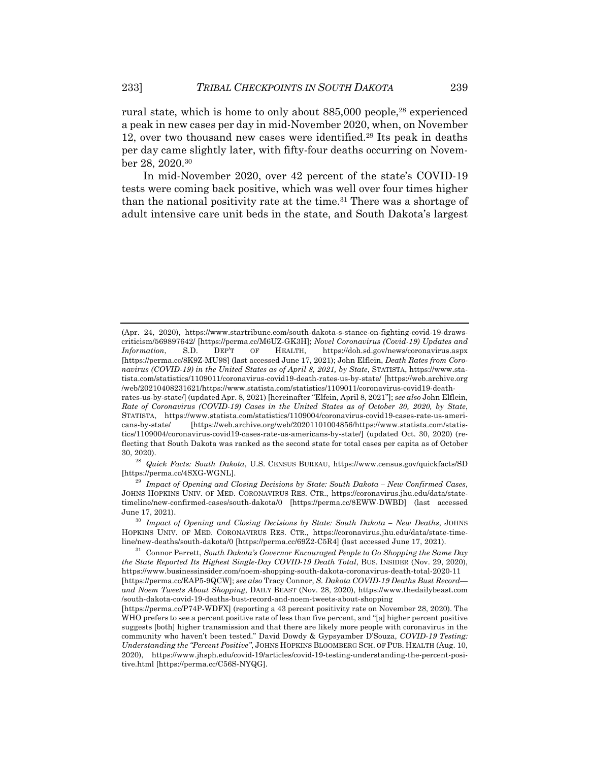rural state, which is home to only about 885,000 people,[28] experienced a peak in new cases per day in mid-November 2020, when, on November 12, over two thousand new cases were identified.[29] Its peak in deaths per day came slightly later, with fifty-four deaths occurring on November 28, 2020.[30]

In mid-November 2020, over 42 percent of the state's COVID-19 tests were coming back positive, which was well over four times higher than the national positivity rate at the time.[31] There was a shortage of adult intensive care unit beds in the state, and South Dakota's largest

---

(Apr. 24, 2020), https://www.startribune.com/south-dakota-s-stance-on-fighting-covid-19-draws-criticism/569897642/ [https://perma.cc/M6UZ-GK3H]; *Novel Coronavirus (Covid-19) Updates and Information*, S.D. DEP'T OF HEALTH, https://doh.sd.gov/news/coronavirus.aspx [https://perma.cc/8K9Z-MU98] (last accessed June 17, 2021); John Elflein, *Death Rates from Coronavirus (COVID-19) in the United States as of April 8, 2021, by State*, STATISTA, https://www.statista.com/statistics/1109011/coronavirus-covid19-death-rates-us-by-state/ [https://web.archive.org/web/20210408231621/https://www.statista.com/statistics/1109011/coronavirus-covid19-death-rates-us-by-state/] (updated Apr. 8, 2021) [hereinafter "Elfein, April 8, 2021"]; *see also* John Elflein, *Rate of Coronavirus (COVID-19) Cases in the United States as of October 30, 2020, by State*, STATISTA, https://www.statista.com/statistics/1109004/coronavirus-covid19-cases-rate-us-americans-by-state/ [https://web.archive.org/web/20201101004856/https://www.statista.com/statistics/1109004/coronavirus-covid19-cases-rate-us-americans-by-state/] (updated Oct. 30, 2020) (reflecting that South Dakota was ranked as the second state for total cases per capita as of October 30, 2020).

[28] *Quick Facts: South Dakota*, U.S. CENSUS BUREAU, https://www.census.gov/quickfacts/SD [https://perma.cc/4SXG-WGNL].

[29] *Impact of Opening and Closing Decisions by State: South Dakota – New Confirmed Cases*, JOHNS HOPKINS UNIV. OF MED. CORONAVIRUS RES. CTR., https://coronavirus.jhu.edu/data/state-timeline/new-confirmed-cases/south-dakota/0 [https://perma.cc/8EWW-DWBD] (last accessed June 17, 2021).

[30] *Impact of Opening and Closing Decisions by State: South Dakota – New Deaths*, JOHNS HOPKINS UNIV. OF MED. CORONAVIRUS RES. CTR., https://coronavirus.jhu.edu/data/state-timeline/new-deaths/south-dakota/0 [https://perma.cc/69Z2-C5R4] (last accessed June 17, 2021).

[31] Connor Perrett, *South Dakota's Governor Encouraged People to Go Shopping the Same Day the State Reported Its Highest Single-Day COVID-19 Death Total*, BUS. INSIDER (Nov. 29, 2020), https://www.businessinsider.com/noem-shopping-south-dakota-coronavirus-death-total-2020-11 [https://perma.cc/EAP5-9QCW]; *see also* Tracy Connor, *S. Dakota COVID-19 Deaths Bust Record—and Noem Tweets About Shopping*, DAILY BEAST (Nov. 28, 2020), https://www.thedailybeast.com/south-dakota-covid-19-deaths-bust-record-and-noem-tweets-about-shopping [https://perma.cc/P74P-WDFX] (reporting a 43 percent positivity rate on November 28, 2020). The WHO prefers to see a percent positive rate of less than five percent, and "[a] higher percent positive suggests [both] higher transmission and that there are likely more people with coronavirus in the community who haven't been tested." David Dowdy & Gypsyamber D'Souza, *COVID-19 Testing: Understanding the "Percent Positive"*, JOHNS HOPKINS BLOOMBERG SCH. OF PUB. HEALTH (Aug. 10, 2020), https://www.jhsph.edu/covid-19/articles/covid-19-testing-understanding-the-percent-positive.html [https://perma.cc/C56S-NYQG].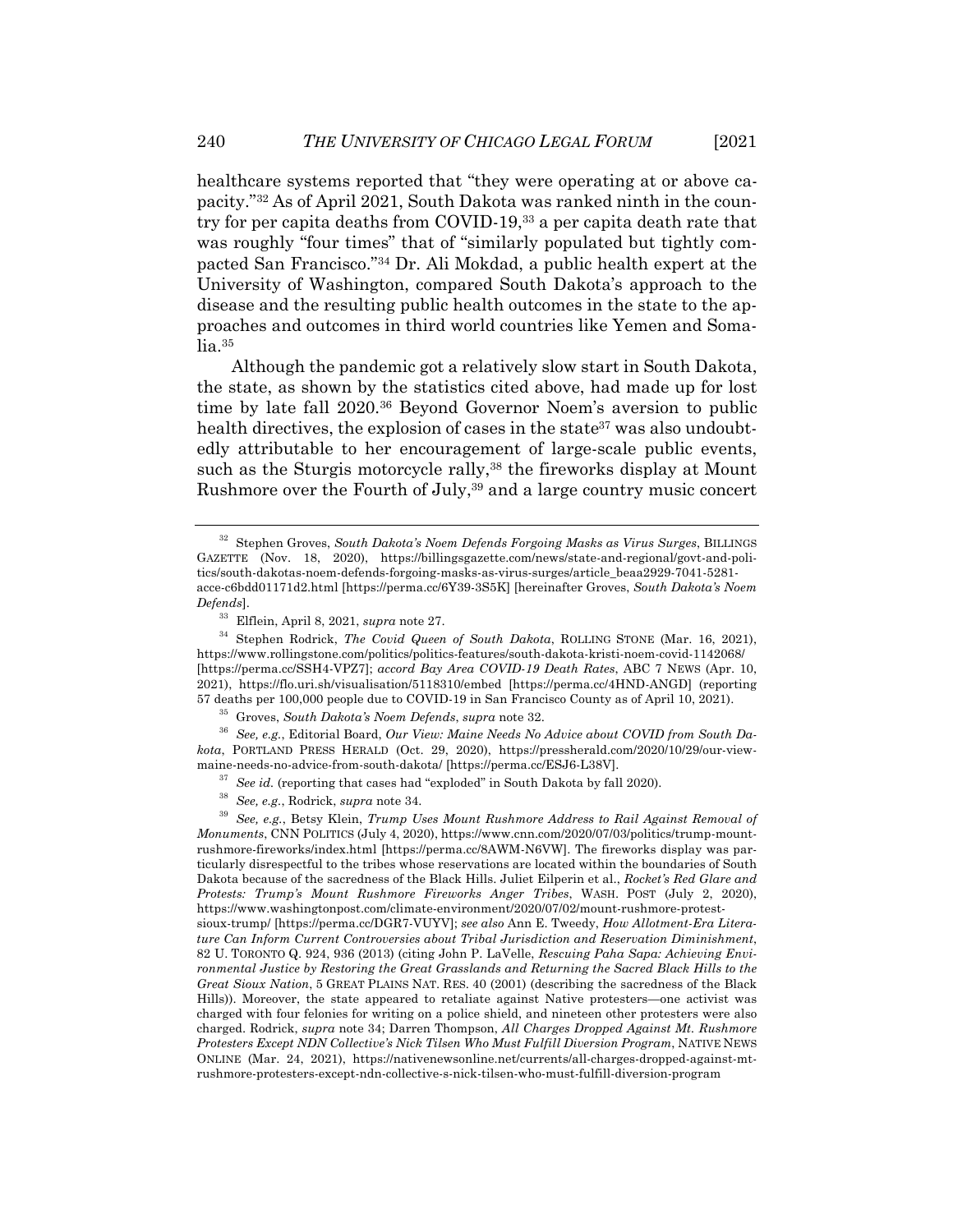healthcare systems reported that "they were operating at or above capacity."[32] As of April 2021, South Dakota was ranked ninth in the country for per capita deaths from COVID-19,[33] a per capita death rate that was roughly "four times" that of "similarly populated but tightly compacted San Francisco."[34] Dr. Ali Mokdad, a public health expert at the University of Washington, compared South Dakota's approach to the disease and the resulting public health outcomes in the state to the approaches and outcomes in third world countries like Yemen and Somalia.[35]

Although the pandemic got a relatively slow start in South Dakota, the state, as shown by the statistics cited above, had made up for lost time by late fall 2020.[36] Beyond Governor Noem's aversion to public health directives, the explosion of cases in the state[37] was also undoubtedly attributable to her encouragement of large-scale public events, such as the Sturgis motorcycle rally,[38] the fireworks display at Mount Rushmore over the Fourth of July,[39] and a large country music concert

---

[32] Stephen Groves, *South Dakota's Noem Defends Forgoing Masks as Virus Surges*, BILLINGS GAZETTE (Nov. 18, 2020), https://billingsgazette.com/news/state-and-regional/govt-and-politics/south-dakotas-noem-defends-forgoing-masks-as-virus-surges/article_beaa2929-7041-5281-acce-c6bdd01171d2.html [https://perma.cc/6Y39-3S5K] [hereinafter Groves, *South Dakota's Noem Defends*].

[33] Elflein, April 8, 2021, *supra* note 27.

[34] Stephen Rodrick, *The Covid Queen of South Dakota*, ROLLING STONE (Mar. 16, 2021), https://www.rollingstone.com/politics/politics-features/south-dakota-kristi-noem-covid-1142068/ [https://perma.cc/SSH4-VPZ7]; *accord Bay Area COVID-19 Death Rates*, ABC 7 NEWS (Apr. 10, 2021), https://flo.uri.sh/visualisation/5118310/embed [https://perma.cc/4HND-ANGD] (reporting 57 deaths per 100,000 people due to COVID-19 in San Francisco County as of April 10, 2021).

[35] Groves, *South Dakota's Noem Defends*, *supra* note 32.

[36] *See, e.g.*, Editorial Board, *Our View: Maine Needs No Advice about COVID from South Dakota*, PORTLAND PRESS HERALD (Oct. 29, 2020), https://pressherald.com/2020/10/29/our-view-maine-needs-no-advice-from-south-dakota/ [https://perma.cc/ESJ6-L38V].

[37] *See id.* (reporting that cases had "exploded" in South Dakota by fall 2020).

[38] *See, e.g.*, Rodrick, *supra* note 34.

[39] *See, e.g.*, Betsy Klein, *Trump Uses Mount Rushmore Address to Rail Against Removal of Monuments*, CNN POLITICS (July 4, 2020), https://www.cnn.com/2020/07/03/politics/trump-mount-rushmore-fireworks/index.html [https://perma.cc/8AWM-N6VW]. The fireworks display was particularly disrespectful to the tribes whose reservations are located within the boundaries of South Dakota because of the sacredness of the Black Hills. Juliet Eilperin et al., *Rocket's Red Glare and Protests: Trump's Mount Rushmore Fireworks Anger Tribes*, WASH. POST (July 2, 2020), https://www.washingtonpost.com/climate-environment/2020/07/02/mount-rushmore-protest-sioux-trump/ [https://perma.cc/DGR7-VUYV]; *see also* Ann E. Tweedy, *How Allotment-Era Literature Can Inform Current Controversies about Tribal Jurisdiction and Reservation Diminishment*, 82 U. TORONTO Q. 924, 936 (2013) (citing John P. LaVelle, *Rescuing Paha Sapa: Achieving Environmental Justice by Restoring the Great Grasslands and Returning the Sacred Black Hills to the Great Sioux Nation*, 5 GREAT PLAINS NAT. RES. 40 (2001) (describing the sacredness of the Black Hills)). Moreover, the state appeared to retaliate against Native protesters—one activist was charged with four felonies for writing on a police shield, and nineteen other protesters were also charged. Rodrick, *supra* note 34; Darren Thompson, *All Charges Dropped Against Mt. Rushmore Protesters Except NDN Collective's Nick Tilsen Who Must Fulfill Diversion Program*, NATIVE NEWS ONLINE (Mar. 24, 2021), https://nativenewsonline.net/currents/all-charges-dropped-against-mt-rushmore-protesters-except-ndn-collective-s-nick-tilsen-who-must-fulfill-diversion-program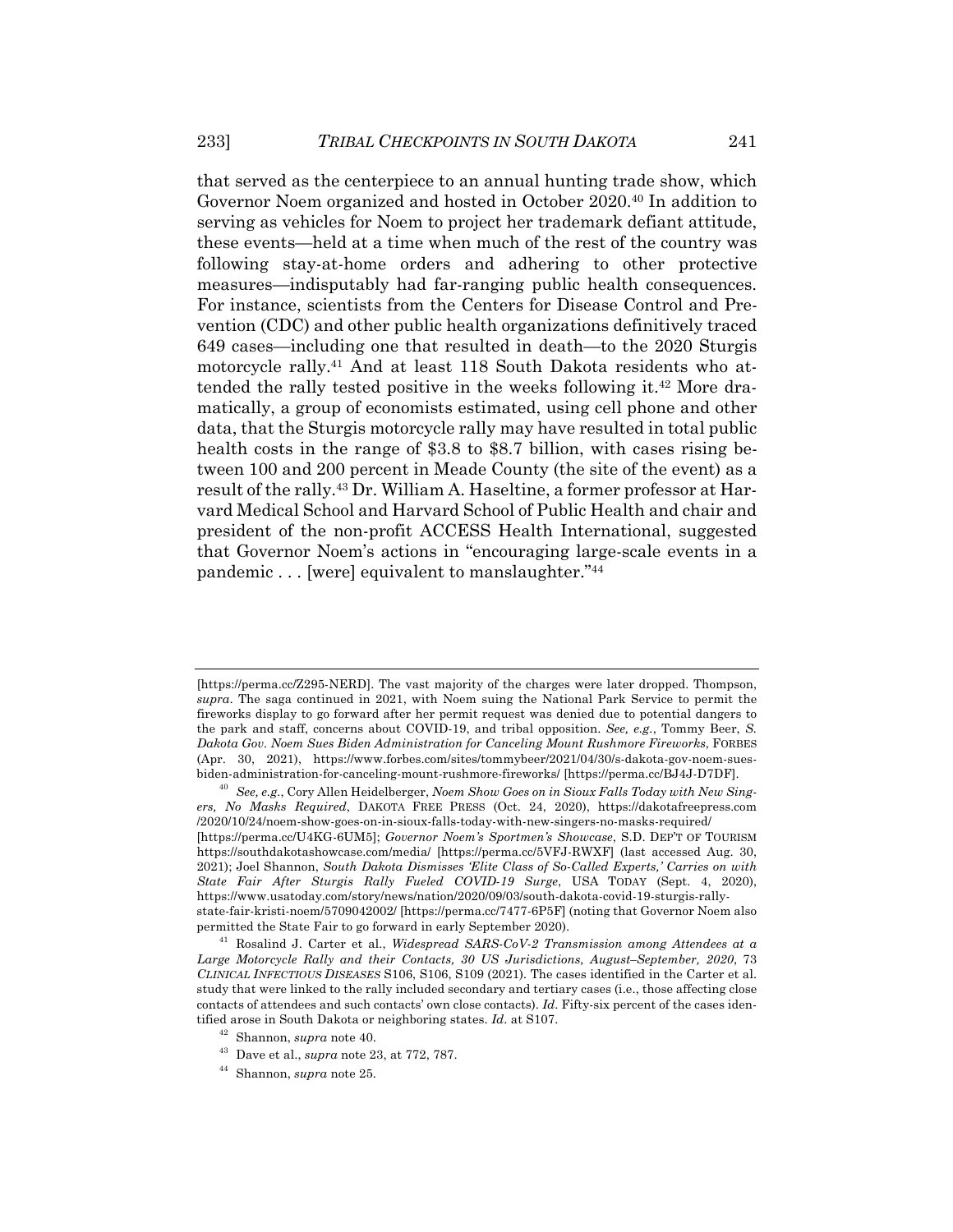that served as the centerpiece to an annual hunting trade show, which Governor Noem organized and hosted in October 2020.[40] In addition to serving as vehicles for Noem to project her trademark defiant attitude, these events—held at a time when much of the rest of the country was following stay-at-home orders and adhering to other protective measures—indisputably had far-ranging public health consequences. For instance, scientists from the Centers for Disease Control and Prevention (CDC) and other public health organizations definitively traced 649 cases—including one that resulted in death—to the 2020 Sturgis motorcycle rally.[41] And at least 118 South Dakota residents who attended the rally tested positive in the weeks following it.[42] More dramatically, a group of economists estimated, using cell phone and other data, that the Sturgis motorcycle rally may have resulted in total public health costs in the range of $3.8 to $8.7 billion, with cases rising between 100 and 200 percent in Meade County (the site of the event) as a result of the rally.[43] Dr. William A. Haseltine, a former professor at Harvard Medical School and Harvard School of Public Health and chair and president of the non-profit ACCESS Health International, suggested that Governor Noem's actions in "encouraging large-scale events in a pandemic . . . [were] equivalent to manslaughter."[44]

---

[https://perma.cc/Z295-NERD]. The vast majority of the charges were later dropped. Thompson, *supra*. The saga continued in 2021, with Noem suing the National Park Service to permit the fireworks display to go forward after her permit request was denied due to potential dangers to the park and staff, concerns about COVID-19, and tribal opposition. *See, e.g.*, Tommy Beer, *S. Dakota Gov. Noem Sues Biden Administration for Canceling Mount Rushmore Fireworks*, FORBES (Apr. 30, 2021), https://www.forbes.com/sites/tommybeer/2021/04/30/s-dakota-gov-noem-sues-biden-administration-for-canceling-mount-rushmore-fireworks/ [https://perma.cc/BJ4J-D7DF].

[40] *See, e.g.*, Cory Allen Heidelberger, *Noem Show Goes on in Sioux Falls Today with New Singers, No Masks Required*, DAKOTA FREE PRESS (Oct. 24, 2020), https://dakotafreepress.com /2020/10/24/noem-show-goes-on-in-sioux-falls-today-with-new-singers-no-masks-required/ [https://perma.cc/U4KG-6UM5]; *Governor Noem's Sportmen's Showcase*, S.D. DEP'T OF TOURISM https://southdakotashowcase.com/media/ [https://perma.cc/5VFJ-RWXF] (last accessed Aug. 30, 2021); Joel Shannon, *South Dakota Dismisses 'Elite Class of So-Called Experts,' Carries on with State Fair After Sturgis Rally Fueled COVID-19 Surge*, USA TODAY (Sept. 4, 2020), https://www.usatoday.com/story/news/nation/2020/09/03/south-dakota-covid-19-sturgis-rally-state-fair-kristi-noem/5709042002/ [https://perma.cc/7477-6P5F] (noting that Governor Noem also permitted the State Fair to go forward in early September 2020).

[41] Rosalind J. Carter et al., *Widespread SARS-CoV-2 Transmission among Attendees at a Large Motorcycle Rally and their Contacts, 30 US Jurisdictions, August–September, 2020*, 73 *CLINICAL INFECTIOUS DISEASES* S106, S106, S109 (2021). The cases identified in the Carter et al. study that were linked to the rally included secondary and tertiary cases (i.e., those affecting close contacts of attendees and such contacts' own close contacts). *Id*. Fifty-six percent of the cases identified arose in South Dakota or neighboring states. *Id*. at S107.

[42] Shannon, *supra* note 40.

[43] Dave et al., *supra* note 23, at 772, 787.

[44] Shannon, *supra* note 25.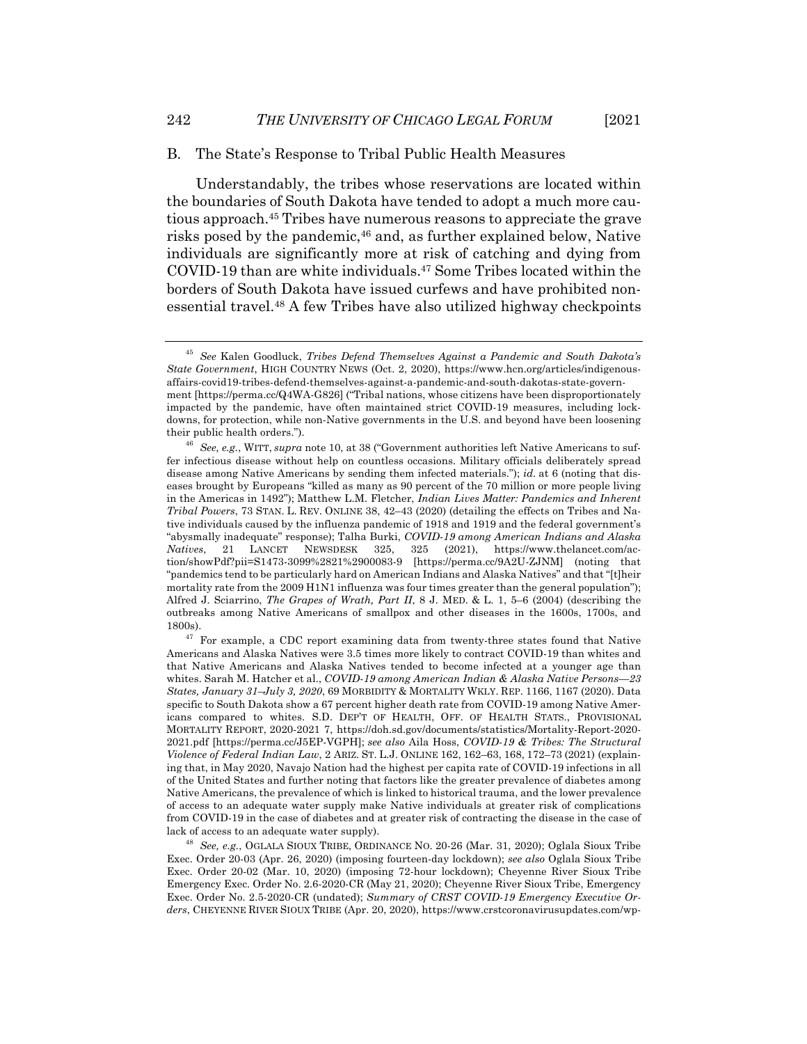### B. The State's Response to Tribal Public Health Measures

Understandably, the tribes whose reservations are located within the boundaries of South Dakota have tended to adopt a much more cautious approach.[45] Tribes have numerous reasons to appreciate the grave risks posed by the pandemic,[46] and, as further explained below, Native individuals are significantly more at risk of catching and dying from COVID-19 than are white individuals.[47] Some Tribes located within the borders of South Dakota have issued curfews and have prohibited nonessential travel.[48] A few Tribes have also utilized highway checkpoints

---

[45] *See* Kalen Goodluck, *Tribes Defend Themselves Against a Pandemic and South Dakota's State Government*, HIGH COUNTRY NEWS (Oct. 2, 2020), https://www.hcn.org/articles/indigenous-affairs-covid19-tribes-defend-themselves-against-a-pandemic-and-south-dakotas-state-government [https://perma.cc/Q4WA-G826] ("Tribal nations, whose citizens have been disproportionately impacted by the pandemic, have often maintained strict COVID-19 measures, including lockdowns, for protection, while non-Native governments in the U.S. and beyond have been loosening their public health orders.").

[46] *See, e.g.*, WITT, *supra* note 10, at 38 ("Government authorities left Native Americans to suffer infectious disease without help on countless occasions. Military officials deliberately spread disease among Native Americans by sending them infected materials."); *id.* at 6 (noting that diseases brought by Europeans "killed as many as 90 percent of the 70 million or more people living in the Americas in 1492"); Matthew L.M. Fletcher, *Indian Lives Matter: Pandemics and Inherent Tribal Powers*, 73 STAN. L. REV. ONLINE 38, 42–43 (2020) (detailing the effects on Tribes and Native individuals caused by the influenza pandemic of 1918 and 1919 and the federal government's "abysmally inadequate" response); Talha Burki, *COVID-19 among American Indians and Alaska Natives*, 21 LANCET NEWSDESK 325, 325 (2021), https://www.thelancet.com/action/showPdf?pii=S1473-3099%2821%2900083-9 [https://perma.cc/9A2U-ZJNM] (noting that "pandemics tend to be particularly hard on American Indians and Alaska Natives" and that "[t]heir mortality rate from the 2009 H1N1 influenza was four times greater than the general population"); Alfred J. Sciarrino, *The Grapes of Wrath, Part II*, 8 J. MED. & L. 1, 5–6 (2004) (describing the outbreaks among Native Americans of smallpox and other diseases in the 1600s, 1700s, and 1800s).

[47] For example, a CDC report examining data from twenty-three states found that Native Americans and Alaska Natives were 3.5 times more likely to contract COVID-19 than whites and that Native Americans and Alaska Natives tended to become infected at a younger age than whites. Sarah M. Hatcher et al., *COVID-19 among American Indian & Alaska Native Persons—23 States, January 31–July 3, 2020*, 69 MORBIDITY & MORTALITY WKLY. REP. 1166, 1167 (2020). Data specific to South Dakota show a 67 percent higher death rate from COVID-19 among Native Americans compared to whites. S.D. DEP'T OF HEALTH, OFF. OF HEALTH STATS., PROVISIONAL MORTALITY REPORT, 2020-2021 7, https://doh.sd.gov/documents/statistics/Mortality-Report-2020-2021.pdf [https://perma.cc/J5EP-VGPH]; *see also* Aila Hoss, *COVID-19 & Tribes: The Structural Violence of Federal Indian Law*, 2 ARIZ. ST. L.J. ONLINE 162, 162–63, 168, 172–73 (2021) (explaining that, in May 2020, Navajo Nation had the highest per capita rate of COVID-19 infections in all of the United States and further noting that factors like the greater prevalence of diabetes among Native Americans, the prevalence of which is linked to historical trauma, and the lower prevalence of access to an adequate water supply make Native individuals at greater risk of complications from COVID-19 in the case of diabetes and at greater risk of contracting the disease in the case of lack of access to an adequate water supply).

[48] *See, e.g.*, OGLALA SIOUX TRIBE, ORDINANCE NO. 20-26 (Mar. 31, 2020); Oglala Sioux Tribe Exec. Order 20-03 (Apr. 26, 2020) (imposing fourteen-day lockdown); *see also* Oglala Sioux Tribe Exec. Order 20-02 (Mar. 10, 2020) (imposing 72-hour lockdown); Cheyenne River Sioux Tribe Emergency Exec. Order No. 2.6-2020-CR (May 21, 2020); Cheyenne River Sioux Tribe, Emergency Exec. Order No. 2.5-2020-CR (undated); *Summary of CRST COVID-19 Emergency Executive Orders*, CHEYENNE RIVER SIOUX TRIBE (Apr. 20, 2020), https://www.crstcoronavirusupdates.com/wp-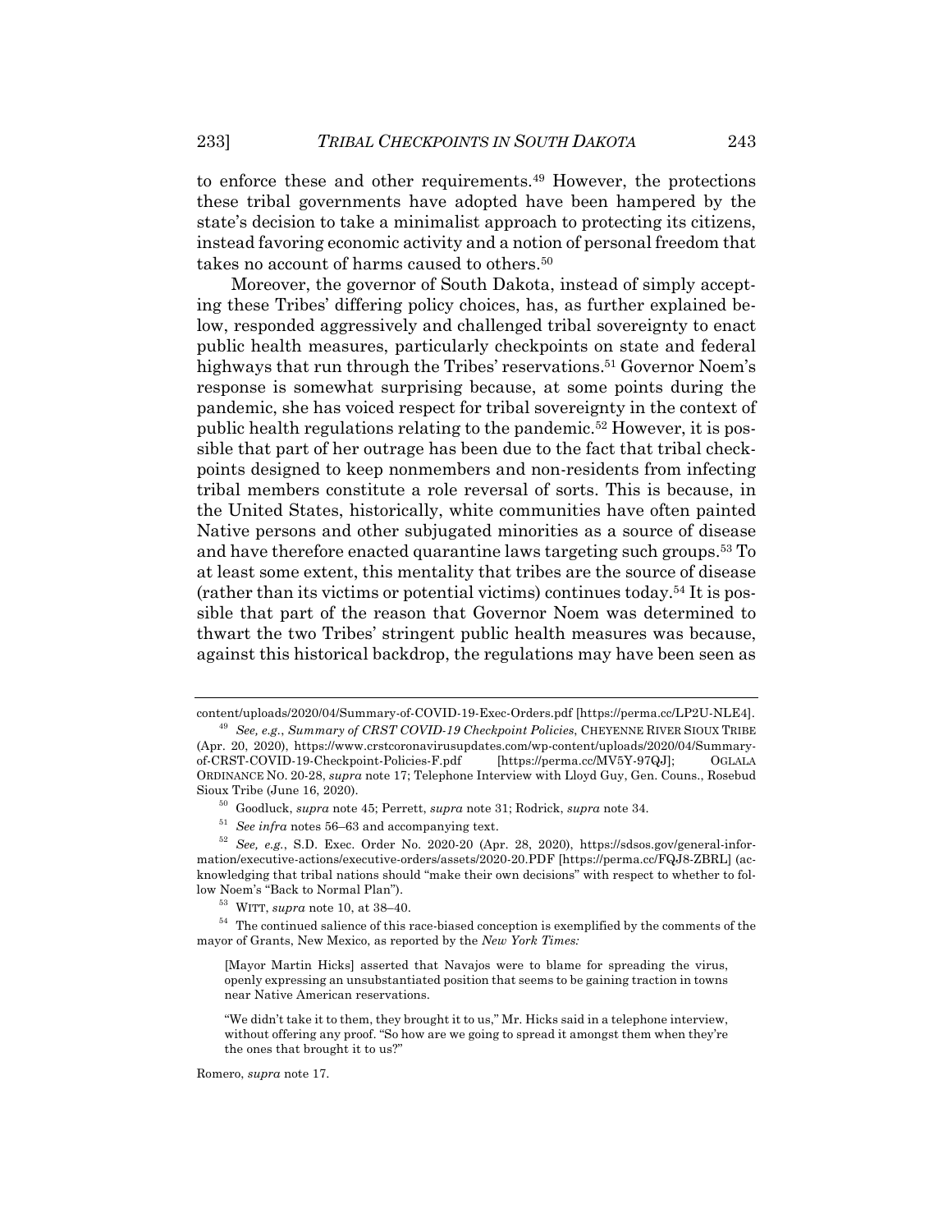to enforce these and other requirements.[49] However, the protections these tribal governments have adopted have been hampered by the state's decision to take a minimalist approach to protecting its citizens, instead favoring economic activity and a notion of personal freedom that takes no account of harms caused to others.[50]

Moreover, the governor of South Dakota, instead of simply accepting these Tribes' differing policy choices, has, as further explained below, responded aggressively and challenged tribal sovereignty to enact public health measures, particularly checkpoints on state and federal highways that run through the Tribes' reservations.[51] Governor Noem's response is somewhat surprising because, at some points during the pandemic, she has voiced respect for tribal sovereignty in the context of public health regulations relating to the pandemic.[52] However, it is possible that part of her outrage has been due to the fact that tribal checkpoints designed to keep nonmembers and non-residents from infecting tribal members constitute a role reversal of sorts. This is because, in the United States, historically, white communities have often painted Native persons and other subjugated minorities as a source of disease and have therefore enacted quarantine laws targeting such groups.[53] To at least some extent, this mentality that tribes are the source of disease (rather than its victims or potential victims) continues today.[54] It is possible that part of the reason that Governor Noem was determined to thwart the two Tribes' stringent public health measures was because, against this historical backdrop, the regulations may have been seen as

---

content/uploads/2020/04/Summary-of-COVID-19-Exec-Orders.pdf [https://perma.cc/LP2U-NLE4].

[49] *See, e.g.*, *Summary of CRST COVID-19 Checkpoint Policies*, CHEYENNE RIVER SIOUX TRIBE (Apr. 20, 2020), https://www.crstcoronavirusupdates.com/wp-content/uploads/2020/04/Summary-of-CRST-COVID-19-Checkpoint-Policies-F.pdf [https://perma.cc/MV5Y-97QJ]; OGLALA ORDINANCE NO. 20-28, *supra* note 17; Telephone Interview with Lloyd Guy, Gen. Couns., Rosebud Sioux Tribe (June 16, 2020).

[50] Goodluck, *supra* note 45; Perrett, *supra* note 31; Rodrick, *supra* note 34.

[51] *See infra* notes 56–63 and accompanying text.

[52] *See, e.g.*, S.D. Exec. Order No. 2020-20 (Apr. 28, 2020), https://sdsos.gov/general-information/executive-actions/executive-orders/assets/2020-20.PDF [https://perma.cc/FQJ8-ZBRL] (acknowledging that tribal nations should "make their own decisions" with respect to whether to follow Noem's "Back to Normal Plan").

[53] WITT, *supra* note 10, at 38–40.

[54] The continued salience of this race-biased conception is exemplified by the comments of the mayor of Grants, New Mexico, as reported by the *New York Times:*

> [Mayor Martin Hicks] asserted that Navajos were to blame for spreading the virus, openly expressing an unsubstantiated position that seems to be gaining traction in towns near Native American reservations.
>
> "We didn't take it to them, they brought it to us," Mr. Hicks said in a telephone interview, without offering any proof. "So how are we going to spread it amongst them when they're the ones that brought it to us?"

Romero, *supra* note 17.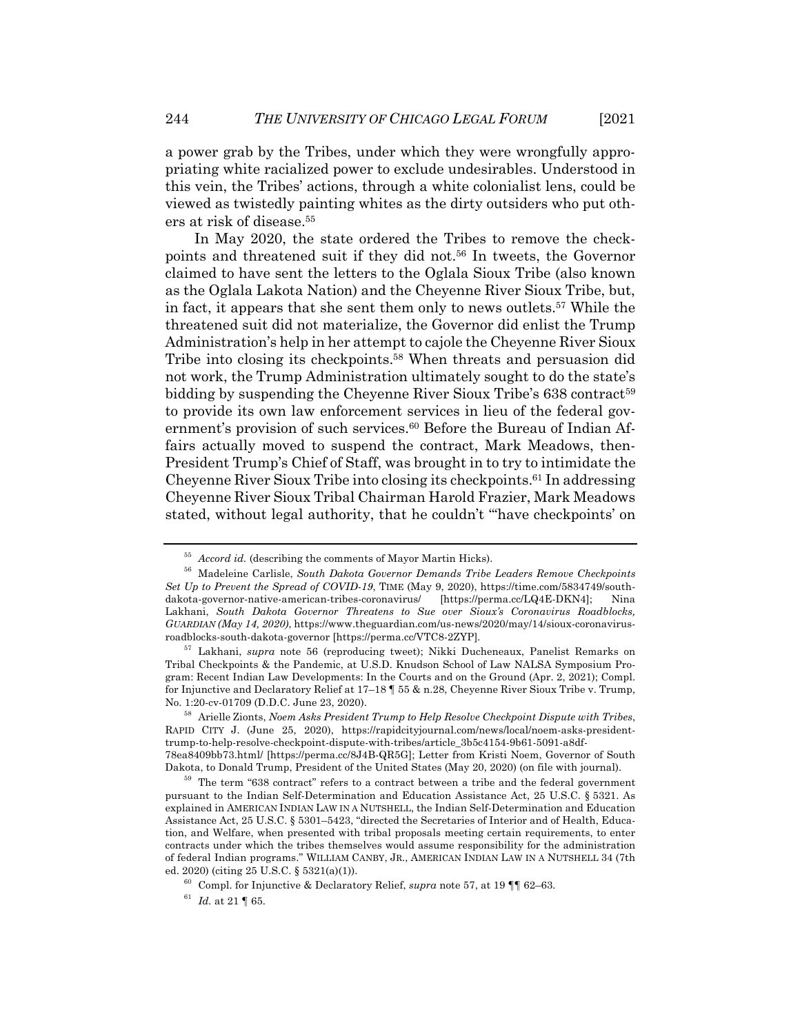a power grab by the Tribes, under which they were wrongfully appropriating white racialized power to exclude undesirables. Understood in this vein, the Tribes' actions, through a white colonialist lens, could be viewed as twistedly painting whites as the dirty outsiders who put others at risk of disease.[55]

In May 2020, the state ordered the Tribes to remove the checkpoints and threatened suit if they did not.[56] In tweets, the Governor claimed to have sent the letters to the Oglala Sioux Tribe (also known as the Oglala Lakota Nation) and the Cheyenne River Sioux Tribe, but, in fact, it appears that she sent them only to news outlets.[57] While the threatened suit did not materialize, the Governor did enlist the Trump Administration's help in her attempt to cajole the Cheyenne River Sioux Tribe into closing its checkpoints.[58] When threats and persuasion did not work, the Trump Administration ultimately sought to do the state's bidding by suspending the Cheyenne River Sioux Tribe's 638 contract[59] to provide its own law enforcement services in lieu of the federal government's provision of such services.[60] Before the Bureau of Indian Affairs actually moved to suspend the contract, Mark Meadows, then-President Trump's Chief of Staff, was brought in to try to intimidate the Cheyenne River Sioux Tribe into closing its checkpoints.[61] In addressing Cheyenne River Sioux Tribal Chairman Harold Frazier, Mark Meadows stated, without legal authority, that he couldn't "'have checkpoints' on

---

[55] *Accord id.* (describing the comments of Mayor Martin Hicks).

[56] Madeleine Carlisle, *South Dakota Governor Demands Tribe Leaders Remove Checkpoints Set Up to Prevent the Spread of COVID-19*, TIME (May 9, 2020), https://time.com/5834749/south-dakota-governor-native-american-tribes-coronavirus/ [https://perma.cc/LQ4E-DKN4]; Nina Lakhani, *South Dakota Governor Threatens to Sue over Sioux's Coronavirus Roadblocks, GUARDIAN (May 14, 2020)*, https://www.theguardian.com/us-news/2020/may/14/sioux-coronavirus-roadblocks-south-dakota-governor [https://perma.cc/VTC8-2ZYP].

[57] Lakhani, *supra* note 56 (reproducing tweet); Nikki Ducheneaux, Panelist Remarks on Tribal Checkpoints & the Pandemic, at U.S.D. Knudson School of Law NALSA Symposium Program: Recent Indian Law Developments: In the Courts and on the Ground (Apr. 2, 2021); Compl. for Injunctive and Declaratory Relief at 17–18 ¶ 55 & n.28, Cheyenne River Sioux Tribe v. Trump, No. 1:20-cv-01709 (D.D.C. June 23, 2020).

[58] Arielle Zionts, *Noem Asks President Trump to Help Resolve Checkpoint Dispute with Tribes*, RAPID CITY J. (June 25, 2020), https://rapidcityjournal.com/news/local/noem-asks-president-trump-to-help-resolve-checkpoint-dispute-with-tribes/article_3b5c4154-9b61-5091-a8df-78ea8409bb73.html/ [https://perma.cc/8J4B-QR5G]; Letter from Kristi Noem, Governor of South Dakota, to Donald Trump, President of the United States (May 20, 2020) (on file with journal).

[59] The term "638 contract" refers to a contract between a tribe and the federal government pursuant to the Indian Self-Determination and Education Assistance Act, 25 U.S.C. § 5321. As explained in AMERICAN INDIAN LAW IN A NUTSHELL, the Indian Self-Determination and Education Assistance Act, 25 U.S.C. § 5301–5423, "directed the Secretaries of Interior and of Health, Education, and Welfare, when presented with tribal proposals meeting certain requirements, to enter contracts under which the tribes themselves would assume responsibility for the administration of federal Indian programs." WILLIAM CANBY, JR., AMERICAN INDIAN LAW IN A NUTSHELL 34 (7th ed. 2020) (citing 25 U.S.C. § 5321(a)(1)).

[60] Compl. for Injunctive & Declaratory Relief, *supra* note 57, at 19 ¶¶ 62–63.

[61] *Id.* at 21 ¶ 65.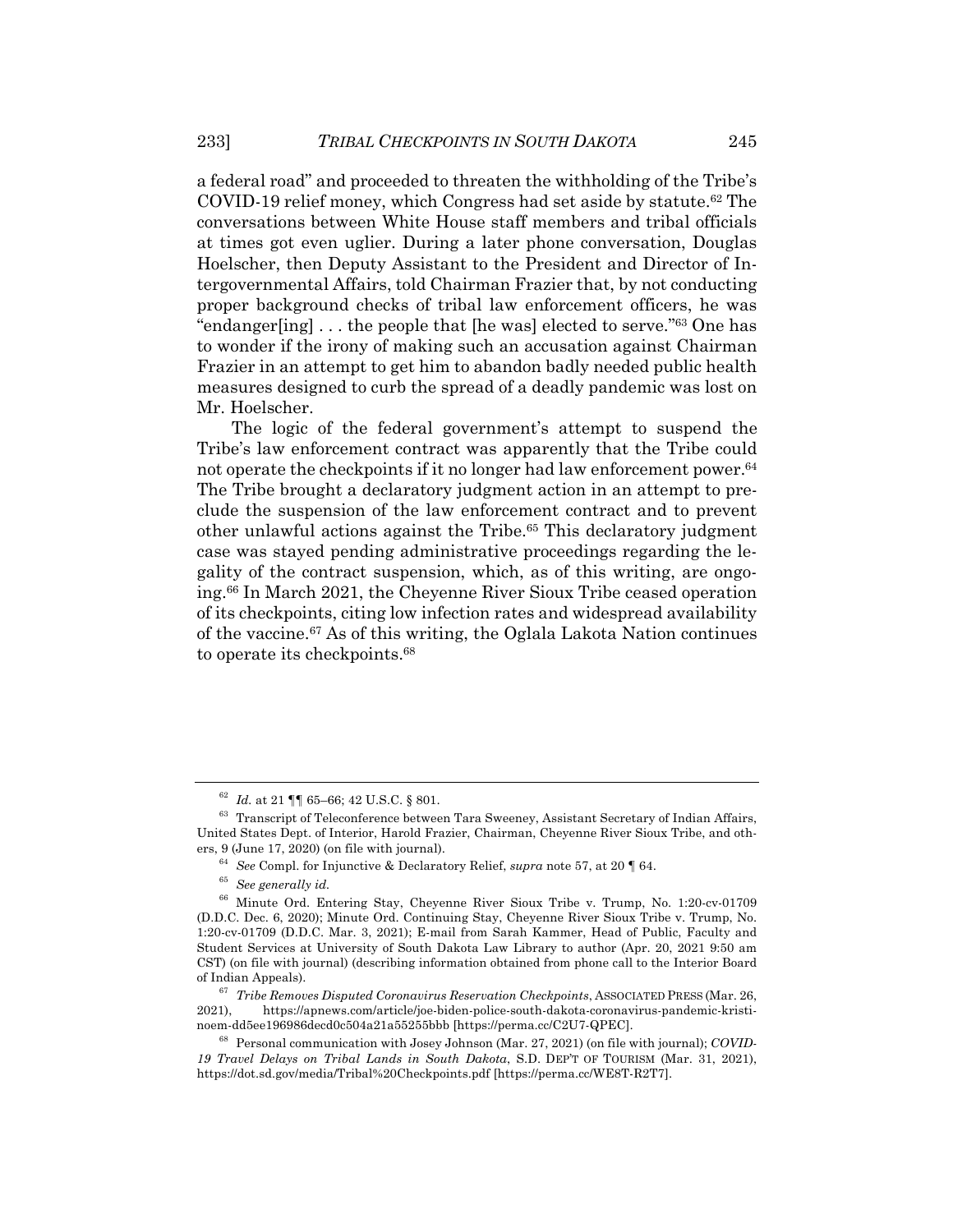a federal road" and proceeded to threaten the withholding of the Tribe's COVID-19 relief money, which Congress had set aside by statute.[62] The conversations between White House staff members and tribal officials at times got even uglier. During a later phone conversation, Douglas Hoelscher, then Deputy Assistant to the President and Director of Intergovernmental Affairs, told Chairman Frazier that, by not conducting proper background checks of tribal law enforcement officers, he was "endanger[ing] . . . the people that [he was] elected to serve."[63] One has to wonder if the irony of making such an accusation against Chairman Frazier in an attempt to get him to abandon badly needed public health measures designed to curb the spread of a deadly pandemic was lost on Mr. Hoelscher.

The logic of the federal government's attempt to suspend the Tribe's law enforcement contract was apparently that the Tribe could not operate the checkpoints if it no longer had law enforcement power.[64] The Tribe brought a declaratory judgment action in an attempt to preclude the suspension of the law enforcement contract and to prevent other unlawful actions against the Tribe.[65] This declaratory judgment case was stayed pending administrative proceedings regarding the legality of the contract suspension, which, as of this writing, are ongoing.[66] In March 2021, the Cheyenne River Sioux Tribe ceased operation of its checkpoints, citing low infection rates and widespread availability of the vaccine.[67] As of this writing, the Oglala Lakota Nation continues to operate its checkpoints.[68]

---

[62] *Id.* at 21 ¶¶ 65–66; 42 U.S.C. § 801.

[63] Transcript of Teleconference between Tara Sweeney, Assistant Secretary of Indian Affairs, United States Dept. of Interior, Harold Frazier, Chairman, Cheyenne River Sioux Tribe, and others, 9 (June 17, 2020) (on file with journal).

[64] *See* Compl. for Injunctive & Declaratory Relief, *supra* note 57, at 20 ¶ 64.

[65] *See generally id.*

[66] Minute Ord. Entering Stay, Cheyenne River Sioux Tribe v. Trump, No. 1:20-cv-01709 (D.D.C. Dec. 6, 2020); Minute Ord. Continuing Stay, Cheyenne River Sioux Tribe v. Trump, No. 1:20-cv-01709 (D.D.C. Mar. 3, 2021); E-mail from Sarah Kammer, Head of Public, Faculty and Student Services at University of South Dakota Law Library to author (Apr. 20, 2021 9:50 am CST) (on file with journal) (describing information obtained from phone call to the Interior Board of Indian Appeals).

[67] *Tribe Removes Disputed Coronavirus Reservation Checkpoints*, ASSOCIATED PRESS (Mar. 26, 2021), https://apnews.com/article/joe-biden-police-south-dakota-coronavirus-pandemic-kristi-noem-dd5ee196986decd0c504a21a55255bbb [https://perma.cc/C2U7-QPEC].

[68] Personal communication with Josey Johnson (Mar. 27, 2021) (on file with journal); *COVID-19 Travel Delays on Tribal Lands in South Dakota*, S.D. DEP'T OF TOURISM (Mar. 31, 2021), https://dot.sd.gov/media/Tribal%20Checkpoints.pdf [https://perma.cc/WE8T-R2T7].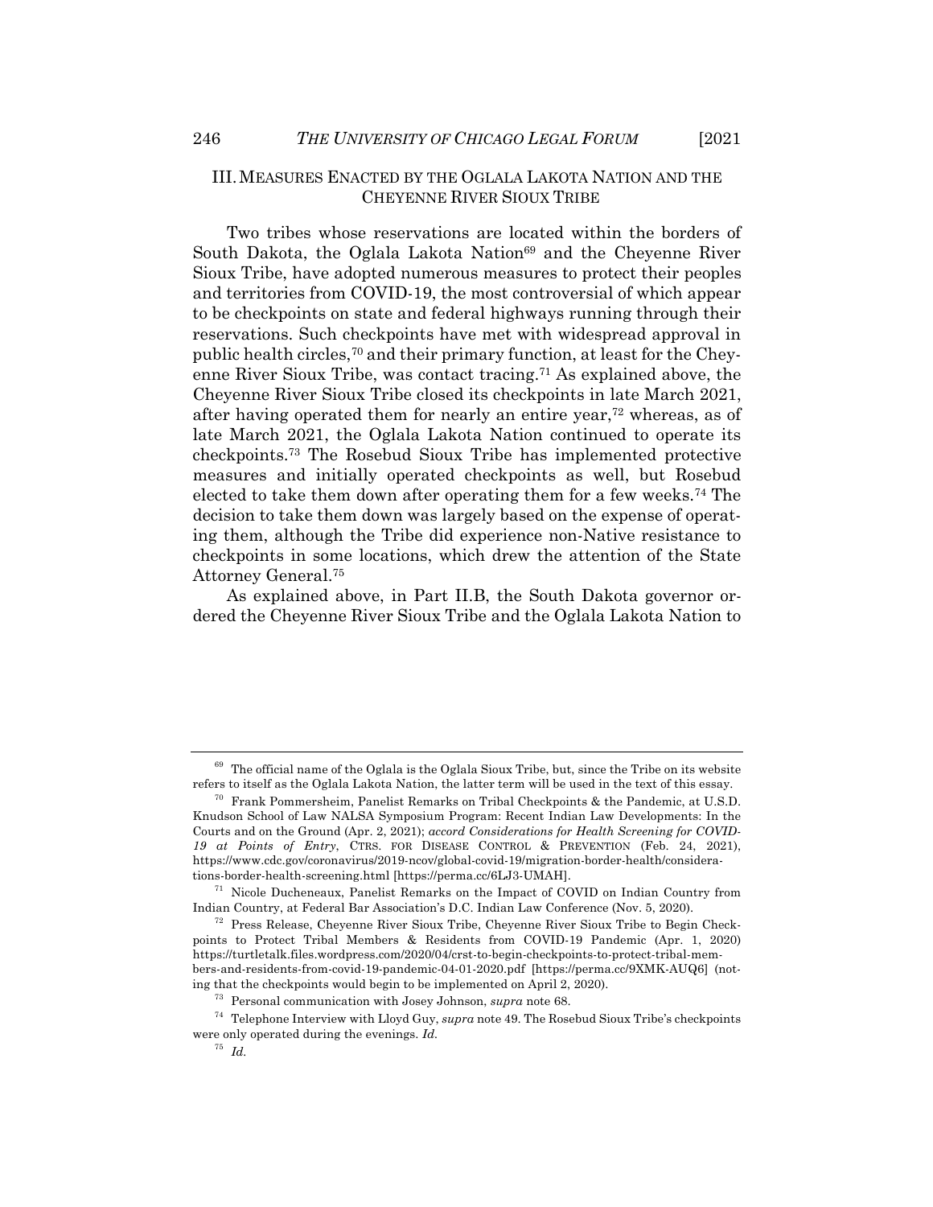## III. MEASURES ENACTED BY THE OGLALA LAKOTA NATION AND THE CHEYENNE RIVER SIOUX TRIBE

Two tribes whose reservations are located within the borders of South Dakota, the Oglala Lakota Nation[69] and the Cheyenne River Sioux Tribe, have adopted numerous measures to protect their peoples and territories from COVID-19, the most controversial of which appear to be checkpoints on state and federal highways running through their reservations. Such checkpoints have met with widespread approval in public health circles,[70] and their primary function, at least for the Cheyenne River Sioux Tribe, was contact tracing.[71] As explained above, the Cheyenne River Sioux Tribe closed its checkpoints in late March 2021, after having operated them for nearly an entire year,[72] whereas, as of late March 2021, the Oglala Lakota Nation continued to operate its checkpoints.[73] The Rosebud Sioux Tribe has implemented protective measures and initially operated checkpoints as well, but Rosebud elected to take them down after operating them for a few weeks.[74] The decision to take them down was largely based on the expense of operating them, although the Tribe did experience non-Native resistance to checkpoints in some locations, which drew the attention of the State Attorney General.[75]

As explained above, in Part II.B, the South Dakota governor ordered the Cheyenne River Sioux Tribe and the Oglala Lakota Nation to

---

[69] The official name of the Oglala is the Oglala Sioux Tribe, but, since the Tribe on its website refers to itself as the Oglala Lakota Nation, the latter term will be used in the text of this essay.

[70] Frank Pommersheim, Panelist Remarks on Tribal Checkpoints & the Pandemic, at U.S.D. Knudson School of Law NALSA Symposium Program: Recent Indian Law Developments: In the Courts and on the Ground (Apr. 2, 2021); *accord Considerations for Health Screening for COVID-19 at Points of Entry*, CTRS. FOR DISEASE CONTROL & PREVENTION (Feb. 24, 2021), https://www.cdc.gov/coronavirus/2019-ncov/global-covid-19/migration-border-health/considerations-border-health-screening.html [https://perma.cc/6LJ3-UMAH].

[71] Nicole Ducheneaux, Panelist Remarks on the Impact of COVID on Indian Country from Indian Country, at Federal Bar Association's D.C. Indian Law Conference (Nov. 5, 2020).

[72] Press Release, Cheyenne River Sioux Tribe, Cheyenne River Sioux Tribe to Begin Checkpoints to Protect Tribal Members & Residents from COVID-19 Pandemic (Apr. 1, 2020) https://turtletalk.files.wordpress.com/2020/04/crst-to-begin-checkpoints-to-protect-tribal-members-and-residents-from-covid-19-pandemic-04-01-2020.pdf [https://perma.cc/9XMK-AUQ6] (noting that the checkpoints would begin to be implemented on April 2, 2020).

[73] Personal communication with Josey Johnson, *supra* note 68.

[74] Telephone Interview with Lloyd Guy, *supra* note 49. The Rosebud Sioux Tribe's checkpoints were only operated during the evenings. *Id.*

[75] *Id.*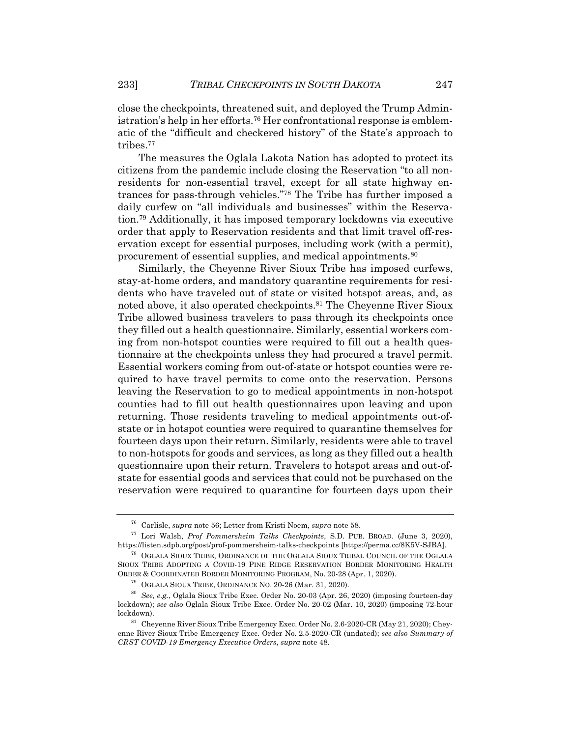close the checkpoints, threatened suit, and deployed the Trump Administration's help in her efforts.[76] Her confrontational response is emblematic of the "difficult and checkered history" of the State's approach to tribes.[77]

The measures the Oglala Lakota Nation has adopted to protect its citizens from the pandemic include closing the Reservation "to all non-residents for non-essential travel, except for all state highway entrances for pass-through vehicles."[78] The Tribe has further imposed a daily curfew on "all individuals and businesses" within the Reservation.[79] Additionally, it has imposed temporary lockdowns via executive order that apply to Reservation residents and that limit travel off-reservation except for essential purposes, including work (with a permit), procurement of essential supplies, and medical appointments.[80]

Similarly, the Cheyenne River Sioux Tribe has imposed curfews, stay-at-home orders, and mandatory quarantine requirements for residents who have traveled out of state or visited hotspot areas, and, as noted above, it also operated checkpoints.[81] The Cheyenne River Sioux Tribe allowed business travelers to pass through its checkpoints once they filled out a health questionnaire. Similarly, essential workers coming from non-hotspot counties were required to fill out a health questionnaire at the checkpoints unless they had procured a travel permit. Essential workers coming from out-of-state or hotspot counties were required to have travel permits to come onto the reservation. Persons leaving the Reservation to go to medical appointments in non-hotspot counties had to fill out health questionnaires upon leaving and upon returning. Those residents traveling to medical appointments out-of-state or in hotspot counties were required to quarantine themselves for fourteen days upon their return. Similarly, residents were able to travel to non-hotspots for goods and services, as long as they filled out a health questionnaire upon their return. Travelers to hotspot areas and out-of-state for essential goods and services that could not be purchased on the reservation were required to quarantine for fourteen days upon their

---

[76] Carlisle, *supra* note 56; Letter from Kristi Noem, *supra* note 58.

[77] Lori Walsh, *Prof Pommersheim Talks Checkpoints*, S.D. PUB. BROAD. (June 3, 2020), https://listen.sdpb.org/post/prof-pommersheim-talks-checkpoints [https://perma.cc/8K5V-SJBA].

[78] OGLALA SIOUX TRIBE, ORDINANCE OF THE OGLALA SIOUX TRIBAL COUNCIL OF THE OGLALA SIOUX TRIBE ADOPTING A COVID-19 PINE RIDGE RESERVATION BORDER MONITORING HEALTH ORDER & COORDINATED BORDER MONITORING PROGRAM, No. 20-28 (Apr. 1, 2020).

[79] OGLALA SIOUX TRIBE, ORDINANCE NO. 20-26 (Mar. 31, 2020).

[80] *See, e.g.*, Oglala Sioux Tribe Exec. Order No. 20-03 (Apr. 26, 2020) (imposing fourteen-day lockdown); *see also* Oglala Sioux Tribe Exec. Order No. 20-02 (Mar. 10, 2020) (imposing 72-hour lockdown).

[81] Cheyenne River Sioux Tribe Emergency Exec. Order No. 2.6-2020-CR (May 21, 2020); Cheyenne River Sioux Tribe Emergency Exec. Order No. 2.5-2020-CR (undated); *see also Summary of CRST COVID-19 Emergency Executive Orders*, *supra* note 48.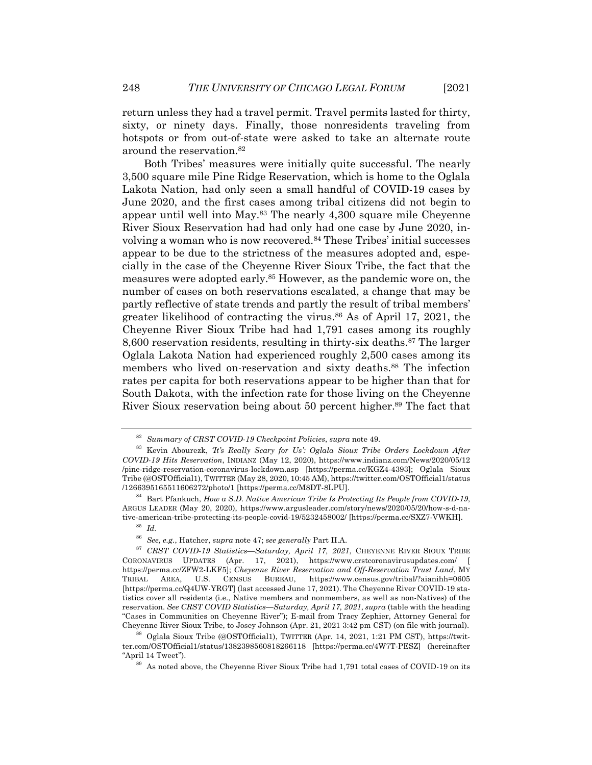return unless they had a travel permit. Travel permits lasted for thirty, sixty, or ninety days. Finally, those nonresidents traveling from hotspots or from out-of-state were asked to take an alternate route around the reservation.[82]

Both Tribes' measures were initially quite successful. The nearly 3,500 square mile Pine Ridge Reservation, which is home to the Oglala Lakota Nation, had only seen a small handful of COVID-19 cases by June 2020, and the first cases among tribal citizens did not begin to appear until well into May.[83] The nearly 4,300 square mile Cheyenne River Sioux Reservation had had only had one case by June 2020, involving a woman who is now recovered.[84] These Tribes' initial successes appear to be due to the strictness of the measures adopted and, especially in the case of the Cheyenne River Sioux Tribe, the fact that the measures were adopted early.[85] However, as the pandemic wore on, the number of cases on both reservations escalated, a change that may be partly reflective of state trends and partly the result of tribal members' greater likelihood of contracting the virus.[86] As of April 17, 2021, the Cheyenne River Sioux Tribe had had 1,791 cases among its roughly 8,600 reservation residents, resulting in thirty-six deaths.[87] The larger Oglala Lakota Nation had experienced roughly 2,500 cases among its members who lived on-reservation and sixty deaths.[88] The infection rates per capita for both reservations appear to be higher than that for South Dakota, with the infection rate for those living on the Cheyenne River Sioux reservation being about 50 percent higher.[89] The fact that

---

[82] *Summary of CRST COVID-19 Checkpoint Policies*, *supra* note 49.

[83] Kevin Abourezk, *'It's Really Scary for Us': Oglala Sioux Tribe Orders Lockdown After COVID-19 Hits Reservation*, INDIANZ (May 12, 2020), https://www.indianz.com/News/2020/05/12/pine-ridge-reservation-coronavirus-lockdown.asp [https://perma.cc/KGZ4-4393]; Oglala Sioux Tribe (@OSTOfficial1), TWITTER (May 28, 2020, 10:45 AM), https://twitter.com/OSTOfficial1/status/1266395165511606272/photo/1 [https://perma.cc/M8DT-8LPU].

[84] Bart Pfankuch, *How a S.D. Native American Tribe Is Protecting Its People from COVID-19*, ARGUS LEADER (May 20, 2020), https://www.argusleader.com/story/news/2020/05/20/how-s-d-native-american-tribe-protecting-its-people-covid-19/5232458002/ [https://perma.cc/SXZ7-VWKH].

[85] *Id.*

[86] *See, e.g.*, Hatcher, *supra* note 47; *see generally* Part II.A.

[87] *CRST COVID-19 Statistics—Saturday, April 17, 2021*, CHEYENNE RIVER SIOUX TRIBE CORONAVIRUS UPDATES (Apr. 17, 2021), https://www.crstcoronavirusupdates.com/ [https://perma.cc/ZFW2-LKF5]; *Cheyenne River Reservation and Off-Reservation Trust Land*, MY TRIBAL AREA, U.S. CENSUS BUREAU, https://www.census.gov/tribal/?aianihh=0605 [https://perma.cc/Q4UW-YRGT] (last accessed June 17, 2021). The Cheyenne River COVID-19 statistics cover all residents (i.e., Native members and nonmembers, as well as non-Natives) of the reservation. *See CRST COVID Statistics—Saturday, April 17, 2021*, *supra* (table with the heading "Cases in Communities on Cheyenne River"); E-mail from Tracy Zephier, Attorney General for Cheyenne River Sioux Tribe, to Josey Johnson (Apr. 21, 2021 3:42 pm CST) (on file with journal).

[88] Oglala Sioux Tribe (@OSTOfficial1), TWITTER (Apr. 14, 2021, 1:21 PM CST), https://twitter.com/OSTOfficial1/status/1382398560818266118 [https://perma.cc/4W7T-PESZ] (hereinafter "April 14 Tweet").

[89] As noted above, the Cheyenne River Sioux Tribe had 1,791 total cases of COVID-19 on its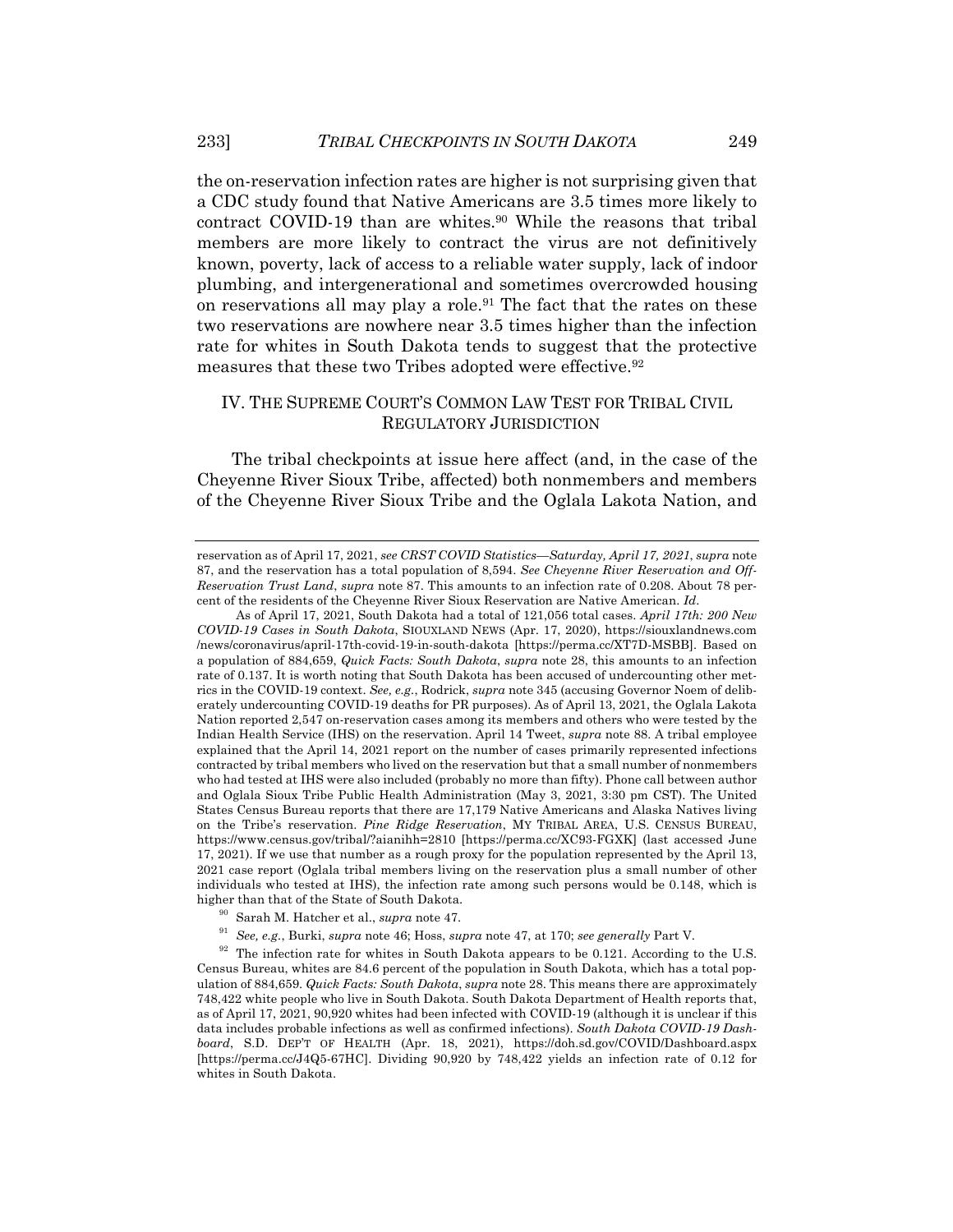the on-reservation infection rates are higher is not surprising given that a CDC study found that Native Americans are 3.5 times more likely to contract COVID-19 than are whites.[90] While the reasons that tribal members are more likely to contract the virus are not definitively known, poverty, lack of access to a reliable water supply, lack of indoor plumbing, and intergenerational and sometimes overcrowded housing on reservations all may play a role.[91] The fact that the rates on these two reservations are nowhere near 3.5 times higher than the infection rate for whites in South Dakota tends to suggest that the protective measures that these two Tribes adopted were effective.[92]

## IV. THE SUPREME COURT'S COMMON LAW TEST FOR TRIBAL CIVIL REGULATORY JURISDICTION

The tribal checkpoints at issue here affect (and, in the case of the Cheyenne River Sioux Tribe, affected) both nonmembers and members of the Cheyenne River Sioux Tribe and the Oglala Lakota Nation, and

---

reservation as of April 17, 2021, *see CRST COVID Statistics—Saturday, April 17, 2021*, *supra* note 87, and the reservation has a total population of 8,594. *See Cheyenne River Reservation and Off-Reservation Trust Land*, *supra* note 87. This amounts to an infection rate of 0.208. About 78 percent of the residents of the Cheyenne River Sioux Reservation are Native American. *Id.*

As of April 17, 2021, South Dakota had a total of 121,056 total cases. *April 17th: 200 New COVID-19 Cases in South Dakota*, SIOUXLAND NEWS (Apr. 17, 2020), https://siouxlandnews.com /news/coronavirus/april-17th-covid-19-in-south-dakota [https://perma.cc/XT7D-MSBB]. Based on a population of 884,659, *Quick Facts: South Dakota*, *supra* note 28, this amounts to an infection rate of 0.137. It is worth noting that South Dakota has been accused of undercounting other metrics in the COVID-19 context. *See, e.g.*, Rodrick, *supra* note 345 (accusing Governor Noem of deliberately undercounting COVID-19 deaths for PR purposes). As of April 13, 2021, the Oglala Lakota Nation reported 2,547 on-reservation cases among its members and others who were tested by the Indian Health Service (IHS) on the reservation. April 14 Tweet, *supra* note 88. A tribal employee explained that the April 14, 2021 report on the number of cases primarily represented infections contracted by tribal members who lived on the reservation but that a small number of nonmembers who had tested at IHS were also included (probably no more than fifty). Phone call between author and Oglala Sioux Tribe Public Health Administration (May 3, 2021, 3:30 pm CST). The United States Census Bureau reports that there are 17,179 Native Americans and Alaska Natives living on the Tribe's reservation. *Pine Ridge Reservation*, MY TRIBAL AREA, U.S. CENSUS BUREAU, https://www.census.gov/tribal/?aianihh=2810 [https://perma.cc/XC93-FGXK] (last accessed June 17, 2021). If we use that number as a rough proxy for the population represented by the April 13, 2021 case report (Oglala tribal members living on the reservation plus a small number of other individuals who tested at IHS), the infection rate among such persons would be 0.148, which is higher than that of the State of South Dakota.

[90] Sarah M. Hatcher et al., *supra* note 47.

[91] *See, e.g.*, Burki, *supra* note 46; Hoss, *supra* note 47, at 170; *see generally* Part V.

[92] The infection rate for whites in South Dakota appears to be 0.121. According to the U.S. Census Bureau, whites are 84.6 percent of the population in South Dakota, which has a total population of 884,659. *Quick Facts: South Dakota*, *supra* note 28. This means there are approximately 748,422 white people who live in South Dakota. South Dakota Department of Health reports that, as of April 17, 2021, 90,920 whites had been infected with COVID-19 (although it is unclear if this data includes probable infections as well as confirmed infections). *South Dakota COVID-19 Dashboard*, S.D. DEP'T OF HEALTH (Apr. 18, 2021), https://doh.sd.gov/COVID/Dashboard.aspx [https://perma.cc/J4Q5-67HC]. Dividing 90,920 by 748,422 yields an infection rate of 0.12 for whites in South Dakota.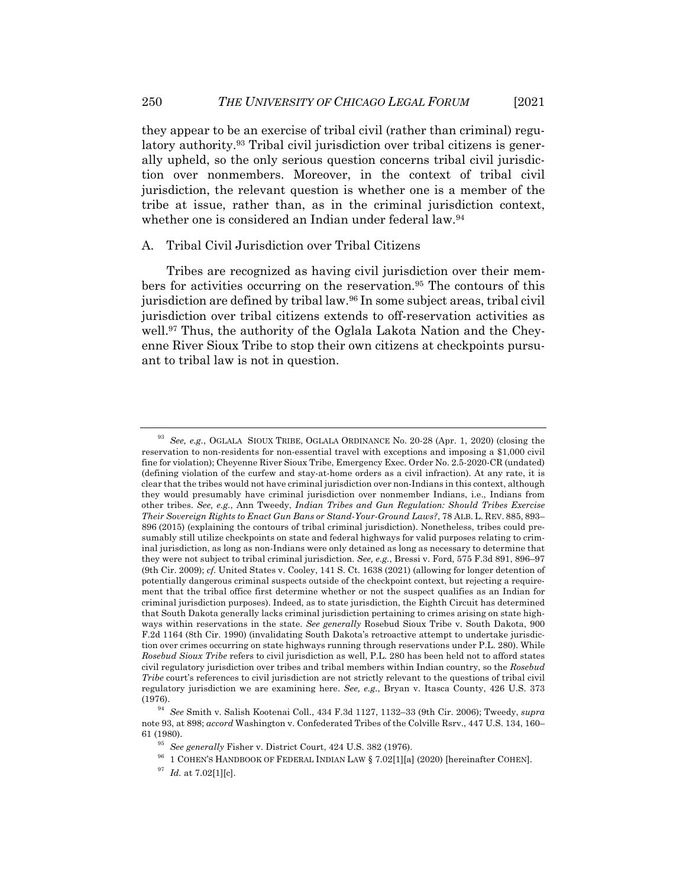they appear to be an exercise of tribal civil (rather than criminal) regulatory authority.[93] Tribal civil jurisdiction over tribal citizens is generally upheld, so the only serious question concerns tribal civil jurisdiction over nonmembers. Moreover, in the context of tribal civil jurisdiction, the relevant question is whether one is a member of the tribe at issue, rather than, as in the criminal jurisdiction context, whether one is considered an Indian under federal law.[94]

## A. Tribal Civil Jurisdiction over Tribal Citizens

Tribes are recognized as having civil jurisdiction over their members for activities occurring on the reservation.[95] The contours of this jurisdiction are defined by tribal law.[96] In some subject areas, tribal civil jurisdiction over tribal citizens extends to off-reservation activities as well.[97] Thus, the authority of the Oglala Lakota Nation and the Cheyenne River Sioux Tribe to stop their own citizens at checkpoints pursuant to tribal law is not in question.

---

[93] *See, e.g.*, OGLALA SIOUX TRIBE, OGLALA ORDINANCE No. 20-28 (Apr. 1, 2020) (closing the reservation to non-residents for non-essential travel with exceptions and imposing a $1,000 civil fine for violation); Cheyenne River Sioux Tribe, Emergency Exec. Order No. 2.5-2020-CR (undated) (defining violation of the curfew and stay-at-home orders as a civil infraction). At any rate, it is clear that the tribes would not have criminal jurisdiction over non-Indians in this context, although they would presumably have criminal jurisdiction over nonmember Indians, i.e., Indians from other tribes. *See, e.g.*, Ann Tweedy, *Indian Tribes and Gun Regulation: Should Tribes Exercise Their Sovereign Rights to Enact Gun Bans or Stand-Your-Ground Laws?*, 78 ALB. L. REV. 885, 893–896 (2015) (explaining the contours of tribal criminal jurisdiction). Nonetheless, tribes could presumably still utilize checkpoints on state and federal highways for valid purposes relating to criminal jurisdiction, as long as non-Indians were only detained as long as necessary to determine that they were not subject to tribal criminal jurisdiction. *See, e.g.*, Bressi v. Ford, 575 F.3d 891, 896–97 (9th Cir. 2009); *cf.* United States v. Cooley, 141 S. Ct. 1638 (2021) (allowing for longer detention of potentially dangerous criminal suspects outside of the checkpoint context, but rejecting a requirement that the tribal office first determine whether or not the suspect qualifies as an Indian for criminal jurisdiction purposes). Indeed, as to state jurisdiction, the Eighth Circuit has determined that South Dakota generally lacks criminal jurisdiction pertaining to crimes arising on state highways within reservations in the state. *See generally* Rosebud Sioux Tribe v. South Dakota, 900 F.2d 1164 (8th Cir. 1990) (invalidating South Dakota's retroactive attempt to undertake jurisdiction over crimes occurring on state highways running through reservations under P.L. 280). While *Rosebud Sioux Tribe* refers to civil jurisdiction as well, P.L. 280 has been held not to afford states civil regulatory jurisdiction over tribes and tribal members within Indian country, so the *Rosebud Tribe* court's references to civil jurisdiction are not strictly relevant to the questions of tribal civil regulatory jurisdiction we are examining here. *See, e.g.*, Bryan v. Itasca County, 426 U.S. 373 (1976).

[94] *See* Smith v. Salish Kootenai Coll., 434 F.3d 1127, 1132–33 (9th Cir. 2006); Tweedy, *supra* note 93, at 898; *accord* Washington v. Confederated Tribes of the Colville Rsrv., 447 U.S. 134, 160–61 (1980).

[95] *See generally* Fisher v. District Court, 424 U.S. 382 (1976).

[96] 1 COHEN'S HANDBOOK OF FEDERAL INDIAN LAW § 7.02[1][a] (2020) [hereinafter COHEN].

[97] *Id.* at 7.02[1][c].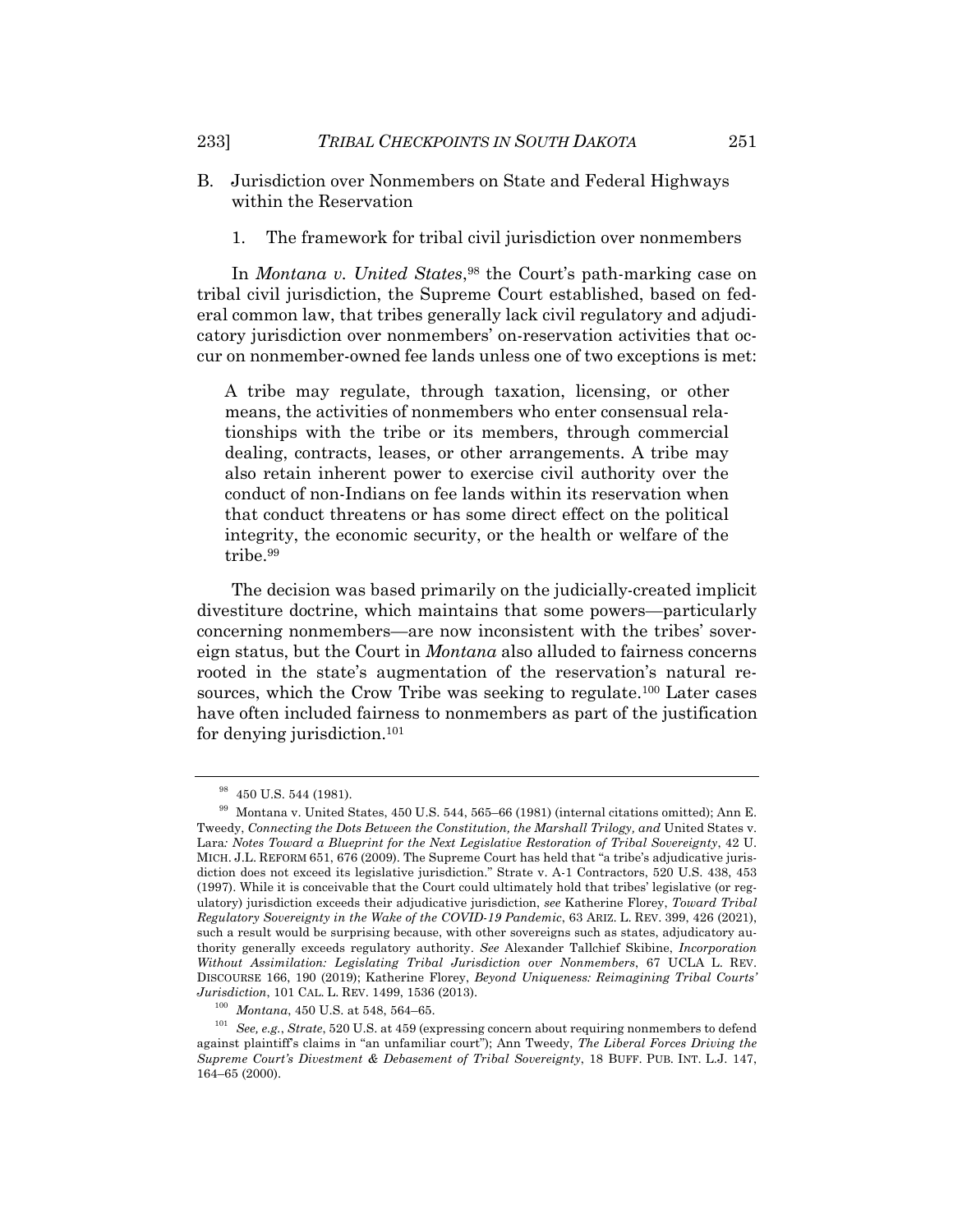## B. Jurisdiction over Nonmembers on State and Federal Highways within the Reservation

### 1. The framework for tribal civil jurisdiction over nonmembers

In *Montana v. United States*,[98] the Court's path-marking case on tribal civil jurisdiction, the Supreme Court established, based on federal common law, that tribes generally lack civil regulatory and adjudicatory jurisdiction over nonmembers' on-reservation activities that occur on nonmember-owned fee lands unless one of two exceptions is met:

> A tribe may regulate, through taxation, licensing, or other means, the activities of nonmembers who enter consensual relationships with the tribe or its members, through commercial dealing, contracts, leases, or other arrangements. A tribe may also retain inherent power to exercise civil authority over the conduct of non-Indians on fee lands within its reservation when that conduct threatens or has some direct effect on the political integrity, the economic security, or the health or welfare of the tribe.[99]

The decision was based primarily on the judicially-created implicit divestiture doctrine, which maintains that some powers—particularly concerning nonmembers—are now inconsistent with the tribes' sovereign status, but the Court in *Montana* also alluded to fairness concerns rooted in the state's augmentation of the reservation's natural resources, which the Crow Tribe was seeking to regulate.[100] Later cases have often included fairness to nonmembers as part of the justification for denying jurisdiction.[101]

---

[98] 450 U.S. 544 (1981).

[99] Montana v. United States, 450 U.S. 544, 565–66 (1981) (internal citations omitted); Ann E. Tweedy, *Connecting the Dots Between the Constitution, the Marshall Trilogy, and* United States v. Lara*: Notes Toward a Blueprint for the Next Legislative Restoration of Tribal Sovereignty*, 42 U. MICH. J.L. REFORM 651, 676 (2009). The Supreme Court has held that "a tribe's adjudicative jurisdiction does not exceed its legislative jurisdiction." Strate v. A-1 Contractors, 520 U.S. 438, 453 (1997). While it is conceivable that the Court could ultimately hold that tribes' legislative (or regulatory) jurisdiction exceeds their adjudicative jurisdiction, *see* Katherine Florey, *Toward Tribal Regulatory Sovereignty in the Wake of the COVID-19 Pandemic*, 63 ARIZ. L. REV. 399, 426 (2021), such a result would be surprising because, with other sovereigns such as states, adjudicatory authority generally exceeds regulatory authority. *See* Alexander Tallchief Skibine, *Incorporation Without Assimilation: Legislating Tribal Jurisdiction over Nonmembers*, 67 UCLA L. REV. DISCOURSE 166, 190 (2019); Katherine Florey, *Beyond Uniqueness: Reimagining Tribal Courts' Jurisdiction*, 101 CAL. L. REV. 1499, 1536 (2013).

[100] *Montana*, 450 U.S. at 548, 564–65.

[101] *See, e.g.*, *Strate*, 520 U.S. at 459 (expressing concern about requiring nonmembers to defend against plaintiff's claims in "an unfamiliar court"); Ann Tweedy, *The Liberal Forces Driving the Supreme Court's Divestment & Debasement of Tribal Sovereignty*, 18 BUFF. PUB. INT. L.J. 147, 164–65 (2000).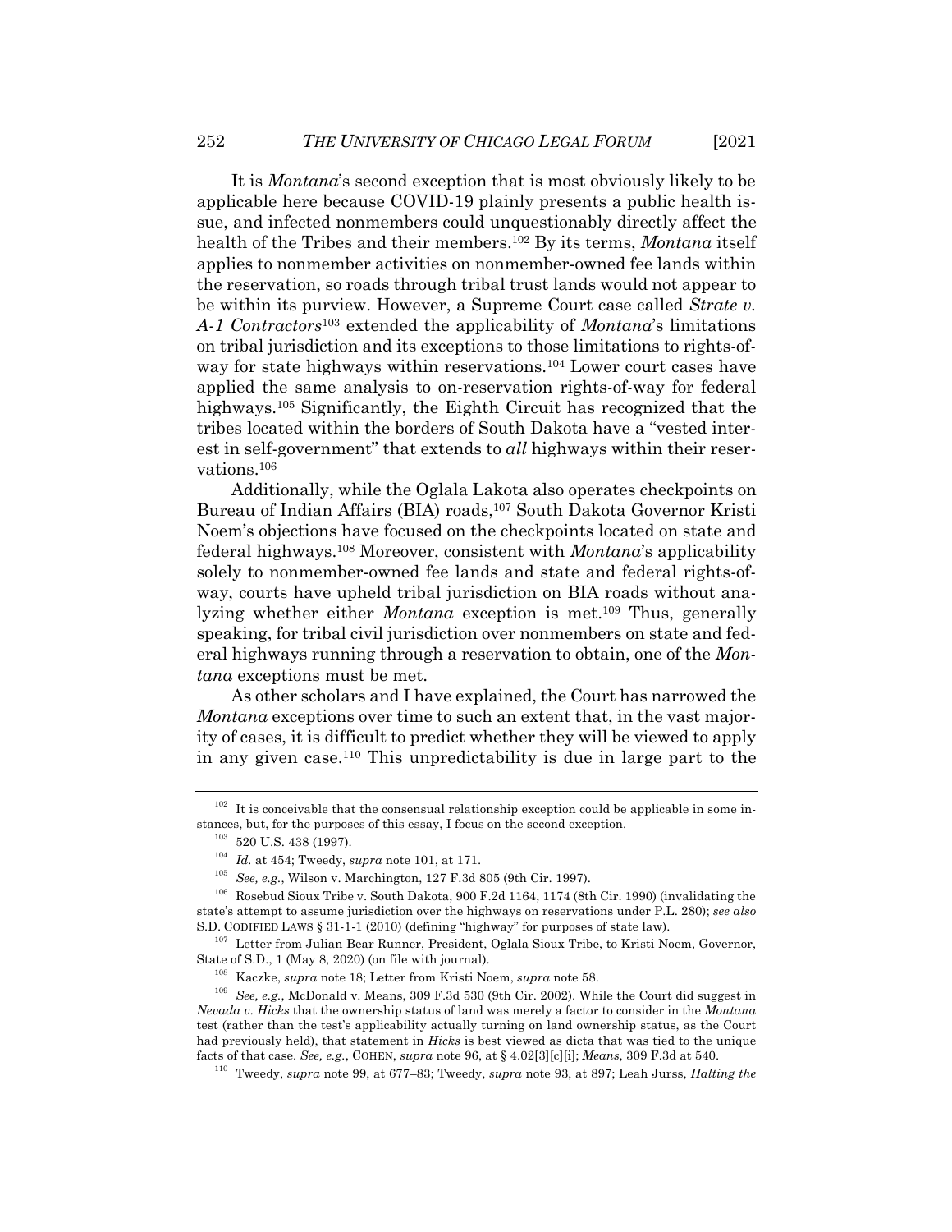It is *Montana*'s second exception that is most obviously likely to be applicable here because COVID-19 plainly presents a public health issue, and infected nonmembers could unquestionably directly affect the health of the Tribes and their members.[102] By its terms, *Montana* itself applies to nonmember activities on nonmember-owned fee lands within the reservation, so roads through tribal trust lands would not appear to be within its purview. However, a Supreme Court case called *Strate v. A-1 Contractors*[103] extended the applicability of *Montana*'s limitations on tribal jurisdiction and its exceptions to those limitations to rights-of-way for state highways within reservations.[104] Lower court cases have applied the same analysis to on-reservation rights-of-way for federal highways.[105] Significantly, the Eighth Circuit has recognized that the tribes located within the borders of South Dakota have a "vested interest in self-government" that extends to *all* highways within their reservations.[106]

Additionally, while the Oglala Lakota also operates checkpoints on Bureau of Indian Affairs (BIA) roads,[107] South Dakota Governor Kristi Noem's objections have focused on the checkpoints located on state and federal highways.[108] Moreover, consistent with *Montana*'s applicability solely to nonmember-owned fee lands and state and federal rights-of-way, courts have upheld tribal jurisdiction on BIA roads without analyzing whether either *Montana* exception is met.[109] Thus, generally speaking, for tribal civil jurisdiction over nonmembers on state and federal highways running through a reservation to obtain, one of the *Montana* exceptions must be met.

As other scholars and I have explained, the Court has narrowed the *Montana* exceptions over time to such an extent that, in the vast majority of cases, it is difficult to predict whether they will be viewed to apply in any given case.[110] This unpredictability is due in large part to the

---

[102] It is conceivable that the consensual relationship exception could be applicable in some instances, but, for the purposes of this essay, I focus on the second exception.

[103] 520 U.S. 438 (1997).

[104] *Id.* at 454; Tweedy, *supra* note 101, at 171.

[105] *See, e.g.*, Wilson v. Marchington, 127 F.3d 805 (9th Cir. 1997).

[106] Rosebud Sioux Tribe v. South Dakota, 900 F.2d 1164, 1174 (8th Cir. 1990) (invalidating the state's attempt to assume jurisdiction over the highways on reservations under P.L. 280); *see also* S.D. CODIFIED LAWS § 31-1-1 (2010) (defining "highway" for purposes of state law).

[107] Letter from Julian Bear Runner, President, Oglala Sioux Tribe, to Kristi Noem, Governor, State of S.D., 1 (May 8, 2020) (on file with journal).

[108] Kaczke, *supra* note 18; Letter from Kristi Noem, *supra* note 58.

[109] *See, e.g.*, McDonald v. Means, 309 F.3d 530 (9th Cir. 2002). While the Court did suggest in *Nevada v. Hicks* that the ownership status of land was merely a factor to consider in the *Montana* test (rather than the test's applicability actually turning on land ownership status, as the Court had previously held), that statement in *Hicks* is best viewed as dicta that was tied to the unique facts of that case. *See, e.g.*, COHEN, *supra* note 96, at § 4.02[3][c][i]; *Means*, 309 F.3d at 540.

[110] Tweedy, *supra* note 99, at 677–83; Tweedy, *supra* note 93, at 897; Leah Jurss, *Halting the*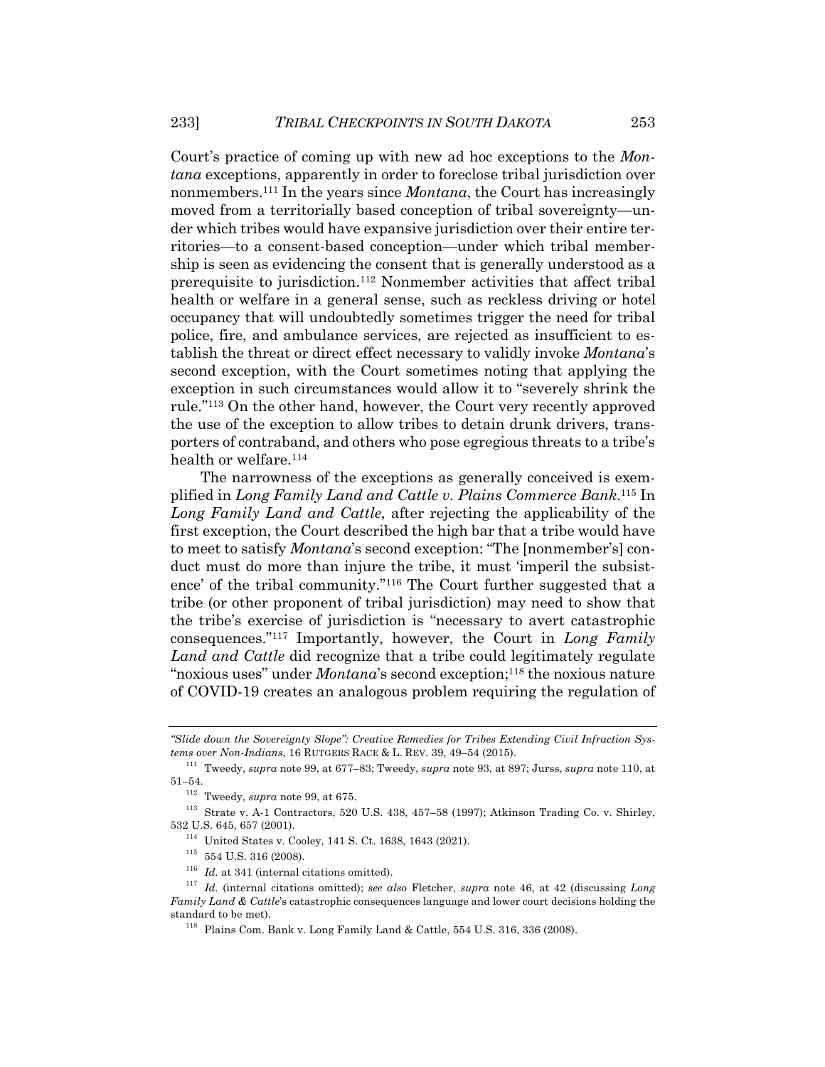Court's practice of coming up with new ad hoc exceptions to the *Montana* exceptions, apparently in order to foreclose tribal jurisdiction over nonmembers.[111] In the years since *Montana*, the Court has increasingly moved from a territorially based conception of tribal sovereignty—under which tribes would have expansive jurisdiction over their entire territories—to a consent-based conception—under which tribal membership is seen as evidencing the consent that is generally understood as a prerequisite to jurisdiction.[112] Nonmember activities that affect tribal health or welfare in a general sense, such as reckless driving or hotel occupancy that will undoubtedly sometimes trigger the need for tribal police, fire, and ambulance services, are rejected as insufficient to establish the threat or direct effect necessary to validly invoke *Montana*'s second exception, with the Court sometimes noting that applying the exception in such circumstances would allow it to "severely shrink the rule."[113] On the other hand, however, the Court very recently approved the use of the exception to allow tribes to detain drunk drivers, transporters of contraband, and others who pose egregious threats to a tribe's health or welfare.[114]

The narrowness of the exceptions as generally conceived is exemplified in *Long Family Land and Cattle v. Plains Commerce Bank*.[115] In *Long Family Land and Cattle*, after rejecting the applicability of the first exception, the Court described the high bar that a tribe would have to meet to satisfy *Montana*'s second exception: "The [nonmember's] conduct must do more than injure the tribe, it must 'imperil the subsistence' of the tribal community."[116] The Court further suggested that a tribe (or other proponent of tribal jurisdiction) may need to show that the tribe's exercise of jurisdiction is "necessary to avert catastrophic consequences."[117] Importantly, however, the Court in *Long Family Land and Cattle* did recognize that a tribe could legitimately regulate "noxious uses" under *Montana*'s second exception;[118] the noxious nature of COVID-19 creates an analogous problem requiring the regulation of

---

*"Slide down the Sovereignty Slope": Creative Remedies for Tribes Extending Civil Infraction Systems over Non-Indians*, 16 RUTGERS RACE & L. REV. 39, 49–54 (2015).

[111] Tweedy, *supra* note 99, at 677–83; Tweedy, *supra* note 93, at 897; Jurss, *supra* note 110, at 51–54.

[112] Tweedy, *supra* note 99, at 675.

[113] Strate v. A-1 Contractors, 520 U.S. 438, 457–58 (1997); Atkinson Trading Co. v. Shirley, 532 U.S. 645, 657 (2001).

[114] United States v. Cooley, 141 S. Ct. 1638, 1643 (2021).

[115] 554 U.S. 316 (2008).

[116] *Id.* at 341 (internal citations omitted).

[117] *Id.* (internal citations omitted); *see also* Fletcher, *supra* note 46, at 42 (discussing *Long Family Land & Cattle*'s catastrophic consequences language and lower court decisions holding the standard to be met).

[118] Plains Com. Bank v. Long Family Land & Cattle, 554 U.S. 316, 336 (2008).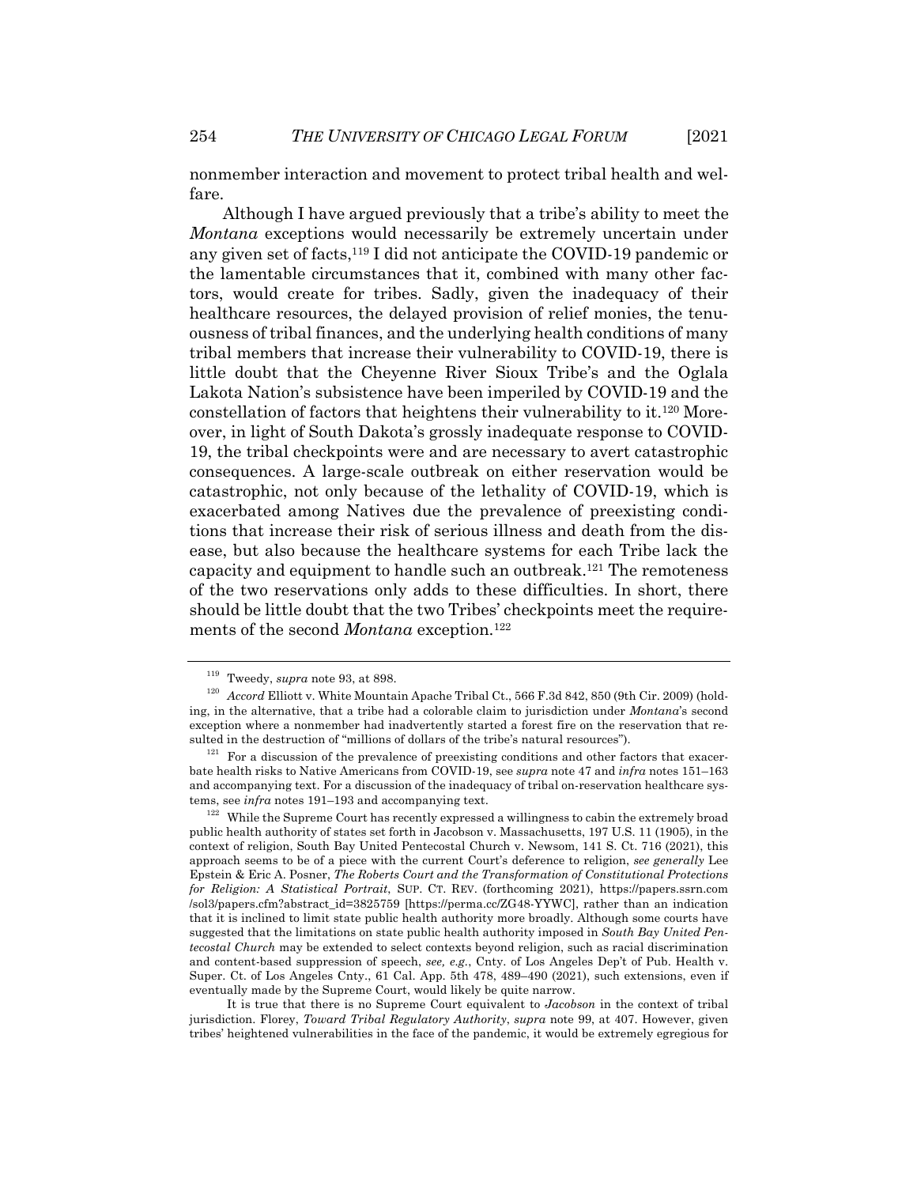nonmember interaction and movement to protect tribal health and welfare.

Although I have argued previously that a tribe's ability to meet the *Montana* exceptions would necessarily be extremely uncertain under any given set of facts,[119] I did not anticipate the COVID-19 pandemic or the lamentable circumstances that it, combined with many other factors, would create for tribes. Sadly, given the inadequacy of their healthcare resources, the delayed provision of relief monies, the tenuousness of tribal finances, and the underlying health conditions of many tribal members that increase their vulnerability to COVID-19, there is little doubt that the Cheyenne River Sioux Tribe's and the Oglala Lakota Nation's subsistence have been imperiled by COVID-19 and the constellation of factors that heightens their vulnerability to it.[120] Moreover, in light of South Dakota's grossly inadequate response to COVID-19, the tribal checkpoints were and are necessary to avert catastrophic consequences. A large-scale outbreak on either reservation would be catastrophic, not only because of the lethality of COVID-19, which is exacerbated among Natives due the prevalence of preexisting conditions that increase their risk of serious illness and death from the disease, but also because the healthcare systems for each Tribe lack the capacity and equipment to handle such an outbreak.[121] The remoteness of the two reservations only adds to these difficulties. In short, there should be little doubt that the two Tribes' checkpoints meet the requirements of the second *Montana* exception.[122]

---

[119] Tweedy, *supra* note 93, at 898.

[120] *Accord* Elliott v. White Mountain Apache Tribal Ct., 566 F.3d 842, 850 (9th Cir. 2009) (holding, in the alternative, that a tribe had a colorable claim to jurisdiction under *Montana*'s second exception where a nonmember had inadvertently started a forest fire on the reservation that resulted in the destruction of "millions of dollars of the tribe's natural resources").

[121] For a discussion of the prevalence of preexisting conditions and other factors that exacerbate health risks to Native Americans from COVID-19, see *supra* note 47 and *infra* notes 151–163 and accompanying text. For a discussion of the inadequacy of tribal on-reservation healthcare systems, see *infra* notes 191–193 and accompanying text.

[122] While the Supreme Court has recently expressed a willingness to cabin the extremely broad public health authority of states set forth in Jacobson v. Massachusetts, 197 U.S. 11 (1905), in the context of religion, South Bay United Pentecostal Church v. Newsom, 141 S. Ct. 716 (2021), this approach seems to be of a piece with the current Court's deference to religion, *see generally* Lee Epstein & Eric A. Posner, *The Roberts Court and the Transformation of Constitutional Protections for Religion: A Statistical Portrait*, SUP. CT. REV. (forthcoming 2021), https://papers.ssrn.com/sol3/papers.cfm?abstract_id=3825759 [https://perma.cc/ZG48-YYWC], rather than an indication that it is inclined to limit state public health authority more broadly. Although some courts have suggested that the limitations on state public health authority imposed in *South Bay United Pentecostal Church* may be extended to select contexts beyond religion, such as racial discrimination and content-based suppression of speech, *see, e.g.*, Cnty. of Los Angeles Dep't of Pub. Health v. Super. Ct. of Los Angeles Cnty., 61 Cal. App. 5th 478, 489–490 (2021), such extensions, even if eventually made by the Supreme Court, would likely be quite narrow.

It is true that there is no Supreme Court equivalent to *Jacobson* in the context of tribal jurisdiction. Florey, *Toward Tribal Regulatory Authority*, *supra* note 99, at 407. However, given tribes' heightened vulnerabilities in the face of the pandemic, it would be extremely egregious for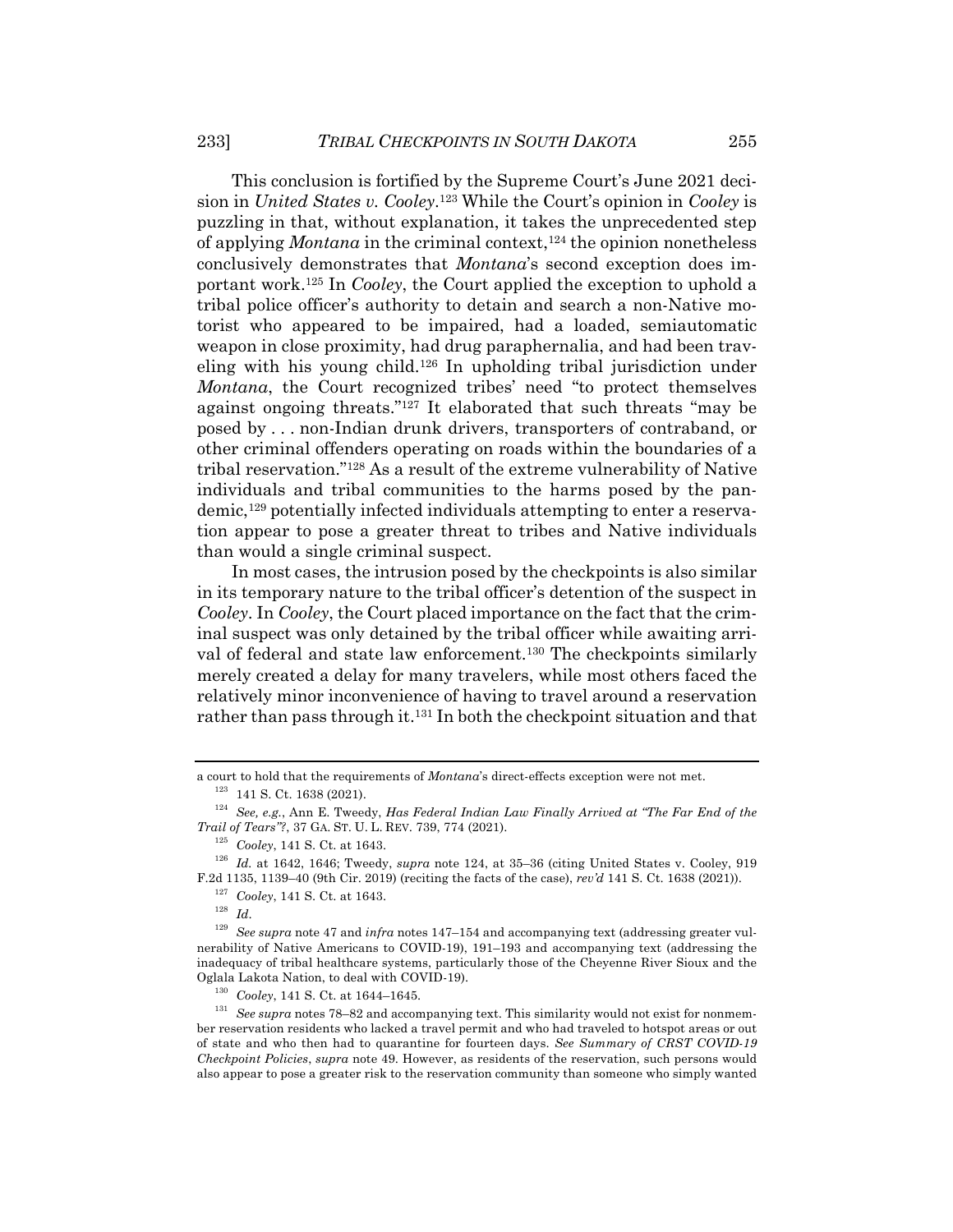This conclusion is fortified by the Supreme Court's June 2021 decision in *United States v. Cooley*.[123] While the Court's opinion in *Cooley* is puzzling in that, without explanation, it takes the unprecedented step of applying *Montana* in the criminal context,[124] the opinion nonetheless conclusively demonstrates that *Montana*'s second exception does important work.[125] In *Cooley*, the Court applied the exception to uphold a tribal police officer's authority to detain and search a non-Native motorist who appeared to be impaired, had a loaded, semiautomatic weapon in close proximity, had drug paraphernalia, and had been traveling with his young child.[126] In upholding tribal jurisdiction under *Montana*, the Court recognized tribes' need "to protect themselves against ongoing threats."[127] It elaborated that such threats "may be posed by . . . non-Indian drunk drivers, transporters of contraband, or other criminal offenders operating on roads within the boundaries of a tribal reservation."[128] As a result of the extreme vulnerability of Native individuals and tribal communities to the harms posed by the pandemic,[129] potentially infected individuals attempting to enter a reservation appear to pose a greater threat to tribes and Native individuals than would a single criminal suspect.

In most cases, the intrusion posed by the checkpoints is also similar in its temporary nature to the tribal officer's detention of the suspect in *Cooley*. In *Cooley*, the Court placed importance on the fact that the criminal suspect was only detained by the tribal officer while awaiting arrival of federal and state law enforcement.[130] The checkpoints similarly merely created a delay for many travelers, while most others faced the relatively minor inconvenience of having to travel around a reservation rather than pass through it.[131] In both the checkpoint situation and that

---

a court to hold that the requirements of *Montana*'s direct-effects exception were not met.

[123] 141 S. Ct. 1638 (2021).

[124] *See, e.g.*, Ann E. Tweedy, *Has Federal Indian Law Finally Arrived at "The Far End of the Trail of Tears"?*, 37 GA. ST. U. L. REV. 739, 774 (2021).

[125] *Cooley*, 141 S. Ct. at 1643.

[126] *Id.* at 1642, 1646; Tweedy, *supra* note 124, at 35–36 (citing United States v. Cooley, 919 F.2d 1135, 1139–40 (9th Cir. 2019) (reciting the facts of the case), *rev'd* 141 S. Ct. 1638 (2021)).

[127] *Cooley*, 141 S. Ct. at 1643.

[128] *Id*.

[129] *See supra* note 47 and *infra* notes 147–154 and accompanying text (addressing greater vulnerability of Native Americans to COVID-19), 191–193 and accompanying text (addressing the inadequacy of tribal healthcare systems, particularly those of the Cheyenne River Sioux and the Oglala Lakota Nation, to deal with COVID-19).

[130] *Cooley*, 141 S. Ct. at 1644–1645.

[131] *See supra* notes 78–82 and accompanying text. This similarity would not exist for nonmember reservation residents who lacked a travel permit and who had traveled to hotspot areas or out of state and who then had to quarantine for fourteen days. *See Summary of CRST COVID-19 Checkpoint Policies*, *supra* note 49. However, as residents of the reservation, such persons would also appear to pose a greater risk to the reservation community than someone who simply wanted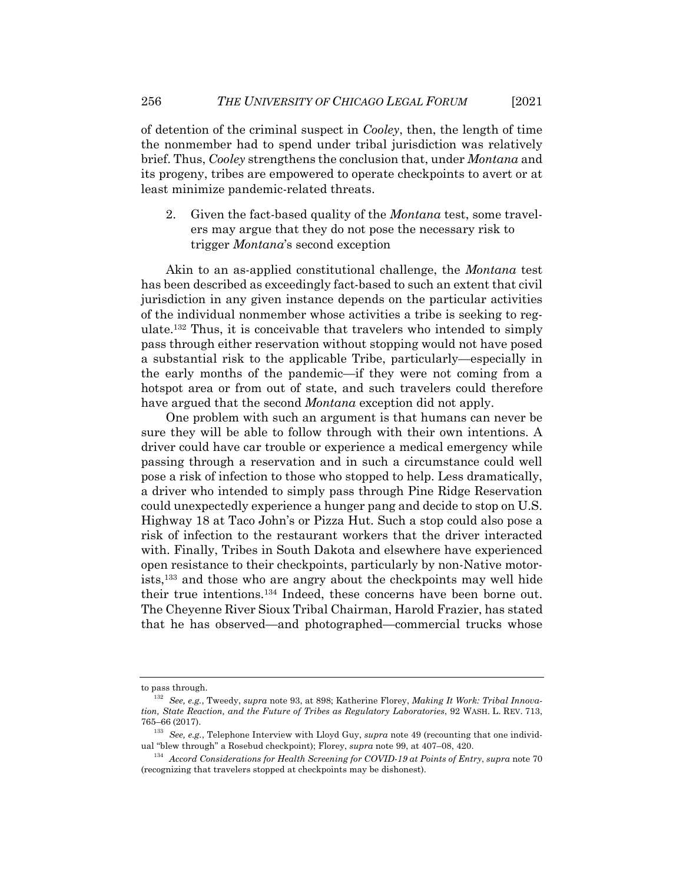of detention of the criminal suspect in *Cooley*, then, the length of time the nonmember had to spend under tribal jurisdiction was relatively brief. Thus, *Cooley* strengthens the conclusion that, under *Montana* and its progeny, tribes are empowered to operate checkpoints to avert or at least minimize pandemic-related threats.

2. Given the fact-based quality of the *Montana* test, some travelers may argue that they do not pose the necessary risk to trigger *Montana*'s second exception

Akin to an as-applied constitutional challenge, the *Montana* test has been described as exceedingly fact-based to such an extent that civil jurisdiction in any given instance depends on the particular activities of the individual nonmember whose activities a tribe is seeking to regulate.[132] Thus, it is conceivable that travelers who intended to simply pass through either reservation without stopping would not have posed a substantial risk to the applicable Tribe, particularly—especially in the early months of the pandemic—if they were not coming from a hotspot area or from out of state, and such travelers could therefore have argued that the second *Montana* exception did not apply.

One problem with such an argument is that humans can never be sure they will be able to follow through with their own intentions. A driver could have car trouble or experience a medical emergency while passing through a reservation and in such a circumstance could well pose a risk of infection to those who stopped to help. Less dramatically, a driver who intended to simply pass through Pine Ridge Reservation could unexpectedly experience a hunger pang and decide to stop on U.S. Highway 18 at Taco John's or Pizza Hut. Such a stop could also pose a risk of infection to the restaurant workers that the driver interacted with. Finally, Tribes in South Dakota and elsewhere have experienced open resistance to their checkpoints, particularly by non-Native motorists,[133] and those who are angry about the checkpoints may well hide their true intentions.[134] Indeed, these concerns have been borne out. The Cheyenne River Sioux Tribal Chairman, Harold Frazier, has stated that he has observed—and photographed—commercial trucks whose

---

to pass through.

[132] *See, e.g.*, Tweedy, *supra* note 93, at 898; Katherine Florey, *Making It Work: Tribal Innovation, State Reaction, and the Future of Tribes as Regulatory Laboratories*, 92 WASH. L. REV. 713, 765–66 (2017).

[133] *See, e.g.*, Telephone Interview with Lloyd Guy, *supra* note 49 (recounting that one individual "blew through" a Rosebud checkpoint); Florey, *supra* note 99, at 407–08, 420.

[134] *Accord Considerations for Health Screening for COVID-19 at Points of Entry*, *supra* note 70 (recognizing that travelers stopped at checkpoints may be dishonest).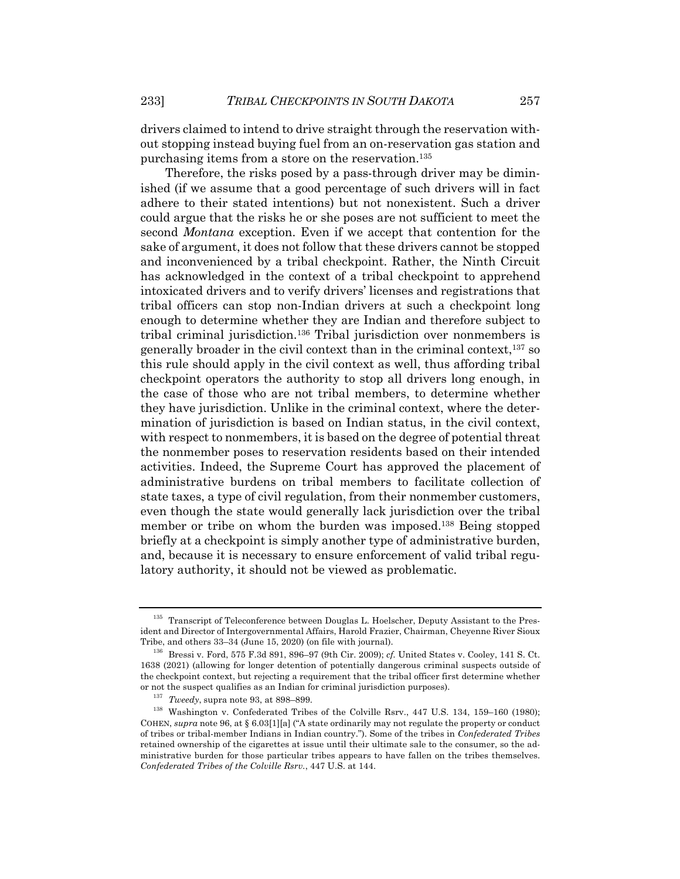drivers claimed to intend to drive straight through the reservation without stopping instead buying fuel from an on-reservation gas station and purchasing items from a store on the reservation.[135]

Therefore, the risks posed by a pass-through driver may be diminished (if we assume that a good percentage of such drivers will in fact adhere to their stated intentions) but not nonexistent. Such a driver could argue that the risks he or she poses are not sufficient to meet the second *Montana* exception. Even if we accept that contention for the sake of argument, it does not follow that these drivers cannot be stopped and inconvenienced by a tribal checkpoint. Rather, the Ninth Circuit has acknowledged in the context of a tribal checkpoint to apprehend intoxicated drivers and to verify drivers' licenses and registrations that tribal officers can stop non-Indian drivers at such a checkpoint long enough to determine whether they are Indian and therefore subject to tribal criminal jurisdiction.[136] Tribal jurisdiction over nonmembers is generally broader in the civil context than in the criminal context,[137] so this rule should apply in the civil context as well, thus affording tribal checkpoint operators the authority to stop all drivers long enough, in the case of those who are not tribal members, to determine whether they have jurisdiction. Unlike in the criminal context, where the determination of jurisdiction is based on Indian status, in the civil context, with respect to nonmembers, it is based on the degree of potential threat the nonmember poses to reservation residents based on their intended activities. Indeed, the Supreme Court has approved the placement of administrative burdens on tribal members to facilitate collection of state taxes, a type of civil regulation, from their nonmember customers, even though the state would generally lack jurisdiction over the tribal member or tribe on whom the burden was imposed.[138] Being stopped briefly at a checkpoint is simply another type of administrative burden, and, because it is necessary to ensure enforcement of valid tribal regulatory authority, it should not be viewed as problematic.

---

[135] Transcript of Teleconference between Douglas L. Hoelscher, Deputy Assistant to the President and Director of Intergovernmental Affairs, Harold Frazier, Chairman, Cheyenne River Sioux Tribe, and others 33–34 (June 15, 2020) (on file with journal).

[136] Bressi v. Ford, 575 F.3d 891, 896–97 (9th Cir. 2009); *cf.* United States v. Cooley, 141 S. Ct. 1638 (2021) (allowing for longer detention of potentially dangerous criminal suspects outside of the checkpoint context, but rejecting a requirement that the tribal officer first determine whether or not the suspect qualifies as an Indian for criminal jurisdiction purposes).

[137] *Tweedy*, supra note 93, at 898–899.

[138] Washington v. Confederated Tribes of the Colville Rsrv., 447 U.S. 134, 159–160 (1980); COHEN, *supra* note 96, at § 6.03[1][a] ("A state ordinarily may not regulate the property or conduct of tribes or tribal-member Indians in Indian country."). Some of the tribes in *Confederated Tribes* retained ownership of the cigarettes at issue until their ultimate sale to the consumer, so the administrative burden for those particular tribes appears to have fallen on the tribes themselves. *Confederated Tribes of the Colville Rsrv.*, 447 U.S. at 144.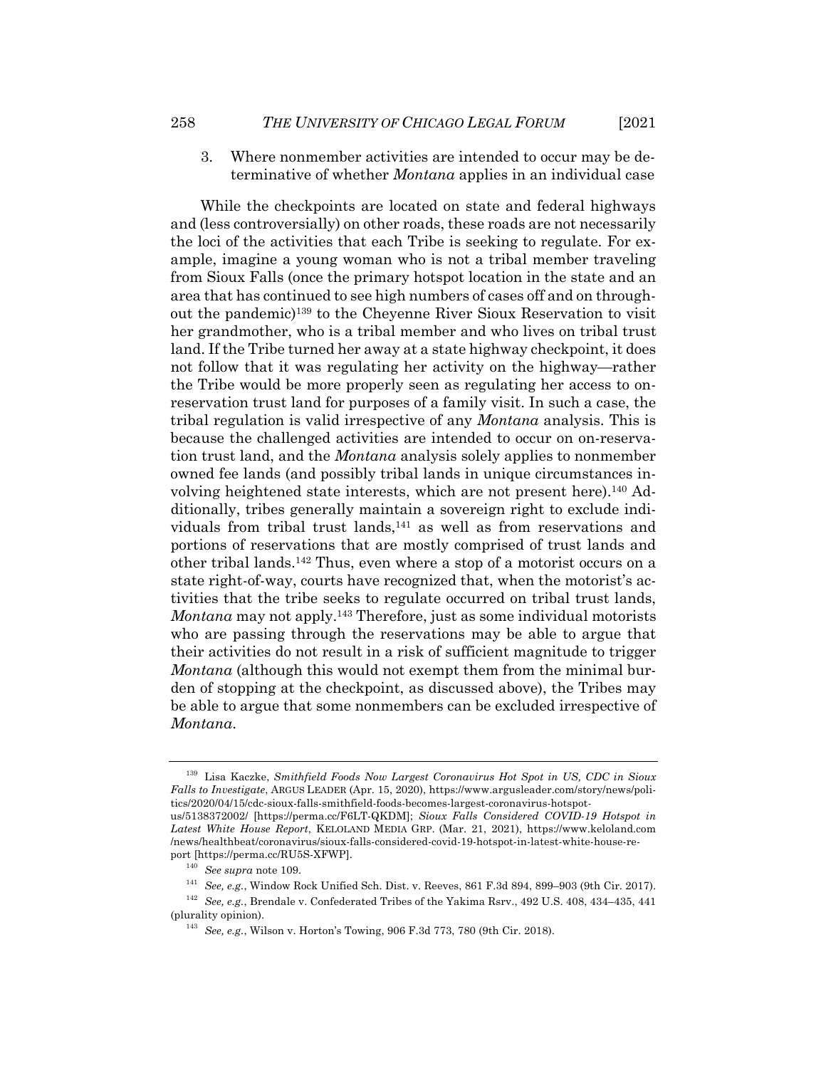3. Where nonmember activities are intended to occur may be determinative of whether *Montana* applies in an individual case

While the checkpoints are located on state and federal highways and (less controversially) on other roads, these roads are not necessarily the loci of the activities that each Tribe is seeking to regulate. For example, imagine a young woman who is not a tribal member traveling from Sioux Falls (once the primary hotspot location in the state and an area that has continued to see high numbers of cases off and on throughout the pandemic)[139] to the Cheyenne River Sioux Reservation to visit her grandmother, who is a tribal member and who lives on tribal trust land. If the Tribe turned her away at a state highway checkpoint, it does not follow that it was regulating her activity on the highway—rather the Tribe would be more properly seen as regulating her access to on-reservation trust land for purposes of a family visit. In such a case, the tribal regulation is valid irrespective of any *Montana* analysis. This is because the challenged activities are intended to occur on on-reservation trust land, and the *Montana* analysis solely applies to nonmember owned fee lands (and possibly tribal lands in unique circumstances involving heightened state interests, which are not present here).[140] Additionally, tribes generally maintain a sovereign right to exclude individuals from tribal trust lands,[141] as well as from reservations and portions of reservations that are mostly comprised of trust lands and other tribal lands.[142] Thus, even where a stop of a motorist occurs on a state right-of-way, courts have recognized that, when the motorist's activities that the tribe seeks to regulate occurred on tribal trust lands, *Montana* may not apply.[143] Therefore, just as some individual motorists who are passing through the reservations may be able to argue that their activities do not result in a risk of sufficient magnitude to trigger *Montana* (although this would not exempt them from the minimal burden of stopping at the checkpoint, as discussed above), the Tribes may be able to argue that some nonmembers can be excluded irrespective of *Montana*.

---

[139] Lisa Kaczke, *Smithfield Foods Now Largest Coronavirus Hot Spot in US, CDC in Sioux Falls to Investigate*, ARGUS LEADER (Apr. 15, 2020), https://www.argusleader.com/story/news/politics/2020/04/15/cdc-sioux-falls-smithfield-foods-becomes-largest-coronavirus-hotspot-us/5138372002/ [https://perma.cc/F6LT-QKDM]; *Sioux Falls Considered COVID-19 Hotspot in Latest White House Report*, KELOLAND MEDIA GRP. (Mar. 21, 2021), https://www.keloland.com/news/healthbeat/coronavirus/sioux-falls-considered-covid-19-hotspot-in-latest-white-house-report [https://perma.cc/RU5S-XFWP].

[140] *See supra* note 109.

[141] *See, e.g.*, Window Rock Unified Sch. Dist. v. Reeves, 861 F.3d 894, 899–903 (9th Cir. 2017).

[142] *See, e.g.*, Brendale v. Confederated Tribes of the Yakima Rsrv., 492 U.S. 408, 434–435, 441 (plurality opinion).

[143] *See, e.g.*, Wilson v. Horton's Towing, 906 F.3d 773, 780 (9th Cir. 2018).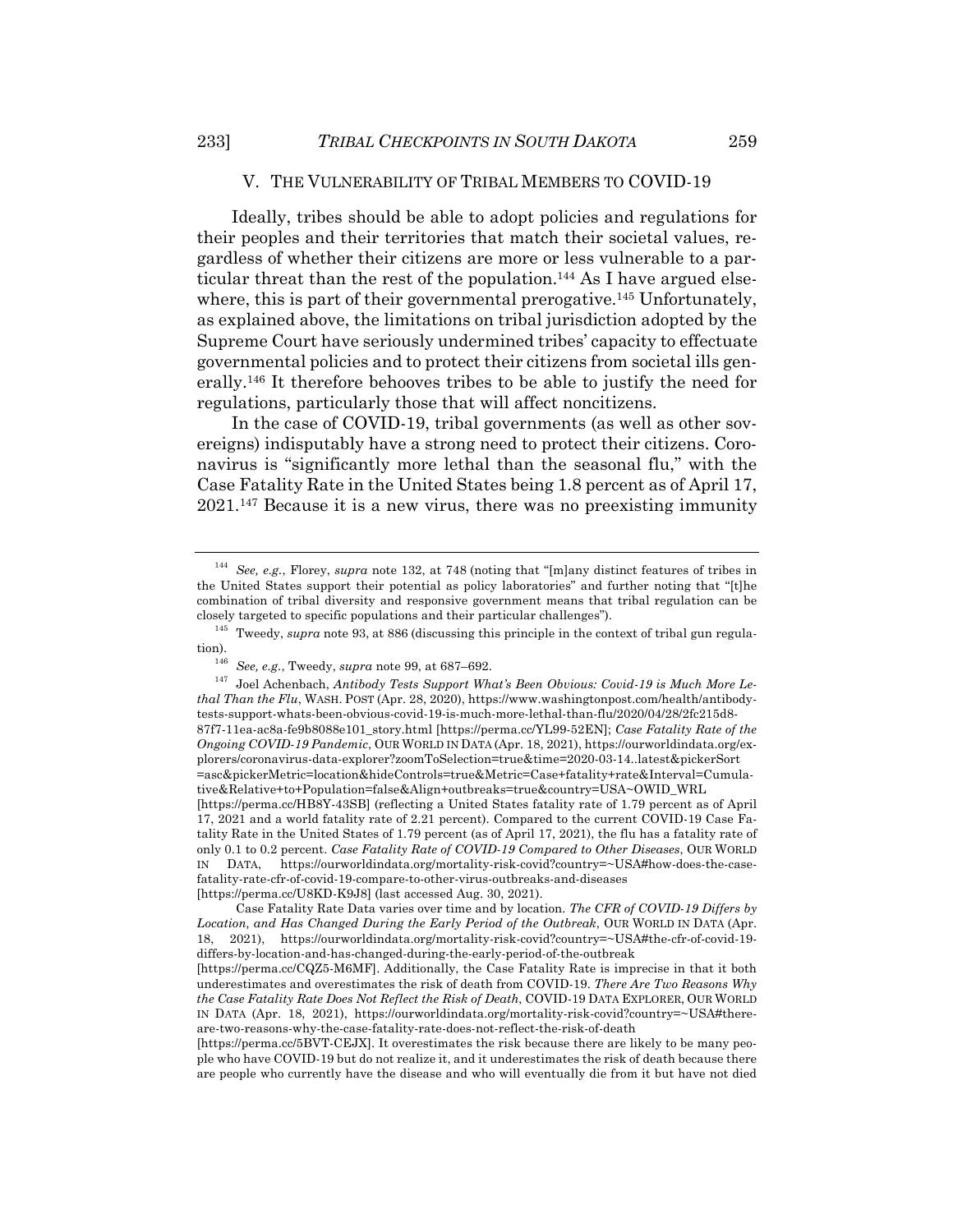## V. THE VULNERABILITY OF TRIBAL MEMBERS TO COVID-19

Ideally, tribes should be able to adopt policies and regulations for their peoples and their territories that match their societal values, regardless of whether their citizens are more or less vulnerable to a particular threat than the rest of the population.[144] As I have argued elsewhere, this is part of their governmental prerogative.[145] Unfortunately, as explained above, the limitations on tribal jurisdiction adopted by the Supreme Court have seriously undermined tribes' capacity to effectuate governmental policies and to protect their citizens from societal ills generally.[146] It therefore behooves tribes to be able to justify the need for regulations, particularly those that will affect noncitizens.

In the case of COVID-19, tribal governments (as well as other sovereigns) indisputably have a strong need to protect their citizens. Coronavirus is "significantly more lethal than the seasonal flu," with the Case Fatality Rate in the United States being 1.8 percent as of April 17, 2021.[147] Because it is a new virus, there was no preexisting immunity

---

[144] *See, e.g.*, Florey, *supra* note 132, at 748 (noting that "[m]any distinct features of tribes in the United States support their potential as policy laboratories" and further noting that "[t]he combination of tribal diversity and responsive government means that tribal regulation can be closely targeted to specific populations and their particular challenges").

[145] Tweedy, *supra* note 93, at 886 (discussing this principle in the context of tribal gun regulation).

[146] *See, e.g.*, Tweedy, *supra* note 99, at 687–692.

[147] Joel Achenbach, *Antibody Tests Support What's Been Obvious: Covid-19 is Much More Lethal Than the Flu*, WASH. POST (Apr. 28, 2020), https://www.washingtonpost.com/health/antibody-tests-support-whats-been-obvious-covid-19-is-much-more-lethal-than-flu/2020/04/28/2fc215d8-87f7-11ea-ac8a-fe9b8088e101_story.html [https://perma.cc/YL99-52EN]; *Case Fatality Rate of the Ongoing COVID-19 Pandemic*, OUR WORLD IN DATA (Apr. 18, 2021), https://ourworldindata.org/explorers/coronavirus-data-explorer?zoomToSelection=true&time=2020-03-14..latest&pickerSort=asc&pickerMetric=location&hideControls=true&Metric=Case+fatality+rate&Interval=Cumulative&Relative+to+Population=false&Align+outbreaks=true&country=USA~OWID_WRL [https://perma.cc/HB8Y-43SB] (reflecting a United States fatality rate of 1.79 percent as of April 17, 2021 and a world fatality rate of 2.21 percent). Compared to the current COVID-19 Case Fatality Rate in the United States of 1.79 percent (as of April 17, 2021), the flu has a fatality rate of only 0.1 to 0.2 percent. *Case Fatality Rate of COVID-19 Compared to Other Diseases*, OUR WORLD IN DATA, https://ourworldindata.org/mortality-risk-covid?country=~USA#how-does-the-case-fatality-rate-cfr-of-covid-19-compare-to-other-virus-outbreaks-and-diseases [https://perma.cc/U8KD-K9J8] (last accessed Aug. 30, 2021).

Case Fatality Rate Data varies over time and by location. *The CFR of COVID-19 Differs by Location, and Has Changed During the Early Period of the Outbreak*, OUR WORLD IN DATA (Apr. 18, 2021), https://ourworldindata.org/mortality-risk-covid?country=~USA#the-cfr-of-covid-19-differs-by-location-and-has-changed-during-the-early-period-of-the-outbreak [https://perma.cc/CQZ5-M6MF]. Additionally, the Case Fatality Rate is imprecise in that it both underestimates and overestimates the risk of death from COVID-19. *There Are Two Reasons Why the Case Fatality Rate Does Not Reflect the Risk of Death*, COVID-19 DATA EXPLORER, OUR WORLD IN DATA (Apr. 18, 2021), https://ourworldindata.org/mortality-risk-covid?country=~USA#there-are-two-reasons-why-the-case-fatality-rate-does-not-reflect-the-risk-of-death [https://perma.cc/5BVT-CEJX]. It overestimates the risk because there are likely to be many people who have COVID-19 but do not realize it, and it underestimates the risk of death because there are people who currently have the disease and who will eventually die from it but have not died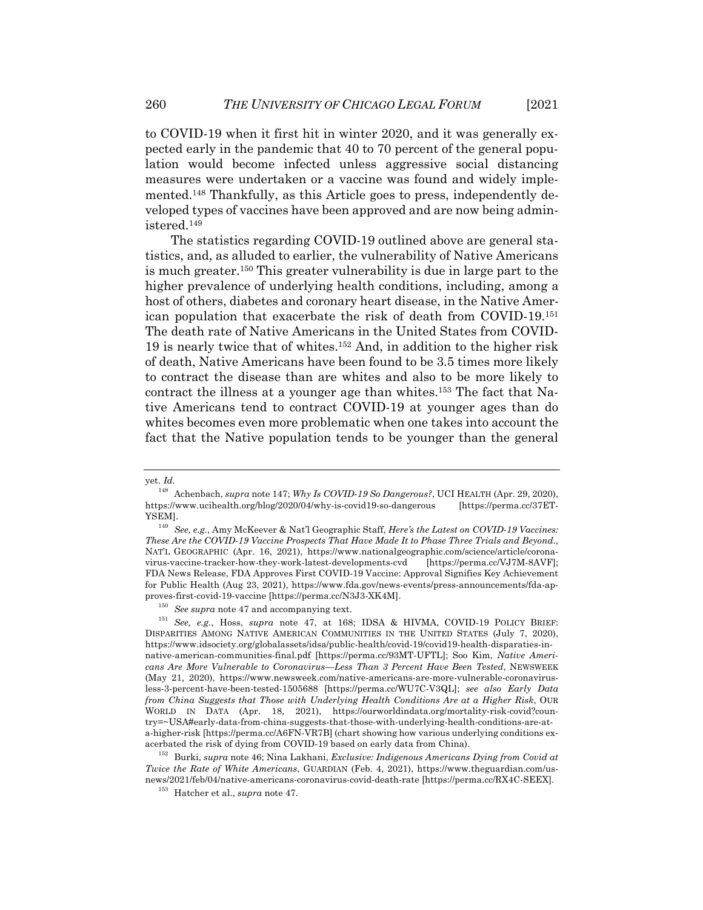to COVID-19 when it first hit in winter 2020, and it was generally expected early in the pandemic that 40 to 70 percent of the general population would become infected unless aggressive social distancing measures were undertaken or a vaccine was found and widely implemented.[148] Thankfully, as this Article goes to press, independently developed types of vaccines have been approved and are now being administered.[149]

The statistics regarding COVID-19 outlined above are general statistics, and, as alluded to earlier, the vulnerability of Native Americans is much greater.[150] This greater vulnerability is due in large part to the higher prevalence of underlying health conditions, including, among a host of others, diabetes and coronary heart disease, in the Native American population that exacerbate the risk of death from COVID-19.[151] The death rate of Native Americans in the United States from COVID-19 is nearly twice that of whites.[152] And, in addition to the higher risk of death, Native Americans have been found to be 3.5 times more likely to contract the disease than are whites and also to be more likely to contract the illness at a younger age than whites.[153] The fact that Native Americans tend to contract COVID-19 at younger ages than do whites becomes even more problematic when one takes into account the fact that the Native population tends to be younger than the general

---

yet. *Id.*

[148] Achenbach, *supra* note 147; *Why Is COVID-19 So Dangerous?*, UCI HEALTH (Apr. 29, 2020), https://www.ucihealth.org/blog/2020/04/why-is-covid19-so-dangerous [https://perma.cc/37ET-YSEM].

[149] *See, e.g.*, Amy McKeever & Nat'l Geographic Staff, *Here's the Latest on COVID-19 Vaccines: These Are the COVID-19 Vaccine Prospects That Have Made It to Phase Three Trials and Beyond.*, NAT'L GEOGRAPHIC (Apr. 16, 2021), https://www.nationalgeographic.com/science/article/coronavirus-vaccine-tracker-how-they-work-latest-developments-cvd [https://perma.cc/VJ7M-8AVF]; FDA News Release, FDA Approves First COVID-19 Vaccine: Approval Signifies Key Achievement for Public Health (Aug 23, 2021), https://www.fda.gov/news-events/press-announcements/fda-approves-first-covid-19-vaccine [https://perma.cc/N3J3-XK4M].

[150] *See supra* note 47 and accompanying text.

[151] *See, e.g.*, Hoss, *supra* note 47, at 168; IDSA & HIVMA, COVID-19 POLICY BRIEF: DISPARITIES AMONG NATIVE AMERICAN COMMUNITIES IN THE UNITED STATES (July 7, 2020), https://www.idsociety.org/globalassets/idsa/public-health/covid-19/covid19-health-disparaties-in-native-american-communities-final.pdf [https://perma.cc/93MT-UFTL]; Soo Kim, *Native Americans Are More Vulnerable to Coronavirus—Less Than 3 Percent Have Been Tested*, NEWSWEEK (May 21, 2020), https://www.newsweek.com/native-americans-are-more-vulnerable-coronavirus-less-3-percent-have-been-tested-1505688 [https://perma.cc/WU7C-V3QL]; *see also Early Data from China Suggests that Those with Underlying Health Conditions Are at a Higher Risk*, OUR WORLD IN DATA (Apr. 18, 2021), https://ourworldindata.org/mortality-risk-covid?country=~USA#early-data-from-china-suggests-that-those-with-underlying-health-conditions-are-at-a-higher-risk [https://perma.cc/A6FN-VR7B] (chart showing how various underlying conditions exacerbated the risk of dying from COVID-19 based on early data from China).

[152] Burki, *supra* note 46; Nina Lakhani, *Exclusive: Indigenous Americans Dying from Covid at Twice the Rate of White Americans*, GUARDIAN (Feb. 4, 2021), https://www.theguardian.com/us-news/2021/feb/04/native-americans-coronavirus-covid-death-rate [https://perma.cc/RX4C-SEEX].

[153] Hatcher et al., *supra* note 47.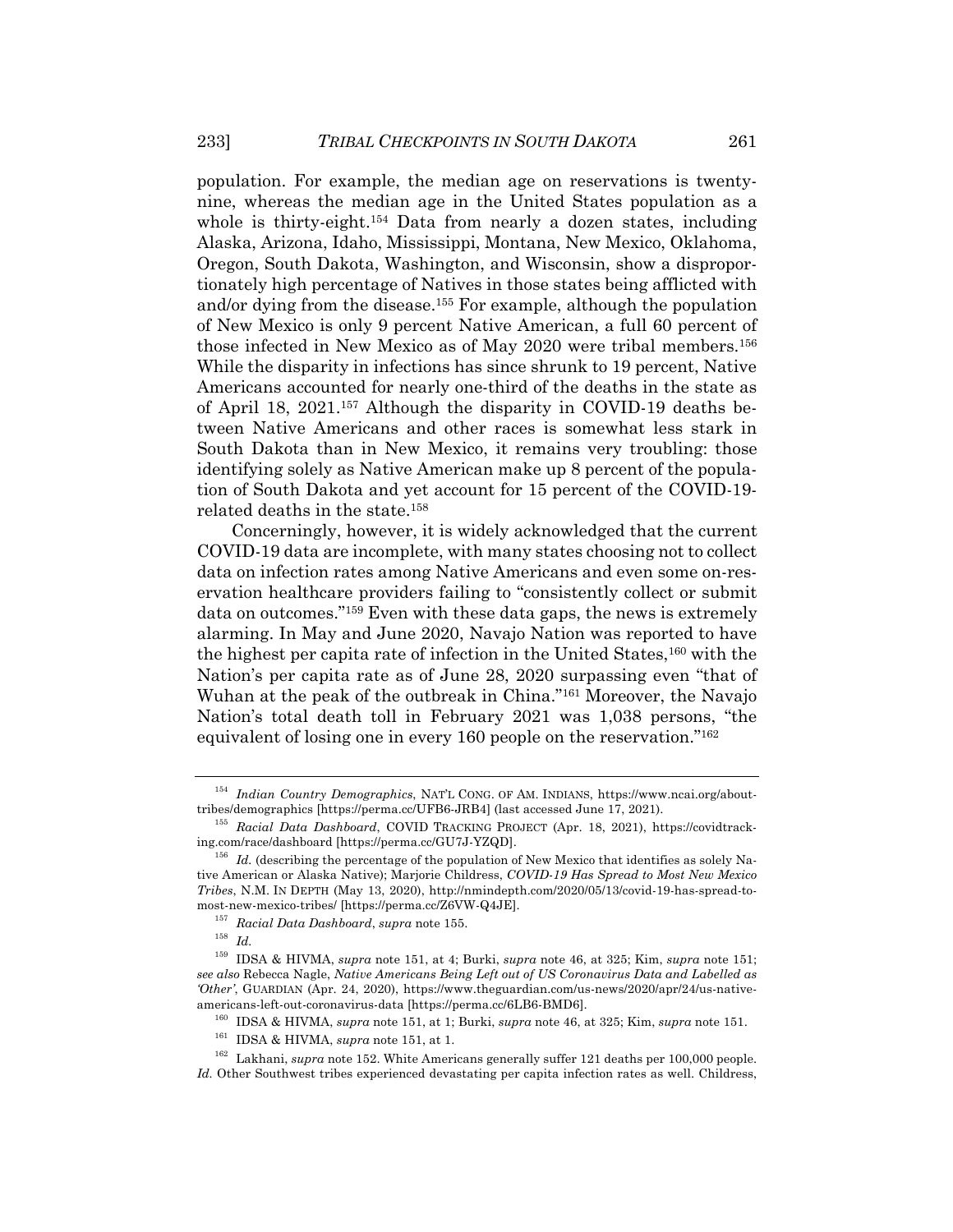population. For example, the median age on reservations is twenty-nine, whereas the median age in the United States population as a whole is thirty-eight.[154] Data from nearly a dozen states, including Alaska, Arizona, Idaho, Mississippi, Montana, New Mexico, Oklahoma, Oregon, South Dakota, Washington, and Wisconsin, show a disproportionately high percentage of Natives in those states being afflicted with and/or dying from the disease.[155] For example, although the population of New Mexico is only 9 percent Native American, a full 60 percent of those infected in New Mexico as of May 2020 were tribal members.[156] While the disparity in infections has since shrunk to 19 percent, Native Americans accounted for nearly one-third of the deaths in the state as of April 18, 2021.[157] Although the disparity in COVID-19 deaths between Native Americans and other races is somewhat less stark in South Dakota than in New Mexico, it remains very troubling: those identifying solely as Native American make up 8 percent of the population of South Dakota and yet account for 15 percent of the COVID-19-related deaths in the state.[158]

Concerningly, however, it is widely acknowledged that the current COVID-19 data are incomplete, with many states choosing not to collect data on infection rates among Native Americans and even some on-reservation healthcare providers failing to "consistently collect or submit data on outcomes."[159] Even with these data gaps, the news is extremely alarming. In May and June 2020, Navajo Nation was reported to have the highest per capita rate of infection in the United States,[160] with the Nation's per capita rate as of June 28, 2020 surpassing even "that of Wuhan at the peak of the outbreak in China."[161] Moreover, the Navajo Nation's total death toll in February 2021 was 1,038 persons, "the equivalent of losing one in every 160 people on the reservation."[162]

---

[154] *Indian Country Demographics*, NAT'L CONG. OF AM. INDIANS, https://www.ncai.org/about-tribes/demographics [https://perma.cc/UFB6-JRB4] (last accessed June 17, 2021).

[155] *Racial Data Dashboard*, COVID TRACKING PROJECT (Apr. 18, 2021), https://covidtracking.com/race/dashboard [https://perma.cc/GU7J-YZQD].

[156] *Id.* (describing the percentage of the population of New Mexico that identifies as solely Native American or Alaska Native); Marjorie Childress, *COVID-19 Has Spread to Most New Mexico Tribes*, N.M. IN DEPTH (May 13, 2020), http://nmindepth.com/2020/05/13/covid-19-has-spread-to-most-new-mexico-tribes/ [https://perma.cc/Z6VW-Q4JE].

[157] *Racial Data Dashboard*, *supra* note 155.

[158] *Id.*

[159] IDSA & HIVMA, *supra* note 151, at 4; Burki, *supra* note 46, at 325; Kim, *supra* note 151; *see also* Rebecca Nagle, *Native Americans Being Left out of US Coronavirus Data and Labelled as 'Other'*, GUARDIAN (Apr. 24, 2020), https://www.theguardian.com/us-news/2020/apr/24/us-native-americans-left-out-coronavirus-data [https://perma.cc/6LB6-BMD6].

[160] IDSA & HIVMA, *supra* note 151, at 1; Burki, *supra* note 46, at 325; Kim, *supra* note 151.

[161] IDSA & HIVMA, *supra* note 151, at 1.

[162] Lakhani, *supra* note 152. White Americans generally suffer 121 deaths per 100,000 people. *Id.* Other Southwest tribes experienced devastating per capita infection rates as well. Childress,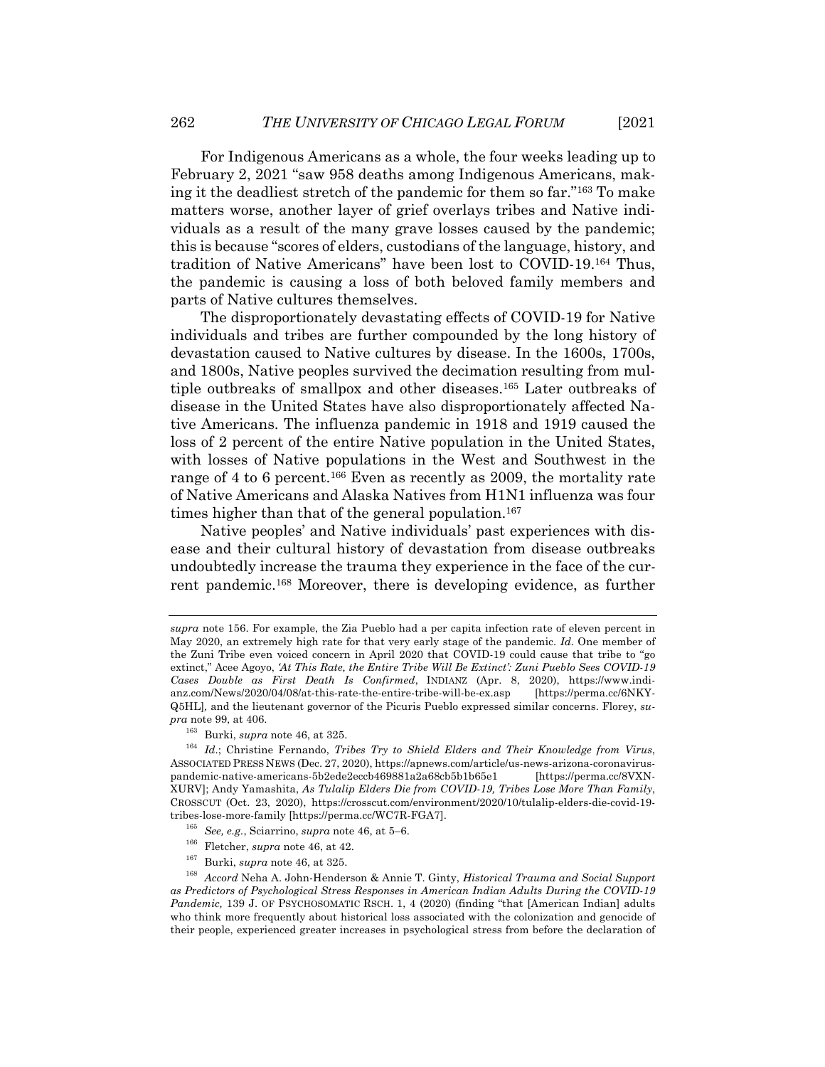For Indigenous Americans as a whole, the four weeks leading up to February 2, 2021 "saw 958 deaths among Indigenous Americans, making it the deadliest stretch of the pandemic for them so far."[163] To make matters worse, another layer of grief overlays tribes and Native individuals as a result of the many grave losses caused by the pandemic; this is because "scores of elders, custodians of the language, history, and tradition of Native Americans" have been lost to COVID-19.[164] Thus, the pandemic is causing a loss of both beloved family members and parts of Native cultures themselves.

The disproportionately devastating effects of COVID-19 for Native individuals and tribes are further compounded by the long history of devastation caused to Native cultures by disease. In the 1600s, 1700s, and 1800s, Native peoples survived the decimation resulting from multiple outbreaks of smallpox and other diseases.[165] Later outbreaks of disease in the United States have also disproportionately affected Native Americans. The influenza pandemic in 1918 and 1919 caused the loss of 2 percent of the entire Native population in the United States, with losses of Native populations in the West and Southwest in the range of 4 to 6 percent.[166] Even as recently as 2009, the mortality rate of Native Americans and Alaska Natives from H1N1 influenza was four times higher than that of the general population.[167]

Native peoples' and Native individuals' past experiences with disease and their cultural history of devastation from disease outbreaks undoubtedly increase the trauma they experience in the face of the current pandemic.[168] Moreover, there is developing evidence, as further

---

*supra* note 156. For example, the Zia Pueblo had a per capita infection rate of eleven percent in May 2020, an extremely high rate for that very early stage of the pandemic. *Id.* One member of the Zuni Tribe even voiced concern in April 2020 that COVID-19 could cause that tribe to "go extinct," Acee Agoyo, *'At This Rate, the Entire Tribe Will Be Extinct': Zuni Pueblo Sees COVID-19 Cases Double as First Death Is Confirmed*, INDIANZ (Apr. 8, 2020), https://www.indianz.com/News/2020/04/08/at-this-rate-the-entire-tribe-will-be-ex.asp [https://perma.cc/6NKY-Q5HL], and the lieutenant governor of the Picuris Pueblo expressed similar concerns. Florey, *supra* note 99, at 406.

[163] Burki, *supra* note 46, at 325.

[164] *Id.*; Christine Fernando, *Tribes Try to Shield Elders and Their Knowledge from Virus*, ASSOCIATED PRESS NEWS (Dec. 27, 2020), https://apnews.com/article/us-news-arizona-coronavirus-pandemic-native-americans-5b2ede2eccb469881a2a68cb5b1b65e1 [https://perma.cc/8VXN-XURV]; Andy Yamashita, *As Tulalip Elders Die from COVID-19, Tribes Lose More Than Family*, CROSSCUT (Oct. 23, 2020), https://crosscut.com/environment/2020/10/tulalip-elders-die-covid-19-tribes-lose-more-family [https://perma.cc/WC7R-FGA7].

[165] *See, e.g.*, Sciarrino, *supra* note 46, at 5–6.

[166] Fletcher, *supra* note 46, at 42.

[167] Burki, *supra* note 46, at 325.

[168] *Accord* Neha A. John-Henderson & Annie T. Ginty, *Historical Trauma and Social Support as Predictors of Psychological Stress Responses in American Indian Adults During the COVID-19 Pandemic,* 139 J. OF PSYCHOSOMATIC RSCH. 1, 4 (2020) (finding "that [American Indian] adults who think more frequently about historical loss associated with the colonization and genocide of their people, experienced greater increases in psychological stress from before the declaration of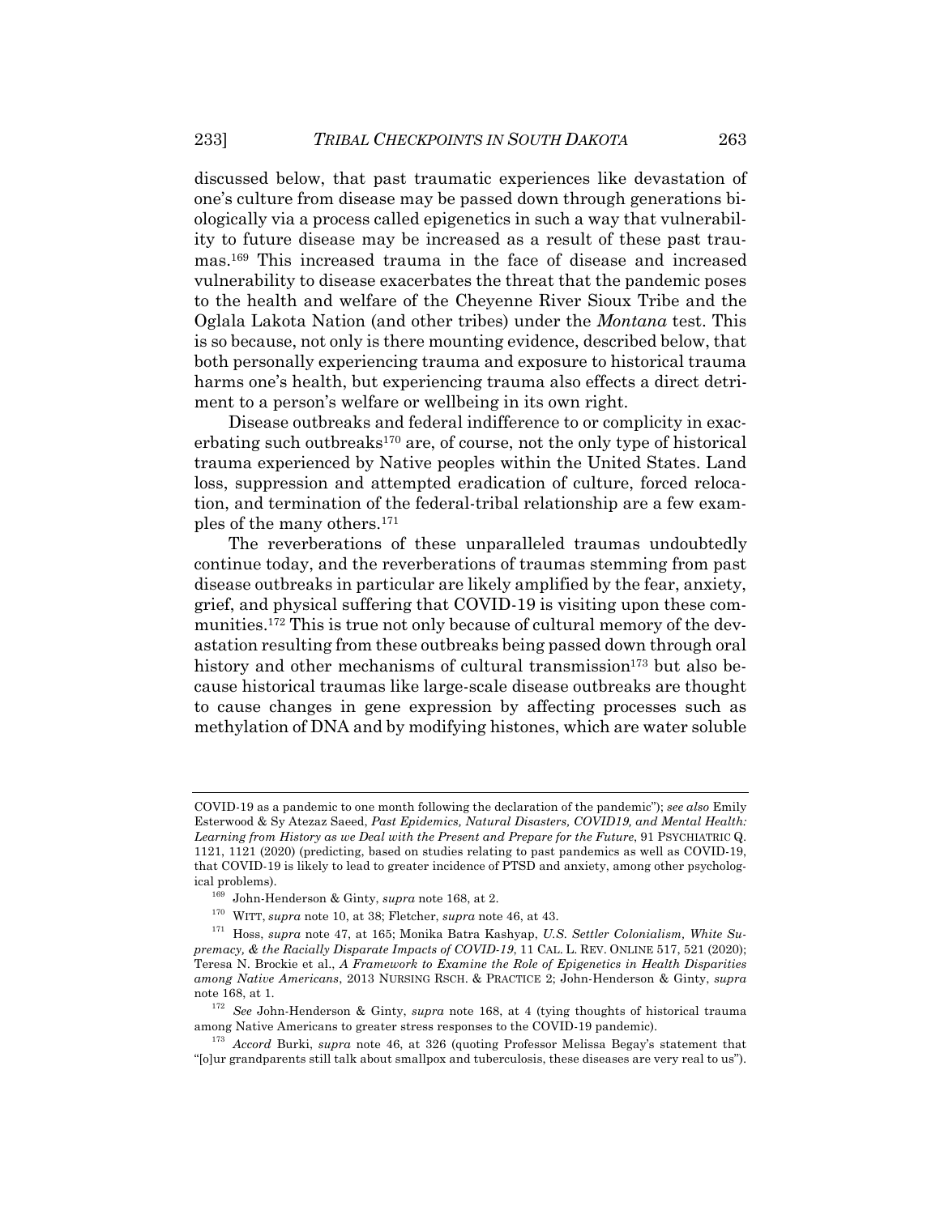discussed below, that past traumatic experiences like devastation of one's culture from disease may be passed down through generations biologically via a process called epigenetics in such a way that vulnerability to future disease may be increased as a result of these past traumas.[169] This increased trauma in the face of disease and increased vulnerability to disease exacerbates the threat that the pandemic poses to the health and welfare of the Cheyenne River Sioux Tribe and the Oglala Lakota Nation (and other tribes) under the *Montana* test. This is so because, not only is there mounting evidence, described below, that both personally experiencing trauma and exposure to historical trauma harms one's health, but experiencing trauma also effects a direct detriment to a person's welfare or wellbeing in its own right.

Disease outbreaks and federal indifference to or complicity in exacerbating such outbreaks[170] are, of course, not the only type of historical trauma experienced by Native peoples within the United States. Land loss, suppression and attempted eradication of culture, forced relocation, and termination of the federal-tribal relationship are a few examples of the many others.[171]

The reverberations of these unparalleled traumas undoubtedly continue today, and the reverberations of traumas stemming from past disease outbreaks in particular are likely amplified by the fear, anxiety, grief, and physical suffering that COVID-19 is visiting upon these communities.[172] This is true not only because of cultural memory of the devastation resulting from these outbreaks being passed down through oral history and other mechanisms of cultural transmission[173] but also because historical traumas like large-scale disease outbreaks are thought to cause changes in gene expression by affecting processes such as methylation of DNA and by modifying histones, which are water soluble

---

COVID-19 as a pandemic to one month following the declaration of the pandemic"); *see also* Emily Esterwood & Sy Atezaz Saeed, *Past Epidemics, Natural Disasters, COVID19, and Mental Health: Learning from History as we Deal with the Present and Prepare for the Future*, 91 PSYCHIATRIC Q. 1121, 1121 (2020) (predicting, based on studies relating to past pandemics as well as COVID-19, that COVID-19 is likely to lead to greater incidence of PTSD and anxiety, among other psychological problems).

[169] John-Henderson & Ginty, *supra* note 168, at 2.

[170] WITT, *supra* note 10, at 38; Fletcher, *supra* note 46, at 43.

[171] Hoss, *supra* note 47, at 165; Monika Batra Kashyap, *U.S. Settler Colonialism, White Supremacy, & the Racially Disparate Impacts of COVID-19*, 11 CAL. L. REV. ONLINE 517, 521 (2020); Teresa N. Brockie et al., *A Framework to Examine the Role of Epigenetics in Health Disparities among Native Americans*, 2013 NURSING RSCH. & PRACTICE 2; John-Henderson & Ginty, *supra* note 168, at 1.

[172] *See* John-Henderson & Ginty, *supra* note 168, at 4 (tying thoughts of historical trauma among Native Americans to greater stress responses to the COVID-19 pandemic).

[173] *Accord* Burki, *supra* note 46, at 326 (quoting Professor Melissa Begay's statement that "[o]ur grandparents still talk about smallpox and tuberculosis, these diseases are very real to us").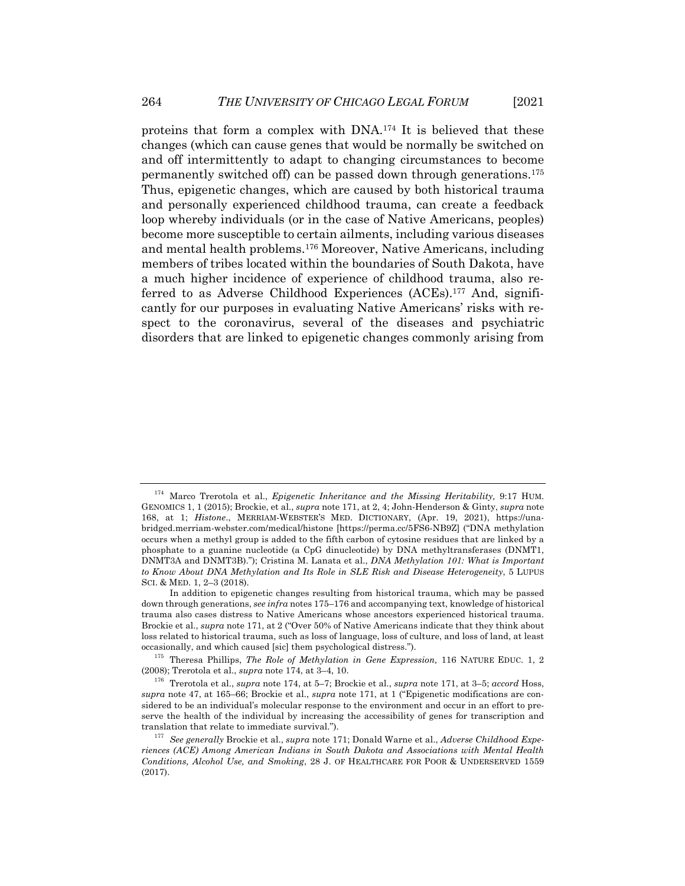proteins that form a complex with DNA.[174] It is believed that these changes (which can cause genes that would be normally be switched on and off intermittently to adapt to changing circumstances to become permanently switched off) can be passed down through generations.[175] Thus, epigenetic changes, which are caused by both historical trauma and personally experienced childhood trauma, can create a feedback loop whereby individuals (or in the case of Native Americans, peoples) become more susceptible to certain ailments, including various diseases and mental health problems.[176] Moreover, Native Americans, including members of tribes located within the boundaries of South Dakota, have a much higher incidence of experience of childhood trauma, also referred to as Adverse Childhood Experiences (ACEs).[177] And, significantly for our purposes in evaluating Native Americans' risks with respect to the coronavirus, several of the diseases and psychiatric disorders that are linked to epigenetic changes commonly arising from

---

[174] Marco Trerotola et al., *Epigenetic Inheritance and the Missing Heritability,* 9:17 HUM. GENOMICS 1, 1 (2015); Brockie, et al., *supra* note 171, at 2, 4; John-Henderson & Ginty, *supra* note 168, at 1; *Histone.*, MERRIAM-WEBSTER'S MED. DICTIONARY, (Apr. 19, 2021), https://unabridged.merriam-webster.com/medical/histone [https://perma.cc/5FS6-NB9Z] ("DNA methylation occurs when a methyl group is added to the fifth carbon of cytosine residues that are linked by a phosphate to a guanine nucleotide (a CpG dinucleotide) by DNA methyltransferases (DNMT1, DNMT3A and DNMT3B)."); Cristina M. Lanata et al., *DNA Methylation 101: What is Important to Know About DNA Methylation and Its Role in SLE Risk and Disease Heterogeneity*, 5 LUPUS SCI. & MED. 1, 2–3 (2018).

In addition to epigenetic changes resulting from historical trauma, which may be passed down through generations, *see infra* notes 175–176 and accompanying text, knowledge of historical trauma also cases distress to Native Americans whose ancestors experienced historical trauma. Brockie et al., *supra* note 171, at 2 ("Over 50% of Native Americans indicate that they think about loss related to historical trauma, such as loss of language, loss of culture, and loss of land, at least occasionally, and which caused [sic] them psychological distress.").

[175] Theresa Phillips, *The Role of Methylation in Gene Expression,* 116 NATURE EDUC. 1, 2 (2008); Trerotola et al., *supra* note 174, at 3–4, 10.

[176] Trerotola et al., *supra* note 174, at 5–7; Brockie et al., *supra* note 171, at 3–5; *accord* Hoss, *supra* note 47, at 165–66; Brockie et al., *supra* note 171, at 1 ("Epigenetic modifications are considered to be an individual's molecular response to the environment and occur in an effort to preserve the health of the individual by increasing the accessibility of genes for transcription and translation that relate to immediate survival.").

[177] *See generally* Brockie et al., *supra* note 171; Donald Warne et al., *Adverse Childhood Experiences (ACE) Among American Indians in South Dakota and Associations with Mental Health Conditions, Alcohol Use, and Smoking*, 28 J. OF HEALTHCARE FOR POOR & UNDERSERVED 1559 (2017).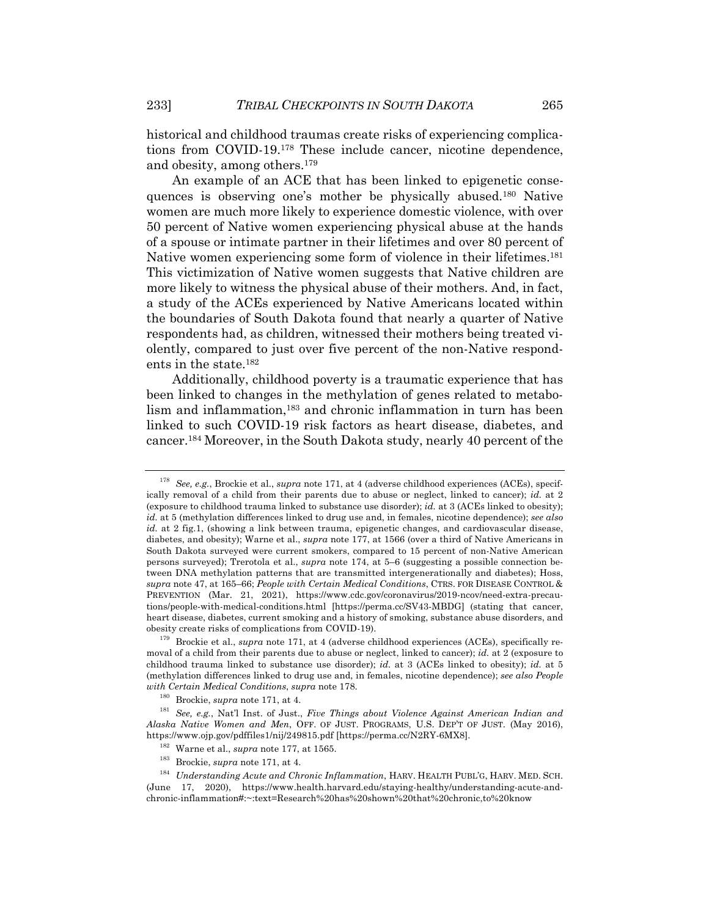historical and childhood traumas create risks of experiencing complications from COVID-19.[178] These include cancer, nicotine dependence, and obesity, among others.[179]

An example of an ACE that has been linked to epigenetic consequences is observing one's mother be physically abused.[180] Native women are much more likely to experience domestic violence, with over 50 percent of Native women experiencing physical abuse at the hands of a spouse or intimate partner in their lifetimes and over 80 percent of Native women experiencing some form of violence in their lifetimes.[181] This victimization of Native women suggests that Native children are more likely to witness the physical abuse of their mothers. And, in fact, a study of the ACEs experienced by Native Americans located within the boundaries of South Dakota found that nearly a quarter of Native respondents had, as children, witnessed their mothers being treated violently, compared to just over five percent of the non-Native respondents in the state.[182]

Additionally, childhood poverty is a traumatic experience that has been linked to changes in the methylation of genes related to metabolism and inflammation,[183] and chronic inflammation in turn has been linked to such COVID-19 risk factors as heart disease, diabetes, and cancer.[184] Moreover, in the South Dakota study, nearly 40 percent of the

---

[178] *See, e.g.*, Brockie et al., *supra* note 171, at 4 (adverse childhood experiences (ACEs), specifically removal of a child from their parents due to abuse or neglect, linked to cancer); *id.* at 2 (exposure to childhood trauma linked to substance use disorder); *id.* at 3 (ACEs linked to obesity); *id.* at 5 (methylation differences linked to drug use and, in females, nicotine dependence); *see also id.* at 2 fig.1, (showing a link between trauma, epigenetic changes, and cardiovascular disease, diabetes, and obesity); Warne et al., *supra* note 177, at 1566 (over a third of Native Americans in South Dakota surveyed were current smokers, compared to 15 percent of non-Native American persons surveyed); Trerotola et al., *supra* note 174, at 5–6 (suggesting a possible connection between DNA methylation patterns that are transmitted intergenerationally and diabetes); Hoss, *supra* note 47, at 165–66; *People with Certain Medical Conditions*, CTRS. FOR DISEASE CONTROL & PREVENTION (Mar. 21, 2021), https://www.cdc.gov/coronavirus/2019-ncov/need-extra-precautions/people-with-medical-conditions.html [https://perma.cc/SV43-MBDG] (stating that cancer, heart disease, diabetes, current smoking and a history of smoking, substance abuse disorders, and obesity create risks of complications from COVID-19).

[179] Brockie et al., *supra* note 171, at 4 (adverse childhood experiences (ACEs), specifically removal of a child from their parents due to abuse or neglect, linked to cancer); *id.* at 2 (exposure to childhood trauma linked to substance use disorder); *id.* at 3 (ACEs linked to obesity); *id.* at 5 (methylation differences linked to drug use and, in females, nicotine dependence); *see also People with Certain Medical Conditions*, *supra* note 178.

[180] Brockie, *supra* note 171, at 4.

[181] *See, e.g.*, Nat'l Inst. of Just., *Five Things about Violence Against American Indian and Alaska Native Women and Men*, OFF. OF JUST. PROGRAMS, U.S. DEP'T OF JUST. (May 2016), https://www.ojp.gov/pdffiles1/nij/249815.pdf [https://perma.cc/N2RY-6MX8].

[182] Warne et al., *supra* note 177, at 1565.

[183] Brockie, *supra* note 171, at 4.

[184] *Understanding Acute and Chronic Inflammation*, HARV. HEALTH PUBL'G, HARV. MED. SCH. (June 17, 2020), https://www.health.harvard.edu/staying-healthy/understanding-acute-and-chronic-inflammation#:~:text=Research%20has%20shown%20that%20chronic,to%20know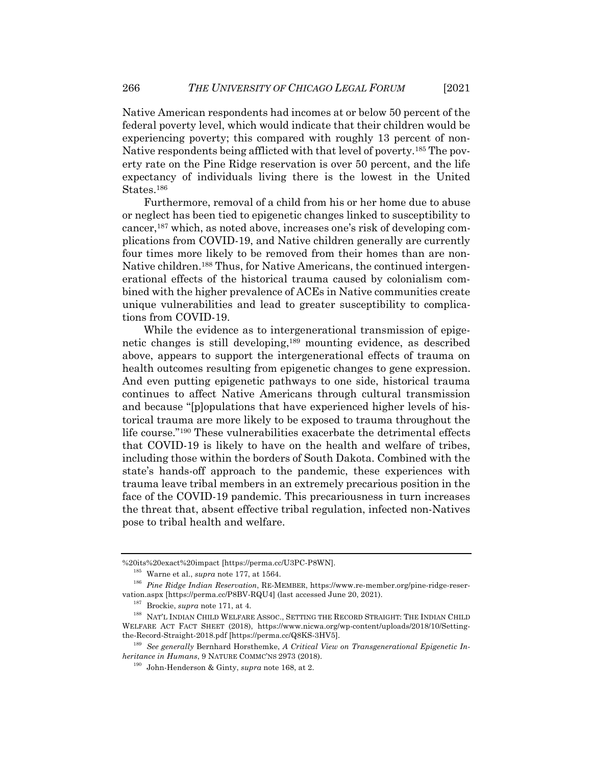Native American respondents had incomes at or below 50 percent of the federal poverty level, which would indicate that their children would be experiencing poverty; this compared with roughly 13 percent of non-Native respondents being afflicted with that level of poverty.[185] The poverty rate on the Pine Ridge reservation is over 50 percent, and the life expectancy of individuals living there is the lowest in the United States.[186]

Furthermore, removal of a child from his or her home due to abuse or neglect has been tied to epigenetic changes linked to susceptibility to cancer,[187] which, as noted above, increases one's risk of developing complications from COVID-19, and Native children generally are currently four times more likely to be removed from their homes than are non-Native children.[188] Thus, for Native Americans, the continued intergenerational effects of the historical trauma caused by colonialism combined with the higher prevalence of ACEs in Native communities create unique vulnerabilities and lead to greater susceptibility to complications from COVID-19.

While the evidence as to intergenerational transmission of epigenetic changes is still developing,[189] mounting evidence, as described above, appears to support the intergenerational effects of trauma on health outcomes resulting from epigenetic changes to gene expression. And even putting epigenetic pathways to one side, historical trauma continues to affect Native Americans through cultural transmission and because "[p]opulations that have experienced higher levels of historical trauma are more likely to be exposed to trauma throughout the life course."[190] These vulnerabilities exacerbate the detrimental effects that COVID-19 is likely to have on the health and welfare of tribes, including those within the borders of South Dakota. Combined with the state's hands-off approach to the pandemic, these experiences with trauma leave tribal members in an extremely precarious position in the face of the COVID-19 pandemic. This precariousness in turn increases the threat that, absent effective tribal regulation, infected non-Natives pose to tribal health and welfare.

---

%20its%20exact%20impact [https://perma.cc/U3PC-P8WN].

[185] Warne et al., *supra* note 177, at 1564.

[186] *Pine Ridge Indian Reservation*, RE-MEMBER, https://www.re-member.org/pine-ridge-reservation.aspx [https://perma.cc/P8BV-RQU4] (last accessed June 20, 2021).

[187] Brockie, *supra* note 171, at 4.

[188] NAT'L INDIAN CHILD WELFARE ASSOC., SETTING THE RECORD STRAIGHT: THE INDIAN CHILD WELFARE ACT FACT SHEET (2018), https://www.nicwa.org/wp-content/uploads/2018/10/Setting-the-Record-Straight-2018.pdf [https://perma.cc/Q8KS-3HV5].

[189] *See generally* Bernhard Horsthemke, *A Critical View on Transgenerational Epigenetic Inheritance in Humans*, 9 NATURE COMMC'NS 2973 (2018).

[190] John-Henderson & Ginty, *supra* note 168, at 2.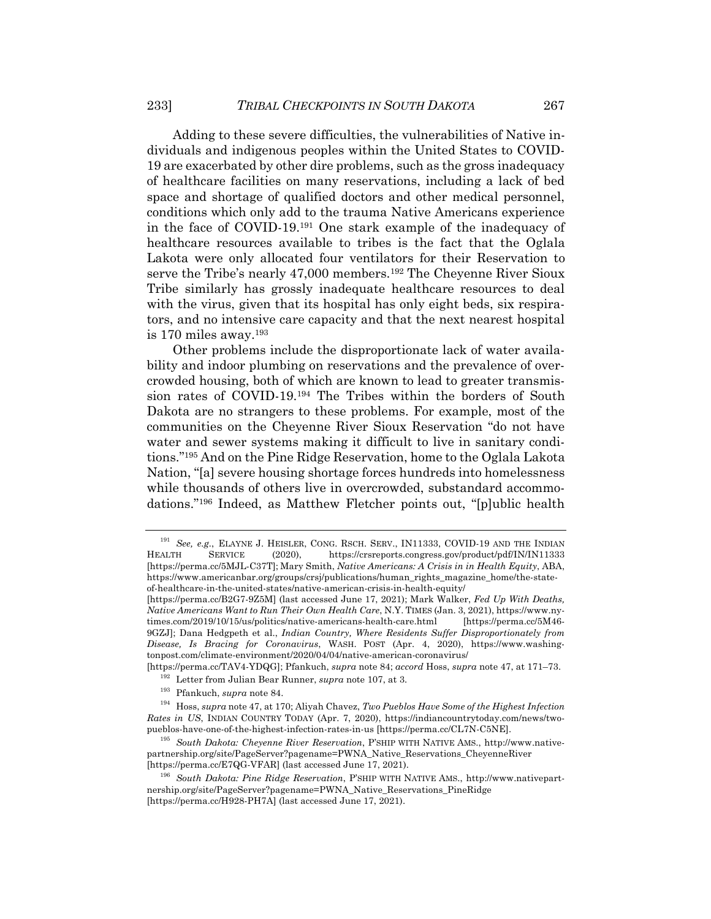Adding to these severe difficulties, the vulnerabilities of Native individuals and indigenous peoples within the United States to COVID-19 are exacerbated by other dire problems, such as the gross inadequacy of healthcare facilities on many reservations, including a lack of bed space and shortage of qualified doctors and other medical personnel, conditions which only add to the trauma Native Americans experience in the face of COVID-19.[191] One stark example of the inadequacy of healthcare resources available to tribes is the fact that the Oglala Lakota were only allocated four ventilators for their Reservation to serve the Tribe's nearly 47,000 members.[192] The Cheyenne River Sioux Tribe similarly has grossly inadequate healthcare resources to deal with the virus, given that its hospital has only eight beds, six respirators, and no intensive care capacity and that the next nearest hospital is 170 miles away.[193]

Other problems include the disproportionate lack of water availability and indoor plumbing on reservations and the prevalence of overcrowded housing, both of which are known to lead to greater transmission rates of COVID-19.[194] The Tribes within the borders of South Dakota are no strangers to these problems. For example, most of the communities on the Cheyenne River Sioux Reservation "do not have water and sewer systems making it difficult to live in sanitary conditions."[195] And on the Pine Ridge Reservation, home to the Oglala Lakota Nation, "[a] severe housing shortage forces hundreds into homelessness while thousands of others live in overcrowded, substandard accommodations."[196] Indeed, as Matthew Fletcher points out, "[p]ublic health

---

[191] *See, e.g.*, ELAYNE J. HEISLER, CONG. RSCH. SERV., IN11333, COVID-19 AND THE INDIAN HEALTH SERVICE (2020), https://crsreports.congress.gov/product/pdf/IN/IN11333 [https://perma.cc/5MJL-C37T]; Mary Smith, *Native Americans: A Crisis in in Health Equity*, ABA, https://www.americanbar.org/groups/crsj/publications/human_rights_magazine_home/the-state-of-healthcare-in-the-united-states/native-american-crisis-in-health-equity/ [https://perma.cc/B2G7-9Z5M] (last accessed June 17, 2021); Mark Walker, *Fed Up With Deaths, Native Americans Want to Run Their Own Health Care*, N.Y. TIMES (Jan. 3, 2021), https://www.nytimes.com/2019/10/15/us/politics/native-americans-health-care.html [https://perma.cc/5M46-9GZJ]; Dana Hedgpeth et al., *Indian Country, Where Residents Suffer Disproportionately from Disease, Is Bracing for Coronavirus*, WASH. POST (Apr. 4, 2020), https://www.washingtonpost.com/climate-environment/2020/04/04/native-american-coronavirus/ [https://perma.cc/TAV4-YDQG]; Pfankuch, *supra* note 84; *accord* Hoss, *supra* note 47, at 171–73.

[192] Letter from Julian Bear Runner, *supra* note 107, at 3.

[193] Pfankuch, *supra* note 84.

[194] Hoss, *supra* note 47, at 170; Aliyah Chavez, *Two Pueblos Have Some of the Highest Infection Rates in US*, INDIAN COUNTRY TODAY (Apr. 7, 2020), https://indiancountrytoday.com/news/two-pueblos-have-one-of-the-highest-infection-rates-in-us [https://perma.cc/CL7N-C5NE].

[195] *South Dakota: Cheyenne River Reservation*, P'SHIP WITH NATIVE AMS., http://www.nativepartnership.org/site/PageServer?pagename=PWNA_Native_Reservations_CheyenneRiver [https://perma.cc/E7QG-VFAR] (last accessed June 17, 2021).

[196] *South Dakota: Pine Ridge Reservation*, P'SHIP WITH NATIVE AMS., http://www.nativepartnership.org/site/PageServer?pagename=PWNA_Native_Reservations_PineRidge [https://perma.cc/H928-PH7A] (last accessed June 17, 2021).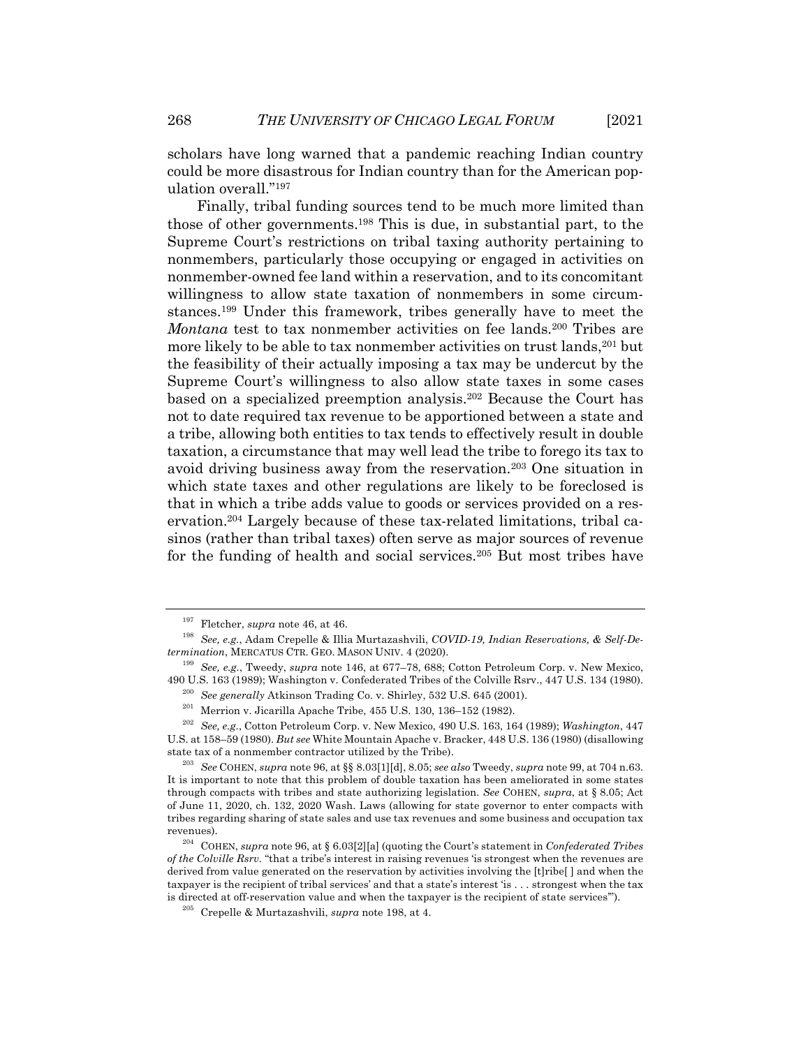scholars have long warned that a pandemic reaching Indian country could be more disastrous for Indian country than for the American population overall."[197]

Finally, tribal funding sources tend to be much more limited than those of other governments.[198] This is due, in substantial part, to the Supreme Court's restrictions on tribal taxing authority pertaining to nonmembers, particularly those occupying or engaged in activities on nonmember-owned fee land within a reservation, and to its concomitant willingness to allow state taxation of nonmembers in some circumstances.[199] Under this framework, tribes generally have to meet the *Montana* test to tax nonmember activities on fee lands.[200] Tribes are more likely to be able to tax nonmember activities on trust lands,[201] but the feasibility of their actually imposing a tax may be undercut by the Supreme Court's willingness to also allow state taxes in some cases based on a specialized preemption analysis.[202] Because the Court has not to date required tax revenue to be apportioned between a state and a tribe, allowing both entities to tax tends to effectively result in double taxation, a circumstance that may well lead the tribe to forego its tax to avoid driving business away from the reservation.[203] One situation in which state taxes and other regulations are likely to be foreclosed is that in which a tribe adds value to goods or services provided on a reservation.[204] Largely because of these tax-related limitations, tribal casinos (rather than tribal taxes) often serve as major sources of revenue for the funding of health and social services.[205] But most tribes have

---

[197] Fletcher, *supra* note 46, at 46.

[198] *See, e.g.*, Adam Crepelle & Illia Murtazashvili, *COVID-19, Indian Reservations, & Self-Determination*, MERCATUS CTR. GEO. MASON UNIV. 4 (2020).

[199] *See, e.g.*, Tweedy, *supra* note 146, at 677–78, 688; Cotton Petroleum Corp. v. New Mexico, 490 U.S. 163 (1989); Washington v. Confederated Tribes of the Colville Rsrv., 447 U.S. 134 (1980).

[200] *See generally* Atkinson Trading Co. v. Shirley, 532 U.S. 645 (2001).

[201] Merrion v. Jicarilla Apache Tribe, 455 U.S. 130, 136–152 (1982).

[202] *See, e.g.*, Cotton Petroleum Corp. v. New Mexico, 490 U.S. 163, 164 (1989); *Washington*, 447 U.S. at 158–59 (1980). *But see* White Mountain Apache v. Bracker, 448 U.S. 136 (1980) (disallowing state tax of a nonmember contractor utilized by the Tribe).

[203] *See* COHEN, *supra* note 96, at §§ 8.03[1][d], 8.05; *see also* Tweedy, *supra* note 99, at 704 n.63. It is important to note that this problem of double taxation has been ameliorated in some states through compacts with tribes and state authorizing legislation. *See* COHEN, *supra*, at § 8.05; Act of June 11, 2020, ch. 132, 2020 Wash. Laws (allowing for state governor to enter compacts with tribes regarding sharing of state sales and use tax revenues and some business and occupation tax revenues).

[204] COHEN, *supra* note 96, at § 6.03[2][a] (quoting the Court's statement in *Confederated Tribes of the Colville Rsrv.* "that a tribe's interest in raising revenues 'is strongest when the revenues are derived from value generated on the reservation by activities involving the [t]ribe[ ] and when the taxpayer is the recipient of tribal services' and that a state's interest 'is . . . strongest when the tax is directed at off-reservation value and when the taxpayer is the recipient of state services'").

[205] Crepelle & Murtazashvili, *supra* note 198, at 4.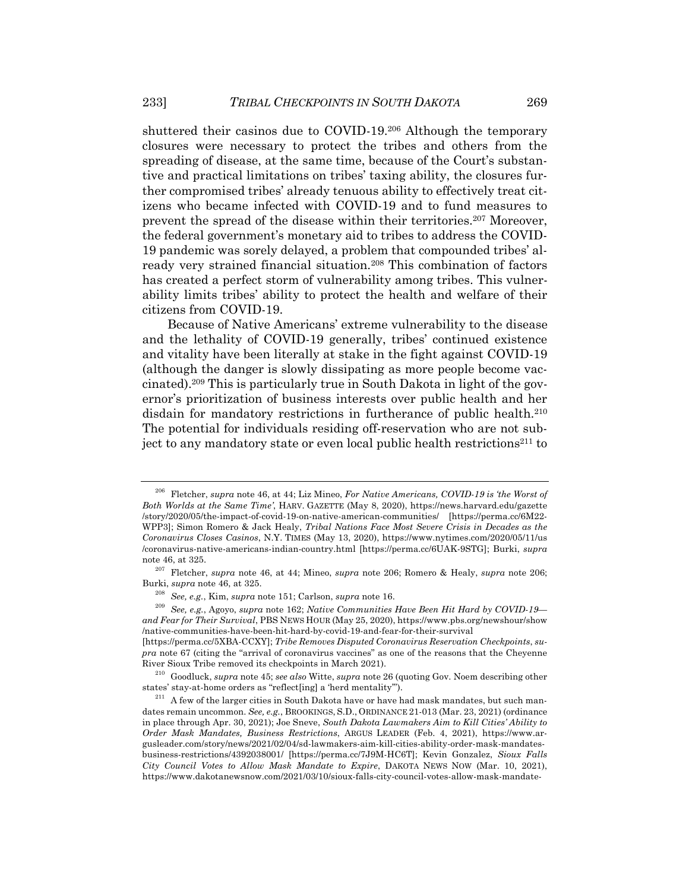shuttered their casinos due to COVID-19.[206] Although the temporary closures were necessary to protect the tribes and others from the spreading of disease, at the same time, because of the Court's substantive and practical limitations on tribes' taxing ability, the closures further compromised tribes' already tenuous ability to effectively treat citizens who became infected with COVID-19 and to fund measures to prevent the spread of the disease within their territories.[207] Moreover, the federal government's monetary aid to tribes to address the COVID-19 pandemic was sorely delayed, a problem that compounded tribes' already very strained financial situation.[208] This combination of factors has created a perfect storm of vulnerability among tribes. This vulnerability limits tribes' ability to protect the health and welfare of their citizens from COVID-19.

Because of Native Americans' extreme vulnerability to the disease and the lethality of COVID-19 generally, tribes' continued existence and vitality have been literally at stake in the fight against COVID-19 (although the danger is slowly dissipating as more people become vaccinated).[209] This is particularly true in South Dakota in light of the governor's prioritization of business interests over public health and her disdain for mandatory restrictions in furtherance of public health.[210] The potential for individuals residing off-reservation who are not subject to any mandatory state or even local public health restrictions[211] to

---

[206] Fletcher, *supra* note 46, at 44; Liz Mineo, *For Native Americans, COVID-19 is 'the Worst of Both Worlds at the Same Time'*, HARV. GAZETTE (May 8, 2020), https://news.harvard.edu/gazette/story/2020/05/the-impact-of-covid-19-on-native-american-communities/ [https://perma.cc/6M22-WPP3]; Simon Romero & Jack Healy, *Tribal Nations Face Most Severe Crisis in Decades as the Coronavirus Closes Casinos*, N.Y. TIMES (May 13, 2020), https://www.nytimes.com/2020/05/11/us/coronavirus-native-americans-indian-country.html [https://perma.cc/6UAK-9STG]; Burki, *supra* note 46, at 325.

[207] Fletcher, *supra* note 46, at 44; Mineo, *supra* note 206; Romero & Healy, *supra* note 206; Burki, *supra* note 46, at 325.

[208] *See, e.g.*, Kim, *supra* note 151; Carlson, *supra* note 16.

[209] *See, e.g.*, Agoyo, *supra* note 162; *Native Communities Have Been Hit Hard by COVID-19—and Fear for Their Survival*, PBS NEWS HOUR (May 25, 2020), https://www.pbs.org/newshour/show/native-communities-have-been-hit-hard-by-covid-19-and-fear-for-their-survival [https://perma.cc/5XBA-CCXY]; *Tribe Removes Disputed Coronavirus Reservation Checkpoints*, *supra* note 67 (citing the "arrival of coronavirus vaccines" as one of the reasons that the Cheyenne River Sioux Tribe removed its checkpoints in March 2021).

[210] Goodluck, *supra* note 45; *see also* Witte, *supra* note 26 (quoting Gov. Noem describing other states' stay-at-home orders as "reflect[ing] a 'herd mentality'").

[211] A few of the larger cities in South Dakota have or have had mask mandates, but such mandates remain uncommon. *See, e.g.*, BROOKINGS, S.D., ORDINANCE 21-013 (Mar. 23, 2021) (ordinance in place through Apr. 30, 2021); Joe Sneve, *South Dakota Lawmakers Aim to Kill Cities' Ability to Order Mask Mandates, Business Restrictions*, ARGUS LEADER (Feb. 4, 2021), https://www.argusleader.com/story/news/2021/02/04/sd-lawmakers-aim-kill-cities-ability-order-mask-mandates-business-restrictions/4392038001/ [https://perma.cc/7J9M-HC6T]; Kevin Gonzalez, *Sioux Falls City Council Votes to Allow Mask Mandate to Expire*, DAKOTA NEWS NOW (Mar. 10, 2021), https://www.dakotanewsnow.com/2021/03/10/sioux-falls-city-council-votes-allow-mask-mandate-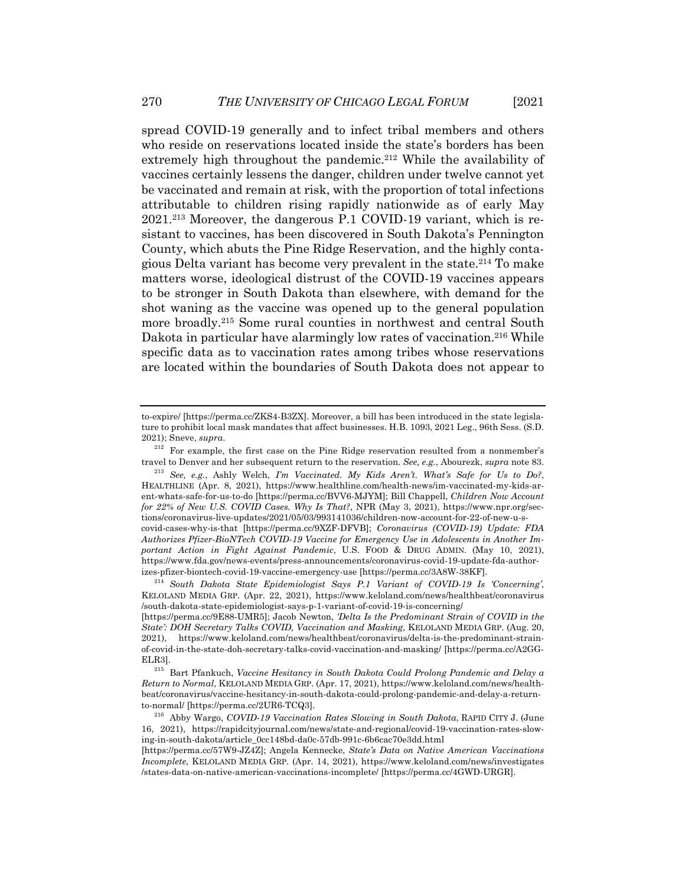spread COVID-19 generally and to infect tribal members and others who reside on reservations located inside the state's borders has been extremely high throughout the pandemic.[212] While the availability of vaccines certainly lessens the danger, children under twelve cannot yet be vaccinated and remain at risk, with the proportion of total infections attributable to children rising rapidly nationwide as of early May 2021.[213] Moreover, the dangerous P.1 COVID-19 variant, which is resistant to vaccines, has been discovered in South Dakota's Pennington County, which abuts the Pine Ridge Reservation, and the highly contagious Delta variant has become very prevalent in the state.[214] To make matters worse, ideological distrust of the COVID-19 vaccines appears to be stronger in South Dakota than elsewhere, with demand for the shot waning as the vaccine was opened up to the general population more broadly.[215] Some rural counties in northwest and central South Dakota in particular have alarmingly low rates of vaccination.[216] While specific data as to vaccination rates among tribes whose reservations are located within the boundaries of South Dakota does not appear to

---

to-expire/ [https://perma.cc/ZKS4-B3ZX]. Moreover, a bill has been introduced in the state legislature to prohibit local mask mandates that affect businesses. H.B. 1093, 2021 Leg., 96th Sess. (S.D. 2021); Sneve, *supra*.

[212] For example, the first case on the Pine Ridge reservation resulted from a nonmember's travel to Denver and her subsequent return to the reservation. *See, e.g.*, Abourezk, *supra* note 83.

[213] *See, e.g.*, Ashly Welch, *I'm Vaccinated. My Kids Aren't. What's Safe for Us to Do?*, HEALTHLINE (Apr. 8, 2021), https://www.healthline.com/health-news/im-vaccinated-my-kids-arent-whats-safe-for-us-to-do [https://perma.cc/BVV6-MJYM]; Bill Chappell, *Children Now Account for 22% of New U.S. COVID Cases. Why Is That?*, NPR (May 3, 2021), https://www.npr.org/sections/coronavirus-live-updates/2021/05/03/993141036/children-now-account-for-22-of-new-u-s-covid-cases-why-is-that [https://perma.cc/9XZF-DFVB]; *Coronavirus (COVID-19) Update: FDA Authorizes Pfizer-BioNTech COVID-19 Vaccine for Emergency Use in Adolescents in Another Important Action in Fight Against Pandemic*, U.S. FOOD & DRUG ADMIN. (May 10, 2021), https://www.fda.gov/news-events/press-announcements/coronavirus-covid-19-update-fda-authorizes-pfizer-biontech-covid-19-vaccine-emergency-use [https://perma.cc/3A8W-38KF].

[214] *South Dakota State Epidemiologist Says P.1 Variant of COVID-19 Is 'Concerning'*, KELOLAND MEDIA GRP. (Apr. 22, 2021), https://www.keloland.com/news/healthbeat/coronavirus/south-dakota-state-epidemiologist-says-p-1-variant-of-covid-19-is-concerning/ [https://perma.cc/9E88-UMR5]; Jacob Newton, *'Delta Is the Predominant Strain of COVID in the State': DOH Secretary Talks COVID, Vaccination and Masking*, KELOLAND MEDIA GRP. (Aug. 20, 2021), https://www.keloland.com/news/healthbeat/coronavirus/delta-is-the-predominant-strain-of-covid-in-the-state-doh-secretary-talks-covid-vaccination-and-masking/ [https://perma.cc/A2GG-ELR3].

[215] Bart Pfankuch, *Vaccine Hesitancy in South Dakota Could Prolong Pandemic and Delay a Return to Normal*, KELOLAND MEDIA GRP. (Apr. 17, 2021), https://www.keloland.com/news/healthbeat/coronavirus/vaccine-hesitancy-in-south-dakota-could-prolong-pandemic-and-delay-a-return-to-normal/ [https://perma.cc/2UR6-TCQ3].

[216] Abby Wargo, *COVID-19 Vaccination Rates Slowing in South Dakota*, RAPID CITY J. (June 16, 2021), https://rapidcityjournal.com/news/state-and-regional/covid-19-vaccination-rates-slowing-in-south-dakota/article_0cc148bd-da0c-57db-991c-6b6cac70e3dd.html [https://perma.cc/57W9-JZ4Z]; Angela Kennecke, *State's Data on Native American Vaccinations Incomplete*, KELOLAND MEDIA GRP. (Apr. 14, 2021), https://www.keloland.com/news/investigates/states-data-on-native-american-vaccinations-incomplete/ [https://perma.cc/4GWD-URGR].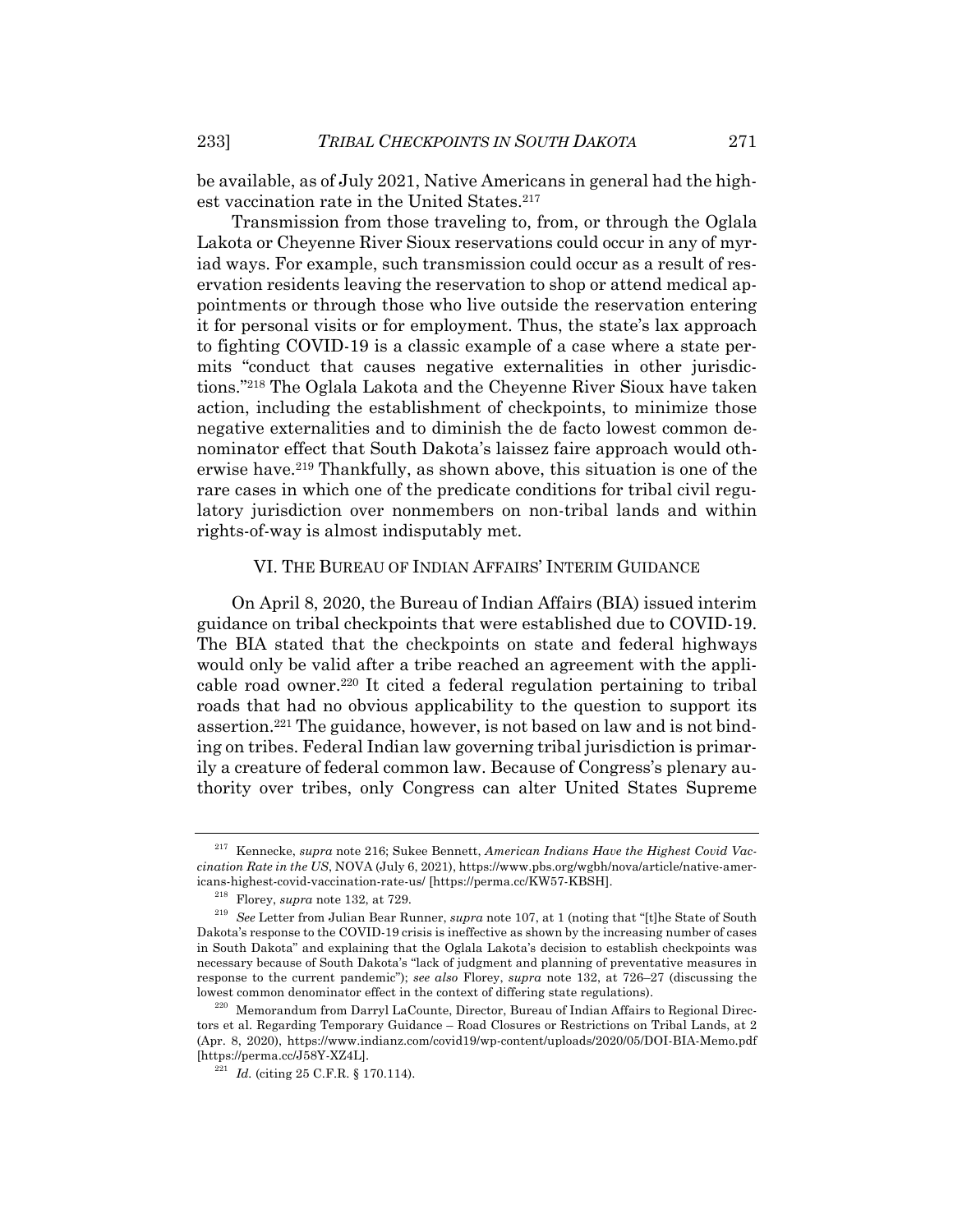be available, as of July 2021, Native Americans in general had the highest vaccination rate in the United States.[217]

Transmission from those traveling to, from, or through the Oglala Lakota or Cheyenne River Sioux reservations could occur in any of myriad ways. For example, such transmission could occur as a result of reservation residents leaving the reservation to shop or attend medical appointments or through those who live outside the reservation entering it for personal visits or for employment. Thus, the state's lax approach to fighting COVID-19 is a classic example of a case where a state permits "conduct that causes negative externalities in other jurisdictions."[218] The Oglala Lakota and the Cheyenne River Sioux have taken action, including the establishment of checkpoints, to minimize those negative externalities and to diminish the de facto lowest common denominator effect that South Dakota's laissez faire approach would otherwise have.[219] Thankfully, as shown above, this situation is one of the rare cases in which one of the predicate conditions for tribal civil regulatory jurisdiction over nonmembers on non-tribal lands and within rights-of-way is almost indisputably met.

## VI. THE BUREAU OF INDIAN AFFAIRS' INTERIM GUIDANCE

On April 8, 2020, the Bureau of Indian Affairs (BIA) issued interim guidance on tribal checkpoints that were established due to COVID-19. The BIA stated that the checkpoints on state and federal highways would only be valid after a tribe reached an agreement with the applicable road owner.[220] It cited a federal regulation pertaining to tribal roads that had no obvious applicability to the question to support its assertion.[221] The guidance, however, is not based on law and is not binding on tribes. Federal Indian law governing tribal jurisdiction is primarily a creature of federal common law. Because of Congress's plenary authority over tribes, only Congress can alter United States Supreme

---

[217] Kennecke, *supra* note 216; Sukee Bennett, *American Indians Have the Highest Covid Vaccination Rate in the US*, NOVA (July 6, 2021), https://www.pbs.org/wgbh/nova/article/native-americans-highest-covid-vaccination-rate-us/ [https://perma.cc/KW57-KBSH].

[218] Florey, *supra* note 132, at 729.

[219] *See* Letter from Julian Bear Runner, *supra* note 107, at 1 (noting that "[t]he State of South Dakota's response to the COVID-19 crisis is ineffective as shown by the increasing number of cases in South Dakota" and explaining that the Oglala Lakota's decision to establish checkpoints was necessary because of South Dakota's "lack of judgment and planning of preventative measures in response to the current pandemic"); *see also* Florey, *supra* note 132, at 726–27 (discussing the lowest common denominator effect in the context of differing state regulations).

[220] Memorandum from Darryl LaCounte, Director, Bureau of Indian Affairs to Regional Directors et al. Regarding Temporary Guidance – Road Closures or Restrictions on Tribal Lands, at 2 (Apr. 8, 2020), https://www.indianz.com/covid19/wp-content/uploads/2020/05/DOI-BIA-Memo.pdf [https://perma.cc/J58Y-XZ4L].

[221] *Id.* (citing 25 C.F.R. § 170.114).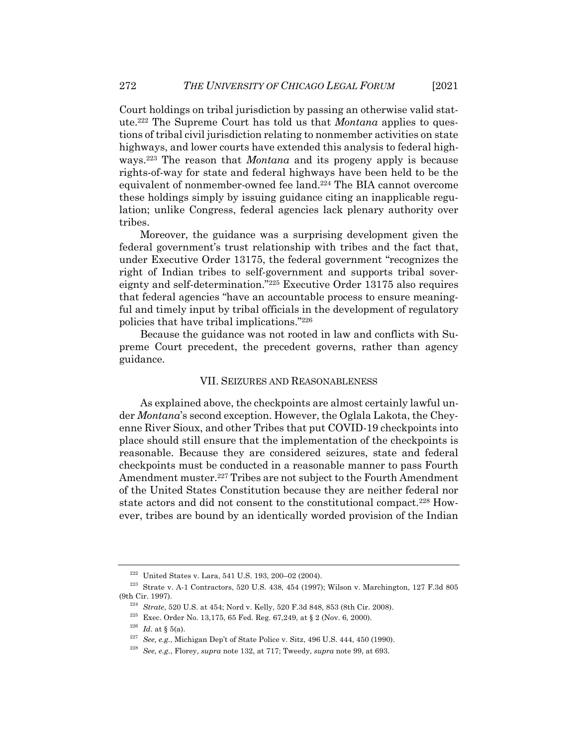Court holdings on tribal jurisdiction by passing an otherwise valid statute.[222] The Supreme Court has told us that *Montana* applies to questions of tribal civil jurisdiction relating to nonmember activities on state highways, and lower courts have extended this analysis to federal highways.[223] The reason that *Montana* and its progeny apply is because rights-of-way for state and federal highways have been held to be the equivalent of nonmember-owned fee land.[224] The BIA cannot overcome these holdings simply by issuing guidance citing an inapplicable regulation; unlike Congress, federal agencies lack plenary authority over tribes.

Moreover, the guidance was a surprising development given the federal government's trust relationship with tribes and the fact that, under Executive Order 13175, the federal government "recognizes the right of Indian tribes to self-government and supports tribal sovereignty and self-determination."[225] Executive Order 13175 also requires that federal agencies "have an accountable process to ensure meaningful and timely input by tribal officials in the development of regulatory policies that have tribal implications."[226]

Because the guidance was not rooted in law and conflicts with Supreme Court precedent, the precedent governs, rather than agency guidance.

## VII. SEIZURES AND REASONABLENESS

As explained above, the checkpoints are almost certainly lawful under *Montana*'s second exception. However, the Oglala Lakota, the Cheyenne River Sioux, and other Tribes that put COVID-19 checkpoints into place should still ensure that the implementation of the checkpoints is reasonable. Because they are considered seizures, state and federal checkpoints must be conducted in a reasonable manner to pass Fourth Amendment muster.[227] Tribes are not subject to the Fourth Amendment of the United States Constitution because they are neither federal nor state actors and did not consent to the constitutional compact.[228] However, tribes are bound by an identically worded provision of the Indian

---

[222] United States v. Lara, 541 U.S. 193, 200–02 (2004).

[223] Strate v. A-1 Contractors, 520 U.S. 438, 454 (1997); Wilson v. Marchington, 127 F.3d 805 (9th Cir. 1997).

[224] *Strate*, 520 U.S. at 454; Nord v. Kelly, 520 F.3d 848, 853 (8th Cir. 2008).

[225] Exec. Order No. 13,175, 65 Fed. Reg. 67,249, at § 2 (Nov. 6, 2000).

[226] *Id*. at § 5(a).

[227] *See, e.g.*, Michigan Dep't of State Police v. Sitz, 496 U.S. 444, 450 (1990).

[228] *See, e.g.*, Florey, *supra* note 132, at 717; Tweedy, *supra* note 99, at 693.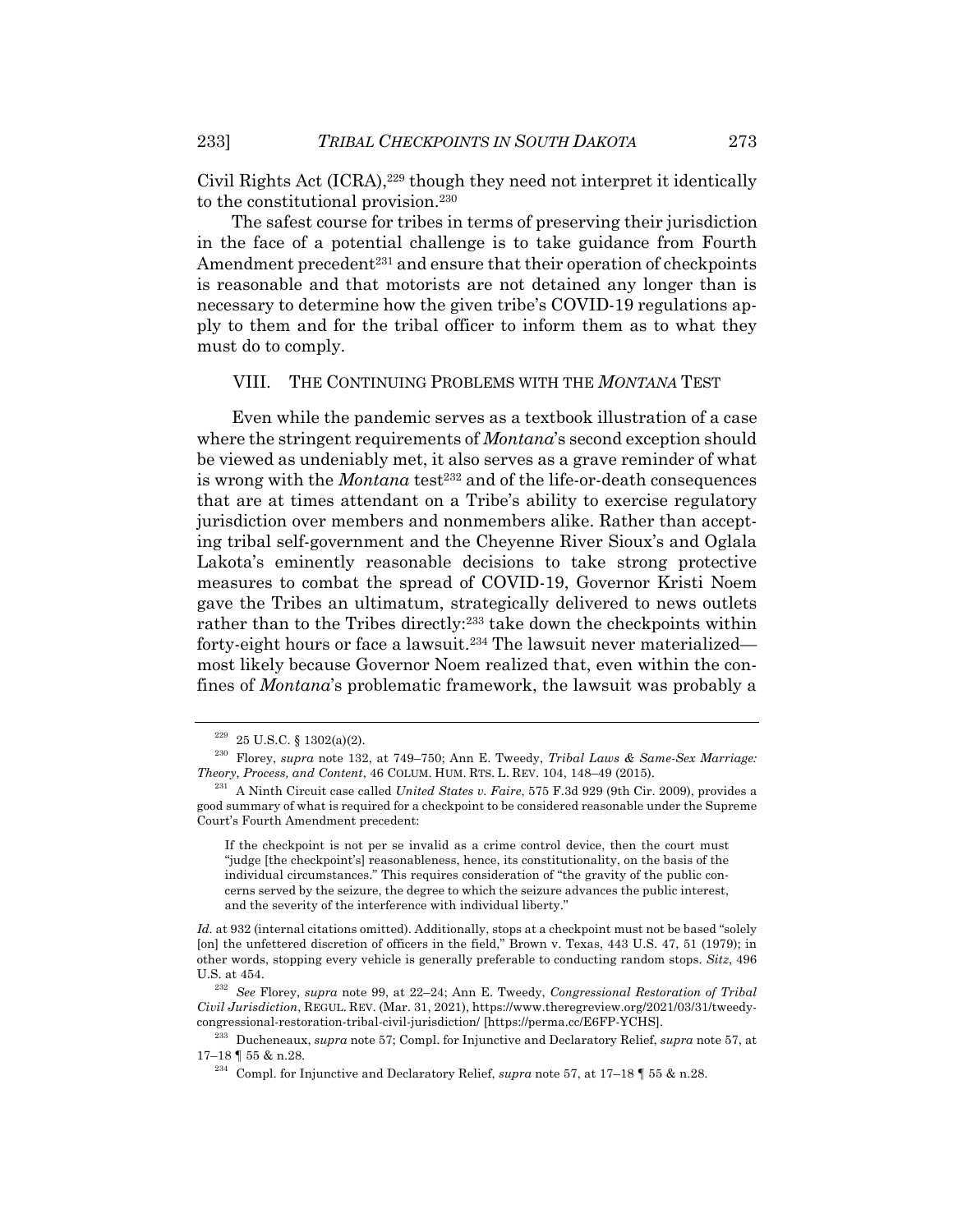Civil Rights Act (ICRA),[229] though they need not interpret it identically to the constitutional provision.[230]

The safest course for tribes in terms of preserving their jurisdiction in the face of a potential challenge is to take guidance from Fourth Amendment precedent[231] and ensure that their operation of checkpoints is reasonable and that motorists are not detained any longer than is necessary to determine how the given tribe's COVID-19 regulations apply to them and for the tribal officer to inform them as to what they must do to comply.

## VIII. THE CONTINUING PROBLEMS WITH THE *MONTANA* TEST

Even while the pandemic serves as a textbook illustration of a case where the stringent requirements of *Montana*'s second exception should be viewed as undeniably met, it also serves as a grave reminder of what is wrong with the *Montana* test[232] and of the life-or-death consequences that are at times attendant on a Tribe's ability to exercise regulatory jurisdiction over members and nonmembers alike. Rather than accepting tribal self-government and the Cheyenne River Sioux's and Oglala Lakota's eminently reasonable decisions to take strong protective measures to combat the spread of COVID-19, Governor Kristi Noem gave the Tribes an ultimatum, strategically delivered to news outlets rather than to the Tribes directly:[233] take down the checkpoints within forty-eight hours or face a lawsuit.[234] The lawsuit never materialized—most likely because Governor Noem realized that, even within the confines of *Montana*'s problematic framework, the lawsuit was probably a

---

[229] 25 U.S.C. § 1302(a)(2).

[230] Florey, *supra* note 132, at 749–750; Ann E. Tweedy, *Tribal Laws & Same-Sex Marriage: Theory, Process, and Content*, 46 COLUM. HUM. RTS. L. REV. 104, 148–49 (2015).

[231] A Ninth Circuit case called *United States v. Faire*, 575 F.3d 929 (9th Cir. 2009), provides a good summary of what is required for a checkpoint to be considered reasonable under the Supreme Court's Fourth Amendment precedent:

> If the checkpoint is not per se invalid as a crime control device, then the court must "judge [the checkpoint's] reasonableness, hence, its constitutionality, on the basis of the individual circumstances." This requires consideration of "the gravity of the public concerns served by the seizure, the degree to which the seizure advances the public interest, and the severity of the interference with individual liberty."

*Id.* at 932 (internal citations omitted). Additionally, stops at a checkpoint must not be based "solely [on] the unfettered discretion of officers in the field," Brown v. Texas, 443 U.S. 47, 51 (1979); in other words, stopping every vehicle is generally preferable to conducting random stops. *Sitz*, 496 U.S. at 454.

[232] *See* Florey, *supra* note 99, at 22–24; Ann E. Tweedy, *Congressional Restoration of Tribal Civil Jurisdiction*, REGUL. REV. (Mar. 31, 2021), https://www.theregreview.org/2021/03/31/tweedy-congressional-restoration-tribal-civil-jurisdiction/ [https://perma.cc/E6FP-YCHS].

[233] Ducheneaux, *supra* note 57; Compl. for Injunctive and Declaratory Relief, *supra* note 57, at 17–18 ¶ 55 & n.28.

[234] Compl. for Injunctive and Declaratory Relief, *supra* note 57, at 17–18 ¶ 55 & n.28.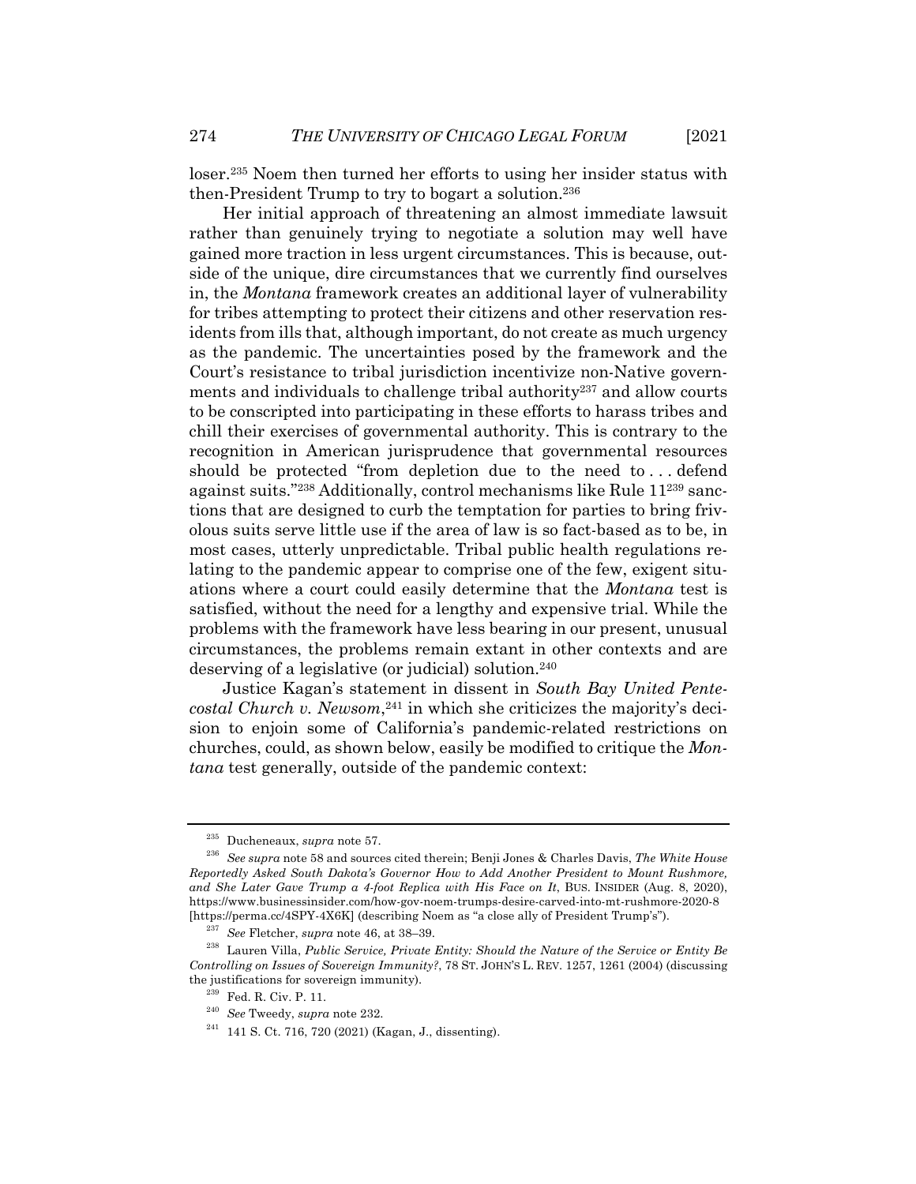loser.[235] Noem then turned her efforts to using her insider status with then-President Trump to try to bogart a solution.[236]

Her initial approach of threatening an almost immediate lawsuit rather than genuinely trying to negotiate a solution may well have gained more traction in less urgent circumstances. This is because, outside of the unique, dire circumstances that we currently find ourselves in, the *Montana* framework creates an additional layer of vulnerability for tribes attempting to protect their citizens and other reservation residents from ills that, although important, do not create as much urgency as the pandemic. The uncertainties posed by the framework and the Court's resistance to tribal jurisdiction incentivize non-Native governments and individuals to challenge tribal authority[237] and allow courts to be conscripted into participating in these efforts to harass tribes and chill their exercises of governmental authority. This is contrary to the recognition in American jurisprudence that governmental resources should be protected "from depletion due to the need to . . . defend against suits."[238] Additionally, control mechanisms like Rule 11[239] sanctions that are designed to curb the temptation for parties to bring frivolous suits serve little use if the area of law is so fact-based as to be, in most cases, utterly unpredictable. Tribal public health regulations relating to the pandemic appear to comprise one of the few, exigent situations where a court could easily determine that the *Montana* test is satisfied, without the need for a lengthy and expensive trial. While the problems with the framework have less bearing in our present, unusual circumstances, the problems remain extant in other contexts and are deserving of a legislative (or judicial) solution.[240]

Justice Kagan's statement in dissent in *South Bay United Pentecostal Church v. Newsom*,[241] in which she criticizes the majority's decision to enjoin some of California's pandemic-related restrictions on churches, could, as shown below, easily be modified to critique the *Montana* test generally, outside of the pandemic context:

---

[235] Ducheneaux, *supra* note 57.

[236] *See supra* note 58 and sources cited therein; Benji Jones & Charles Davis, *The White House Reportedly Asked South Dakota's Governor How to Add Another President to Mount Rushmore, and She Later Gave Trump a 4-foot Replica with His Face on It*, BUS. INSIDER (Aug. 8, 2020), https://www.businessinsider.com/how-gov-noem-trumps-desire-carved-into-mt-rushmore-2020-8 [https://perma.cc/4SPY-4X6K] (describing Noem as "a close ally of President Trump's").

[237] *See* Fletcher, *supra* note 46, at 38–39.

[238] Lauren Villa, *Public Service, Private Entity: Should the Nature of the Service or Entity Be Controlling on Issues of Sovereign Immunity?*, 78 ST. JOHN'S L. REV. 1257, 1261 (2004) (discussing the justifications for sovereign immunity).

[239] Fed. R. Civ. P. 11.

[240] *See* Tweedy, *supra* note 232.

[241] 141 S. Ct. 716, 720 (2021) (Kagan, J., dissenting).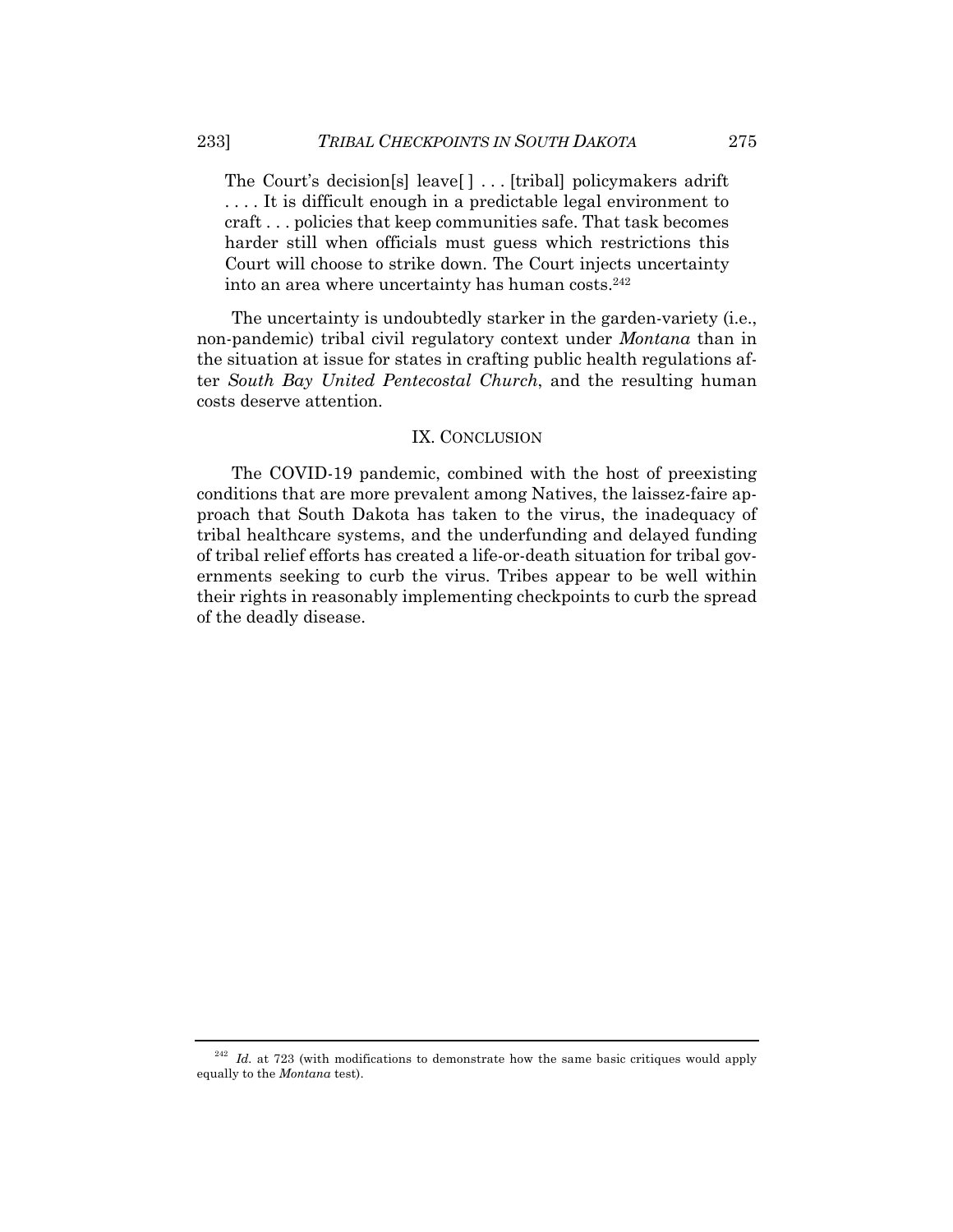> The Court's decision[s] leave[ ] . . . [tribal] policymakers adrift . . . . It is difficult enough in a predictable legal environment to craft . . . policies that keep communities safe. That task becomes harder still when officials must guess which restrictions this Court will choose to strike down. The Court injects uncertainty into an area where uncertainty has human costs.[242]

The uncertainty is undoubtedly starker in the garden-variety (i.e., non-pandemic) tribal civil regulatory context under *Montana* than in the situation at issue for states in crafting public health regulations after *South Bay United Pentecostal Church*, and the resulting human costs deserve attention.

## IX. CONCLUSION

The COVID-19 pandemic, combined with the host of preexisting conditions that are more prevalent among Natives, the laissez-faire approach that South Dakota has taken to the virus, the inadequacy of tribal healthcare systems, and the underfunding and delayed funding of tribal relief efforts has created a life-or-death situation for tribal governments seeking to curb the virus. Tribes appear to be well within their rights in reasonably implementing checkpoints to curb the spread of the deadly disease.

---

[242] *Id.* at 723 (with modifications to demonstrate how the same basic critiques would apply equally to the *Montana* test).